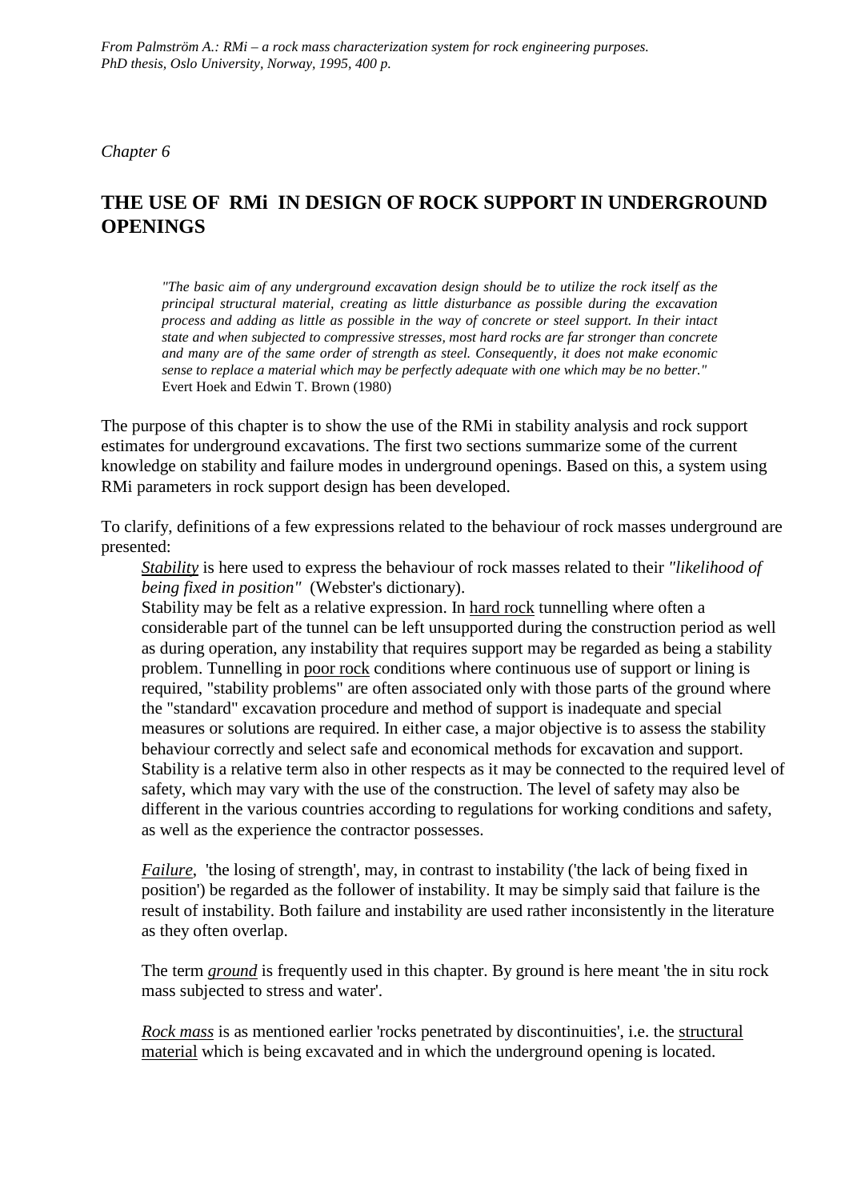*From Palmström A.: RMi – a rock mass characterization system for rock engineering purposes. PhD thesis, Oslo University, Norway, 1995, 400 p.*

*Chapter 6*

# THE USE OF RMi IN DESIGN OF ROCK SUPPORT IN UNDERGROUND OPENINGS

> *"The basic aim of any underground excavation design should be to utilize the rock itself as the principal structural material, creating as little disturbance as possible during the excavation process and adding as little as possible in the way of concrete or steel support. In their intact state and when subjected to compressive stresses, most hard rocks are far stronger than concrete and many are of the same order of strength as steel. Consequently, it does not make economic sense to replace a material which may be perfectly adequate with one which may be no better."*
> Evert Hoek and Edwin T. Brown (1980)

The purpose of this chapter is to show the use of the RMi in stability analysis and rock support estimates for underground excavations. The first two sections summarize some of the current knowledge on stability and failure modes in underground openings. Based on this, a system using RMi parameters in rock support design has been developed.

To clarify, definitions of a few expressions related to the behaviour of rock masses underground are presented:

*Stability* is here used to express the behaviour of rock masses related to their *"likelihood of being fixed in position"* (Webster's dictionary).
Stability may be felt as a relative expression. In hard rock tunnelling where often a considerable part of the tunnel can be left unsupported during the construction period as well as during operation, any instability that requires support may be regarded as being a stability problem. Tunnelling in poor rock conditions where continuous use of support or lining is required, "stability problems" are often associated only with those parts of the ground where the "standard" excavation procedure and method of support is inadequate and special measures or solutions are required. In either case, a major objective is to assess the stability behaviour correctly and select safe and economical methods for excavation and support. Stability is a relative term also in other respects as it may be connected to the required level of safety, which may vary with the use of the construction. The level of safety may also be different in the various countries according to regulations for working conditions and safety, as well as the experience the contractor possesses.

*Failure*, 'the losing of strength', may, in contrast to instability ('the lack of being fixed in position') be regarded as the follower of instability. It may be simply said that failure is the result of instability. Both failure and instability are used rather inconsistently in the literature as they often overlap.

The term *ground* is frequently used in this chapter. By ground is here meant 'the in situ rock mass subjected to stress and water'.

*Rock mass* is as mentioned earlier 'rocks penetrated by discontinuities', i.e. the structural material which is being excavated and in which the underground opening is located.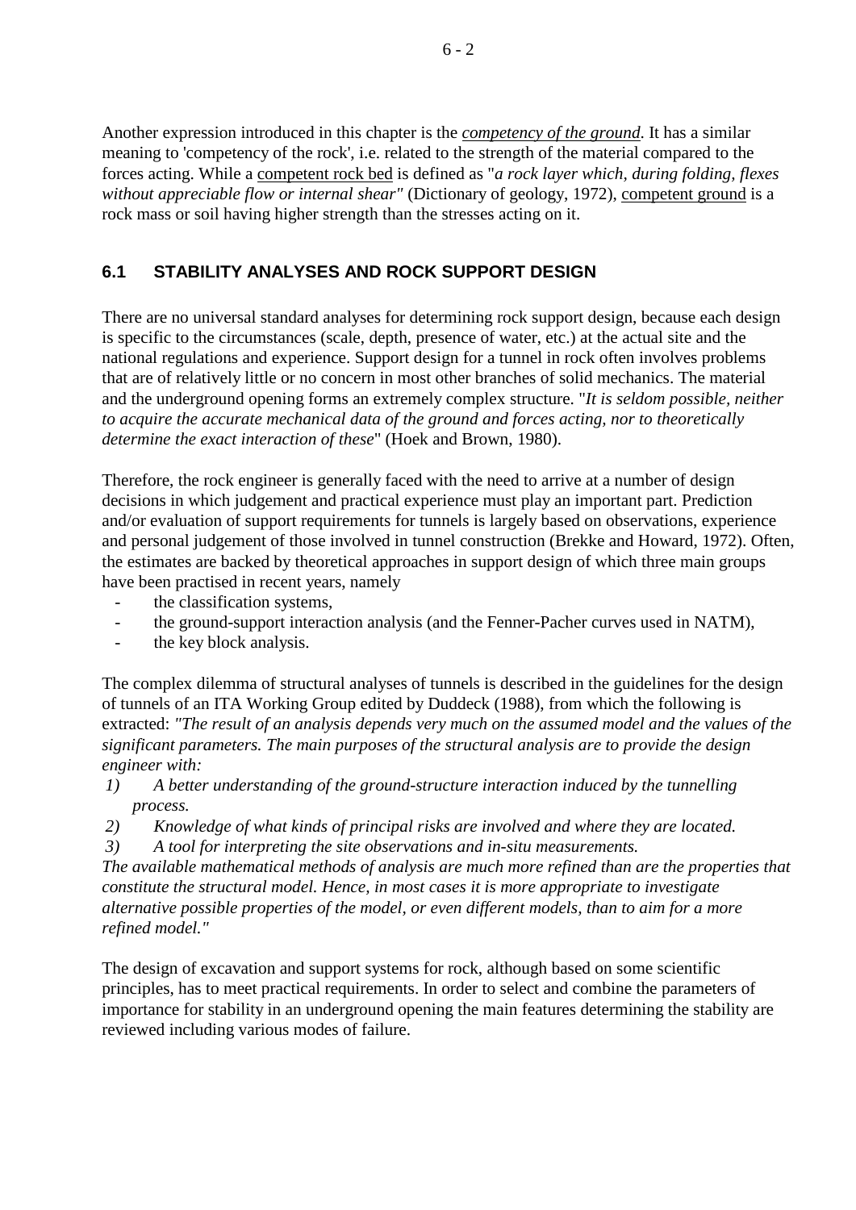Another expression introduced in this chapter is the *competency of the ground.* It has a similar meaning to 'competency of the rock', i.e. related to the strength of the material compared to the forces acting. While a competent rock bed is defined as "*a rock layer which, during folding, flexes without appreciable flow or internal shear"* (Dictionary of geology, 1972), competent ground is a rock mass or soil having higher strength than the stresses acting on it.

## 6.1 STABILITY ANALYSES AND ROCK SUPPORT DESIGN

There are no universal standard analyses for determining rock support design, because each design is specific to the circumstances (scale, depth, presence of water, etc.) at the actual site and the national regulations and experience. Support design for a tunnel in rock often involves problems that are of relatively little or no concern in most other branches of solid mechanics. The material and the underground opening forms an extremely complex structure. "*It is seldom possible, neither to acquire the accurate mechanical data of the ground and forces acting, nor to theoretically determine the exact interaction of these*" (Hoek and Brown, 1980).

Therefore, the rock engineer is generally faced with the need to arrive at a number of design decisions in which judgement and practical experience must play an important part. Prediction and/or evaluation of support requirements for tunnels is largely based on observations, experience and personal judgement of those involved in tunnel construction (Brekke and Howard, 1972). Often, the estimates are backed by theoretical approaches in support design of which three main groups have been practised in recent years, namely

- the classification systems,
- the ground-support interaction analysis (and the Fenner-Pacher curves used in NATM),
- the key block analysis.

The complex dilemma of structural analyses of tunnels is described in the guidelines for the design of tunnels of an ITA Working Group edited by Duddeck (1988), from which the following is extracted: *"The result of an analysis depends very much on the assumed model and the values of the significant parameters. The main purposes of the structural analysis are to provide the design engineer with:*

1) *A better understanding of the ground-structure interaction induced by the tunnelling process.*
2) *Knowledge of what kinds of principal risks are involved and where they are located.*
3) *A tool for interpreting the site observations and in-situ measurements.*

*The available mathematical methods of analysis are much more refined than are the properties that constitute the structural model. Hence, in most cases it is more appropriate to investigate alternative possible properties of the model, or even different models, than to aim for a more refined model."*

The design of excavation and support systems for rock, although based on some scientific principles, has to meet practical requirements. In order to select and combine the parameters of importance for stability in an underground opening the main features determining the stability are reviewed including various modes of failure.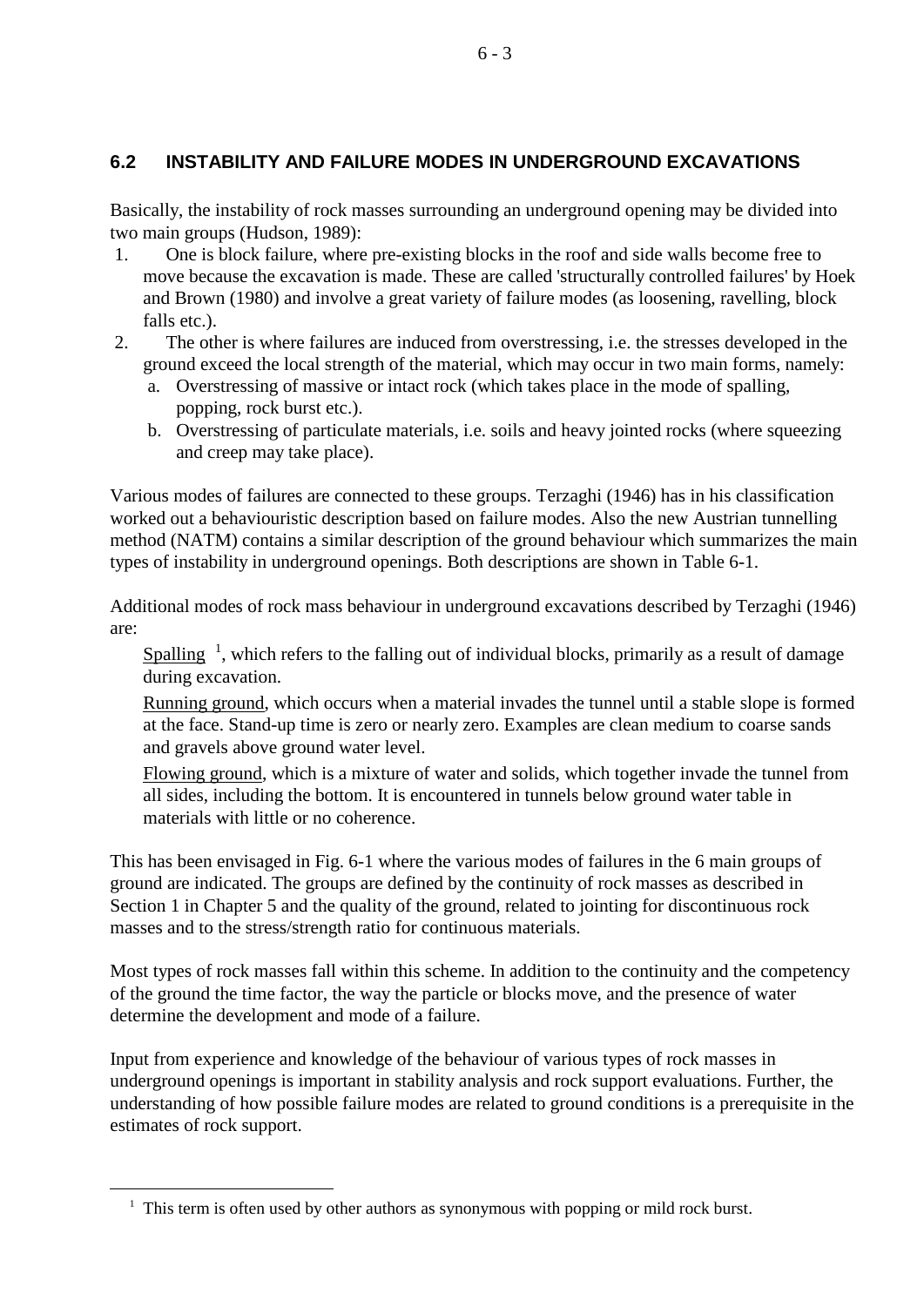## 6.2 INSTABILITY AND FAILURE MODES IN UNDERGROUND EXCAVATIONS

Basically, the instability of rock masses surrounding an underground opening may be divided into two main groups (Hudson, 1989):

1. One is block failure, where pre-existing blocks in the roof and side walls become free to move because the excavation is made. These are called 'structurally controlled failures' by Hoek and Brown (1980) and involve a great variety of failure modes (as loosening, ravelling, block falls etc.).
2. The other is where failures are induced from overstressing, i.e. the stresses developed in the ground exceed the local strength of the material, which may occur in two main forms, namely:
   a. Overstressing of massive or intact rock (which takes place in the mode of spalling, popping, rock burst etc.).
   b. Overstressing of particulate materials, i.e. soils and heavy jointed rocks (where squeezing and creep may take place).

Various modes of failures are connected to these groups. Terzaghi (1946) has in his classification worked out a behaviouristic description based on failure modes. Also the new Austrian tunnelling method (NATM) contains a similar description of the ground behaviour which summarizes the main types of instability in underground openings. Both descriptions are shown in Table 6-1.

Additional modes of rock mass behaviour in underground excavations described by Terzaghi (1946) are:

<u>Spalling</u> [1], which refers to the falling out of individual blocks, primarily as a result of damage during excavation.

<u>Running ground</u>, which occurs when a material invades the tunnel until a stable slope is formed at the face. Stand-up time is zero or nearly zero. Examples are clean medium to coarse sands and gravels above ground water level.

<u>Flowing ground</u>, which is a mixture of water and solids, which together invade the tunnel from all sides, including the bottom. It is encountered in tunnels below ground water table in materials with little or no coherence.

This has been envisaged in Fig. 6-1 where the various modes of failures in the 6 main groups of ground are indicated. The groups are defined by the continuity of rock masses as described in Section 1 in Chapter 5 and the quality of the ground, related to jointing for discontinuous rock masses and to the stress/strength ratio for continuous materials.

Most types of rock masses fall within this scheme. In addition to the continuity and the competency of the ground the time factor, the way the particle or blocks move, and the presence of water determine the development and mode of a failure.

Input from experience and knowledge of the behaviour of various types of rock masses in underground openings is important in stability analysis and rock support evaluations. Further, the understanding of how possible failure modes are related to ground conditions is a prerequisite in the estimates of rock support.

---

[1] This term is often used by other authors as synonymous with popping or mild rock burst.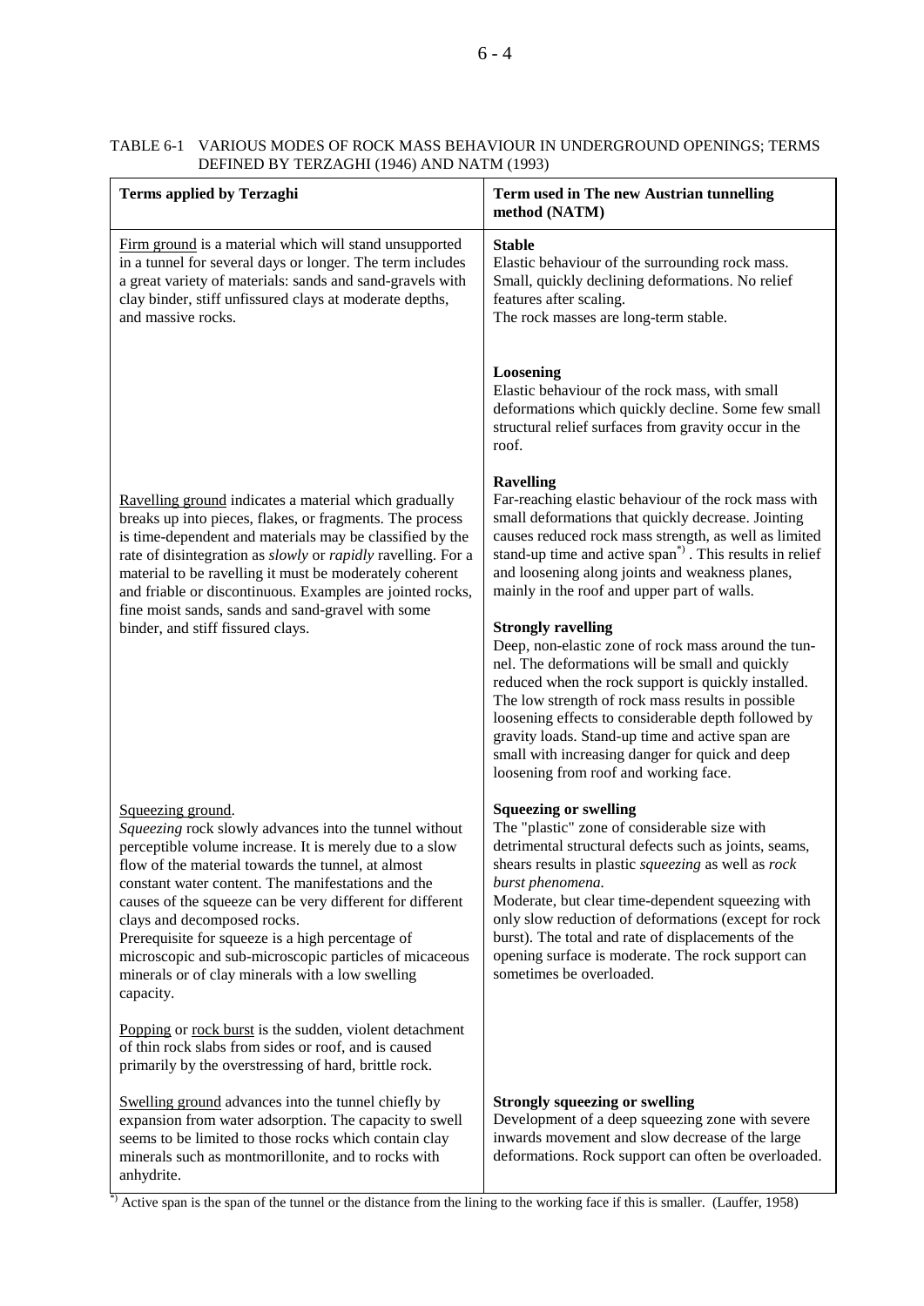TABLE 6-1 VARIOUS MODES OF ROCK MASS BEHAVIOUR IN UNDERGROUND OPENINGS; TERMS DEFINED BY TERZAGHI (1946) AND NATM (1993)

| Terms applied by Terzaghi | Term used in The new Austrian tunnelling method (NATM) |
|---|---|
| Firm ground is a material which will stand unsupported in a tunnel for several days or longer. The term includes a great variety of materials: sands and sand-gravels with clay binder, stiff unfissured clays at moderate depths, and massive rocks. | **Stable**<br>Elastic behaviour of the surrounding rock mass. Small, quickly declining deformations. No relief features after scaling.<br>The rock masses are long-term stable. |
| | **Loosening**<br>Elastic behaviour of the rock mass, with small deformations which quickly decline. Some few small structural relief surfaces from gravity occur in the roof. |
| Ravelling ground indicates a material which gradually breaks up into pieces, flakes, or fragments. The process is time-dependent and materials may be classified by the rate of disintegration as *slowly* or *rapidly* ravelling. For a material to be ravelling it must be moderately coherent and friable or discontinuous. Examples are jointed rocks, fine moist sands, sands and sand-gravel with some binder, and stiff fissured clays. | **Ravelling**<br>Far-reaching elastic behaviour of the rock mass with small deformations that quickly decrease. Jointing causes reduced rock mass strength, as well as limited stand-up time and active span*) . This results in relief and loosening along joints and weakness planes, mainly in the roof and upper part of walls.<br><br>**Strongly ravelling**<br>Deep, non-elastic zone of rock mass around the tunnel. The deformations will be small and quickly reduced when the rock support is quickly installed. The low strength of rock mass results in possible loosening effects to considerable depth followed by gravity loads. Stand-up time and active span are small with increasing danger for quick and deep loosening from roof and working face. |
| Squeezing ground.<br>*Squeezing* rock slowly advances into the tunnel without perceptible volume increase. It is merely due to a slow flow of the material towards the tunnel, at almost constant water content. The manifestations and the causes of the squeeze can be very different for different clays and decomposed rocks.<br>Prerequisite for squeeze is a high percentage of microscopic and sub-microscopic particles of micaceous minerals or of clay minerals with a low swelling capacity.<br><br>Popping or rock burst is the sudden, violent detachment of thin rock slabs from sides or roof, and is caused primarily by the overstressing of hard, brittle rock. | **Squeezing or swelling**<br>The "plastic" zone of considerable size with detrimental structural defects such as joints, seams, shears results in plastic *squeezing* as well as *rock burst phenomena.*<br>Moderate, but clear time-dependent squeezing with only slow reduction of deformations (except for rock burst). The total and rate of displacements of the opening surface is moderate. The rock support can sometimes be overloaded. |
| Swelling ground advances into the tunnel chiefly by expansion from water adsorption. The capacity to swell seems to be limited to those rocks which contain clay minerals such as montmorillonite, and to rocks with anhydrite. | **Strongly squeezing or swelling**<br>Development of a deep squeezing zone with severe inwards movement and slow decrease of the large deformations. Rock support can often be overloaded. |

*) Active span is the span of the tunnel or the distance from the lining to the working face if this is smaller. (Lauffer, 1958)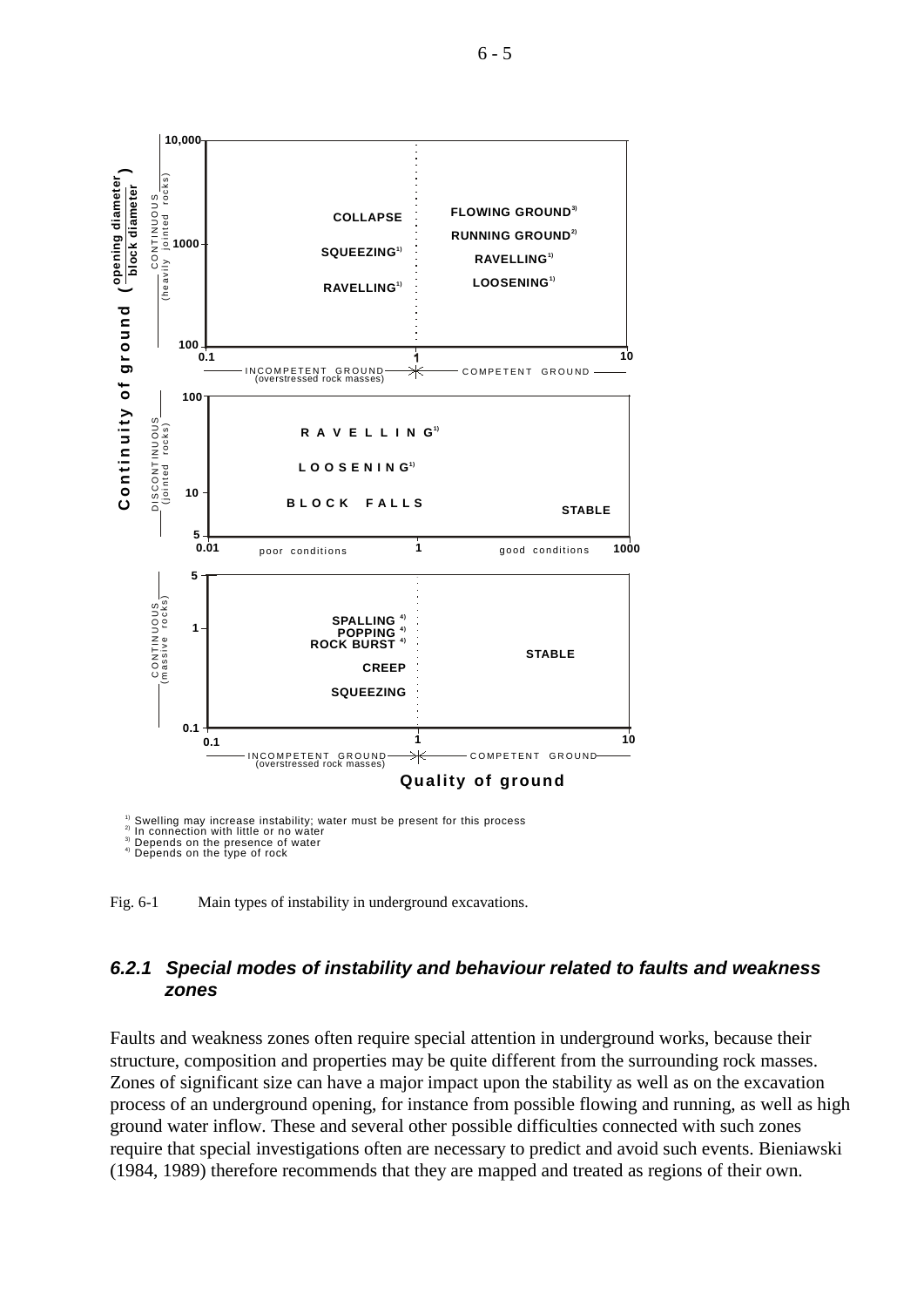[1] Swelling may increase instability; water must be present for this process
[2] In connection with little or no water
[3] Depends on the presence of water
[4] Depends on the type of rock

Fig. 6-1 Main types of instability in underground excavations.

### *6.2.1 Special modes of instability and behaviour related to faults and weakness zones*

Faults and weakness zones often require special attention in underground works, because their structure, composition and properties may be quite different from the surrounding rock masses. Zones of significant size can have a major impact upon the stability as well as on the excavation process of an underground opening, for instance from possible flowing and running, as well as high ground water inflow. These and several other possible difficulties connected with such zones require that special investigations often are necessary to predict and avoid such events. Bieniawski (1984, 1989) therefore recommends that they are mapped and treated as regions of their own.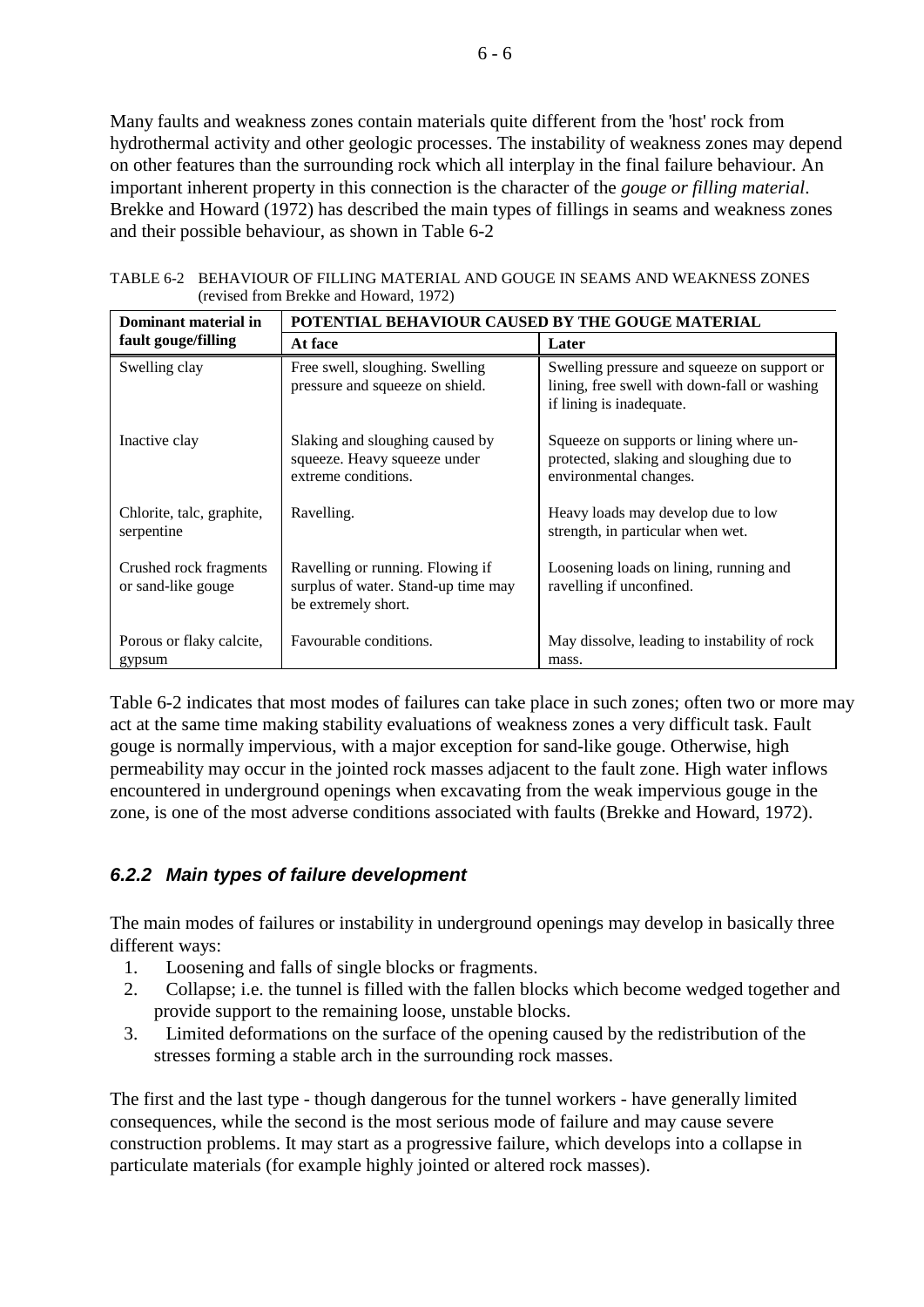Many faults and weakness zones contain materials quite different from the 'host' rock from hydrothermal activity and other geologic processes. The instability of weakness zones may depend on other features than the surrounding rock which all interplay in the final failure behaviour. An important inherent property in this connection is the character of the *gouge or filling material*. Brekke and Howard (1972) has described the main types of fillings in seams and weakness zones and their possible behaviour, as shown in Table 6-2

TABLE 6-2 BEHAVIOUR OF FILLING MATERIAL AND GOUGE IN SEAMS AND WEAKNESS ZONES (revised from Brekke and Howard, 1972)

| **Dominant material in fault gouge/filling** | **POTENTIAL BEHAVIOUR CAUSED BY THE GOUGE MATERIAL** | |
|---|---|---|
| | **At face** | **Later** |
| Swelling clay | Free swell, sloughing. Swelling pressure and squeeze on shield. | Swelling pressure and squeeze on support or lining, free swell with down-fall or washing if lining is inadequate. |
| Inactive clay | Slaking and sloughing caused by squeeze. Heavy squeeze under extreme conditions. | Squeeze on supports or lining where un-protected, slaking and sloughing due to environmental changes. |
| Chlorite, talc, graphite, serpentine | Ravelling. | Heavy loads may develop due to low strength, in particular when wet. |
| Crushed rock fragments or sand-like gouge | Ravelling or running. Flowing if surplus of water. Stand-up time may be extremely short. | Loosening loads on lining, running and ravelling if unconfined. |
| Porous or flaky calcite, gypsum | Favourable conditions. | May dissolve, leading to instability of rock mass. |

Table 6-2 indicates that most modes of failures can take place in such zones; often two or more may act at the same time making stability evaluations of weakness zones a very difficult task. Fault gouge is normally impervious, with a major exception for sand-like gouge. Otherwise, high permeability may occur in the jointed rock masses adjacent to the fault zone. High water inflows encountered in underground openings when excavating from the weak impervious gouge in the zone, is one of the most adverse conditions associated with faults (Brekke and Howard, 1972).

### *6.2.2 Main types of failure development*

The main modes of failures or instability in underground openings may develop in basically three different ways:

1. Loosening and falls of single blocks or fragments.
2. Collapse; i.e. the tunnel is filled with the fallen blocks which become wedged together and provide support to the remaining loose, unstable blocks.
3. Limited deformations on the surface of the opening caused by the redistribution of the stresses forming a stable arch in the surrounding rock masses.

The first and the last type - though dangerous for the tunnel workers - have generally limited consequences, while the second is the most serious mode of failure and may cause severe construction problems. It may start as a progressive failure, which develops into a collapse in particulate materials (for example highly jointed or altered rock masses).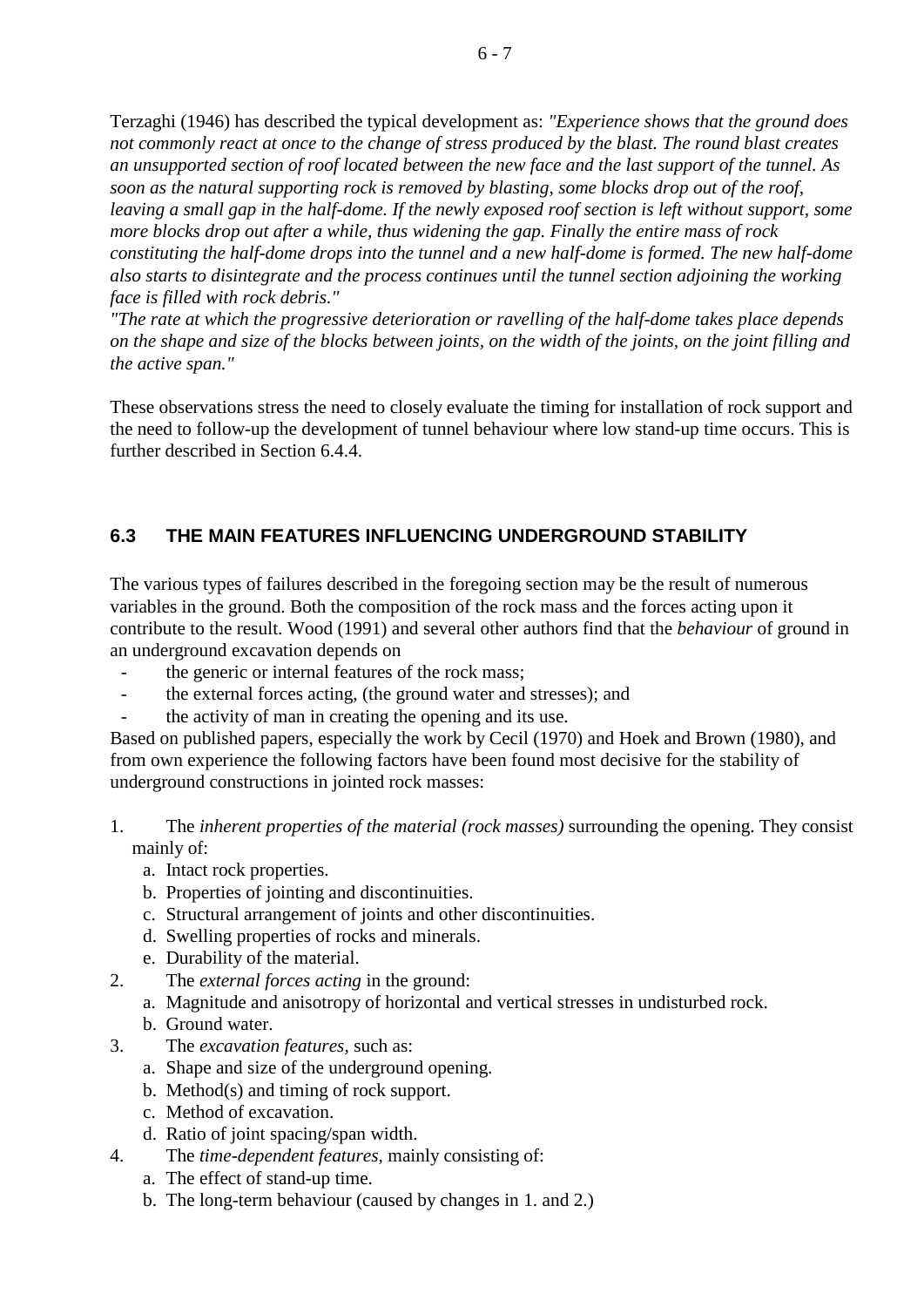Terzaghi (1946) has described the typical development as: *"Experience shows that the ground does not commonly react at once to the change of stress produced by the blast. The round blast creates an unsupported section of roof located between the new face and the last support of the tunnel. As soon as the natural supporting rock is removed by blasting, some blocks drop out of the roof, leaving a small gap in the half-dome. If the newly exposed roof section is left without support, some more blocks drop out after a while, thus widening the gap. Finally the entire mass of rock constituting the half-dome drops into the tunnel and a new half-dome is formed. The new half-dome also starts to disintegrate and the process continues until the tunnel section adjoining the working face is filled with rock debris."*
*"The rate at which the progressive deterioration or ravelling of the half-dome takes place depends on the shape and size of the blocks between joints, on the width of the joints, on the joint filling and the active span."*

These observations stress the need to closely evaluate the timing for installation of rock support and the need to follow-up the development of tunnel behaviour where low stand-up time occurs. This is further described in Section 6.4.4.

## 6.3 THE MAIN FEATURES INFLUENCING UNDERGROUND STABILITY

The various types of failures described in the foregoing section may be the result of numerous variables in the ground. Both the composition of the rock mass and the forces acting upon it contribute to the result. Wood (1991) and several other authors find that the *behaviour* of ground in an underground excavation depends on

- the generic or internal features of the rock mass;
- the external forces acting, (the ground water and stresses); and
- the activity of man in creating the opening and its use.

Based on published papers, especially the work by Cecil (1970) and Hoek and Brown (1980), and from own experience the following factors have been found most decisive for the stability of underground constructions in jointed rock masses:

1. The *inherent properties of the material (rock masses)* surrounding the opening. They consist mainly of:
   a. Intact rock properties.
   b. Properties of jointing and discontinuities.
   c. Structural arrangement of joints and other discontinuities.
   d. Swelling properties of rocks and minerals.
   e. Durability of the material.
2. The *external forces acting* in the ground:
   a. Magnitude and anisotropy of horizontal and vertical stresses in undisturbed rock.
   b. Ground water.
3. The *excavation features*, such as:
   a. Shape and size of the underground opening.
   b. Method(s) and timing of rock support.
   c. Method of excavation.
   d. Ratio of joint spacing/span width.
4. The *time-dependent features*, mainly consisting of:
   a. The effect of stand-up time.
   b. The long-term behaviour (caused by changes in 1. and 2.)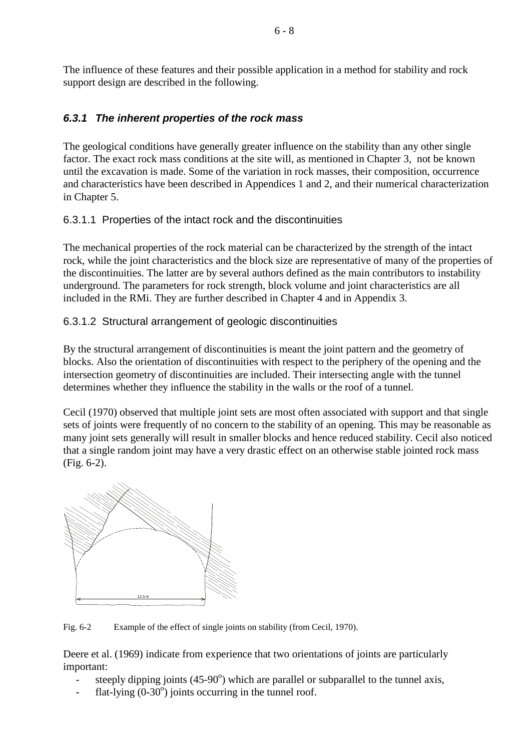The influence of these features and their possible application in a method for stability and rock support design are described in the following.

### *6.3.1 The inherent properties of the rock mass*

The geological conditions have generally greater influence on the stability than any other single factor. The exact rock mass conditions at the site will, as mentioned in Chapter 3, not be known until the excavation is made. Some of the variation in rock masses, their composition, occurrence and characteristics have been described in Appendices 1 and 2, and their numerical characterization in Chapter 5.

#### 6.3.1.1 Properties of the intact rock and the discontinuities

The mechanical properties of the rock material can be characterized by the strength of the intact rock, while the joint characteristics and the block size are representative of many of the properties of the discontinuities. The latter are by several authors defined as the main contributors to instability underground. The parameters for rock strength, block volume and joint characteristics are all included in the RMi. They are further described in Chapter 4 and in Appendix 3.

#### 6.3.1.2 Structural arrangement of geologic discontinuities

By the structural arrangement of discontinuities is meant the joint pattern and the geometry of blocks. Also the orientation of discontinuities with respect to the periphery of the opening and the intersection geometry of discontinuities are included. Their intersecting angle with the tunnel determines whether they influence the stability in the walls or the roof of a tunnel.

Cecil (1970) observed that multiple joint sets are most often associated with support and that single sets of joints were frequently of no concern to the stability of an opening. This may be reasonable as many joint sets generally will result in smaller blocks and hence reduced stability. Cecil also noticed that a single random joint may have a very drastic effect on an otherwise stable jointed rock mass (Fig. 6-2).

Fig. 6-2 Example of the effect of single joints on stability (from Cecil, 1970).

Deere et al. (1969) indicate from experience that two orientations of joints are particularly important:

- steeply dipping joints (45-90°) which are parallel or subparallel to the tunnel axis,
- flat-lying (0-30°) joints occurring in the tunnel roof.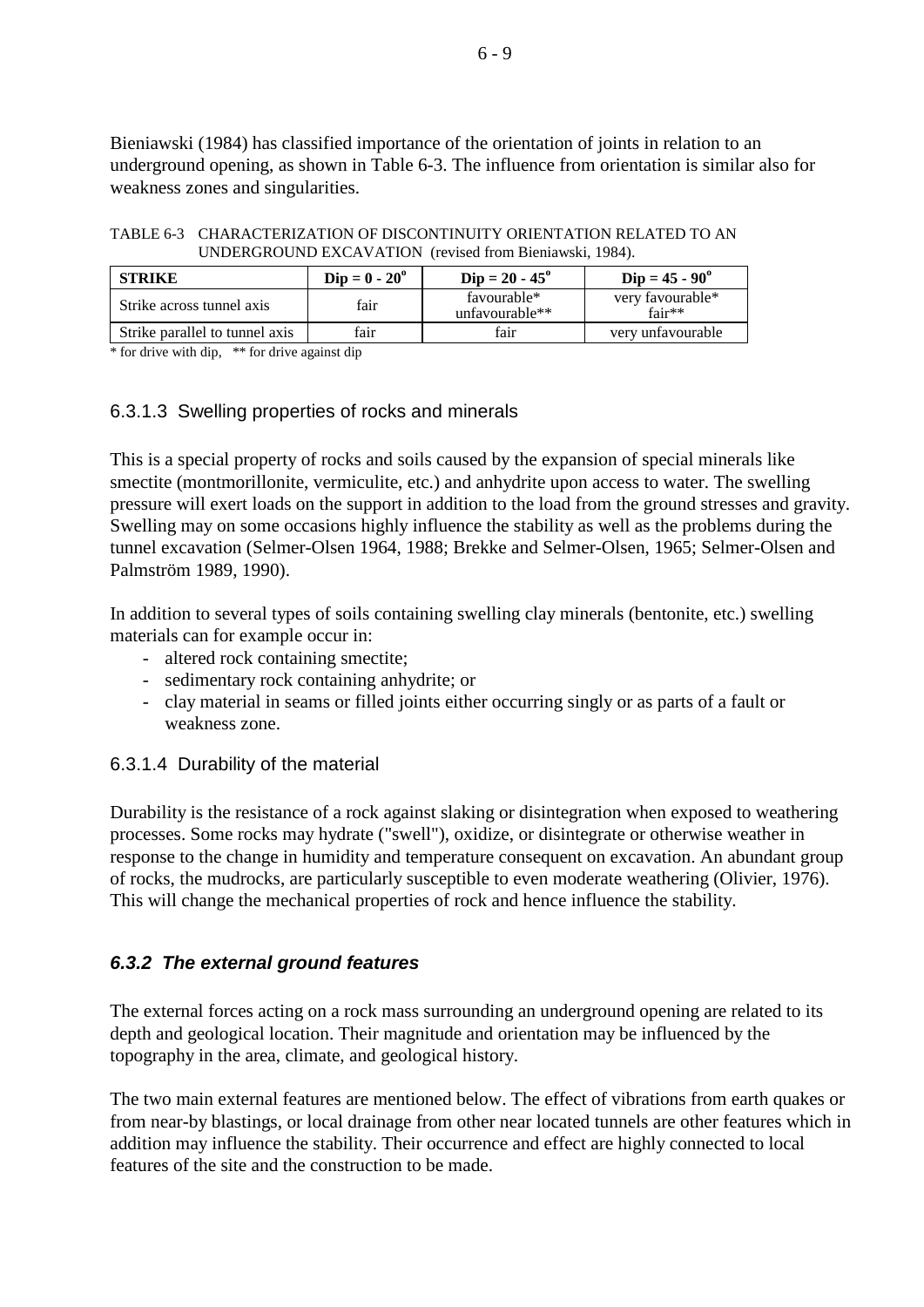Bieniawski (1984) has classified importance of the orientation of joints in relation to an underground opening, as shown in Table 6-3. The influence from orientation is similar also for weakness zones and singularities.

TABLE 6-3 CHARACTERIZATION OF DISCONTINUITY ORIENTATION RELATED TO AN UNDERGROUND EXCAVATION (revised from Bieniawski, 1984).

| STRIKE | Dip = 0 - 20° | Dip = 20 - 45° | Dip = 45 - 90° |
|---|---|---|---|
| Strike across tunnel axis | fair | favourable* unfavourable** | very favourable* fair** |
| Strike parallel to tunnel axis | fair | fair | very unfavourable |

* for drive with dip, ** for drive against dip

### 6.3.1.3 Swelling properties of rocks and minerals

This is a special property of rocks and soils caused by the expansion of special minerals like smectite (montmorillonite, vermiculite, etc.) and anhydrite upon access to water. The swelling pressure will exert loads on the support in addition to the load from the ground stresses and gravity. Swelling may on some occasions highly influence the stability as well as the problems during the tunnel excavation (Selmer-Olsen 1964, 1988; Brekke and Selmer-Olsen, 1965; Selmer-Olsen and Palmström 1989, 1990).

In addition to several types of soils containing swelling clay minerals (bentonite, etc.) swelling materials can for example occur in:

- altered rock containing smectite;
- sedimentary rock containing anhydrite; or
- clay material in seams or filled joints either occurring singly or as parts of a fault or weakness zone.

### 6.3.1.4 Durability of the material

Durability is the resistance of a rock against slaking or disintegration when exposed to weathering processes. Some rocks may hydrate ("swell"), oxidize, or disintegrate or otherwise weather in response to the change in humidity and temperature consequent on excavation. An abundant group of rocks, the mudrocks, are particularly susceptible to even moderate weathering (Olivier, 1976). This will change the mechanical properties of rock and hence influence the stability.

## *6.3.2 The external ground features*

The external forces acting on a rock mass surrounding an underground opening are related to its depth and geological location. Their magnitude and orientation may be influenced by the topography in the area, climate, and geological history.

The two main external features are mentioned below. The effect of vibrations from earth quakes or from near-by blastings, or local drainage from other near located tunnels are other features which in addition may influence the stability. Their occurrence and effect are highly connected to local features of the site and the construction to be made.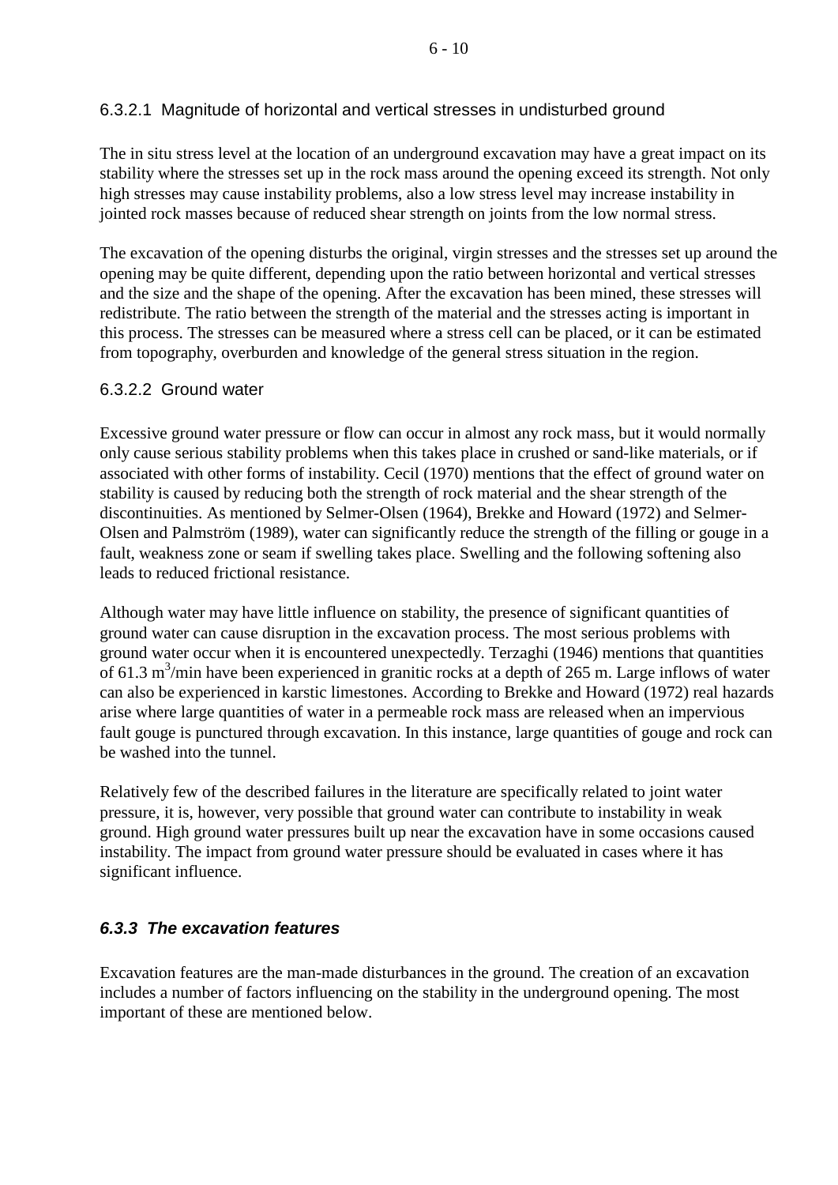#### 6.3.2.1 Magnitude of horizontal and vertical stresses in undisturbed ground

The in situ stress level at the location of an underground excavation may have a great impact on its stability where the stresses set up in the rock mass around the opening exceed its strength. Not only high stresses may cause instability problems, also a low stress level may increase instability in jointed rock masses because of reduced shear strength on joints from the low normal stress.

The excavation of the opening disturbs the original, virgin stresses and the stresses set up around the opening may be quite different, depending upon the ratio between horizontal and vertical stresses and the size and the shape of the opening. After the excavation has been mined, these stresses will redistribute. The ratio between the strength of the material and the stresses acting is important in this process. The stresses can be measured where a stress cell can be placed, or it can be estimated from topography, overburden and knowledge of the general stress situation in the region.

#### 6.3.2.2 Ground water

Excessive ground water pressure or flow can occur in almost any rock mass, but it would normally only cause serious stability problems when this takes place in crushed or sand-like materials, or if associated with other forms of instability. Cecil (1970) mentions that the effect of ground water on stability is caused by reducing both the strength of rock material and the shear strength of the discontinuities. As mentioned by Selmer-Olsen (1964), Brekke and Howard (1972) and Selmer-Olsen and Palmström (1989), water can significantly reduce the strength of the filling or gouge in a fault, weakness zone or seam if swelling takes place. Swelling and the following softening also leads to reduced frictional resistance.

Although water may have little influence on stability, the presence of significant quantities of ground water can cause disruption in the excavation process. The most serious problems with ground water occur when it is encountered unexpectedly. Terzaghi (1946) mentions that quantities of 61.3 $m^3$/min have been experienced in granitic rocks at a depth of 265 m. Large inflows of water can also be experienced in karstic limestones. According to Brekke and Howard (1972) real hazards arise where large quantities of water in a permeable rock mass are released when an impervious fault gouge is punctured through excavation. In this instance, large quantities of gouge and rock can be washed into the tunnel.

Relatively few of the described failures in the literature are specifically related to joint water pressure, it is, however, very possible that ground water can contribute to instability in weak ground. High ground water pressures built up near the excavation have in some occasions caused instability. The impact from ground water pressure should be evaluated in cases where it has significant influence.

### *6.3.3 The excavation features*

Excavation features are the man-made disturbances in the ground. The creation of an excavation includes a number of factors influencing on the stability in the underground opening. The most important of these are mentioned below.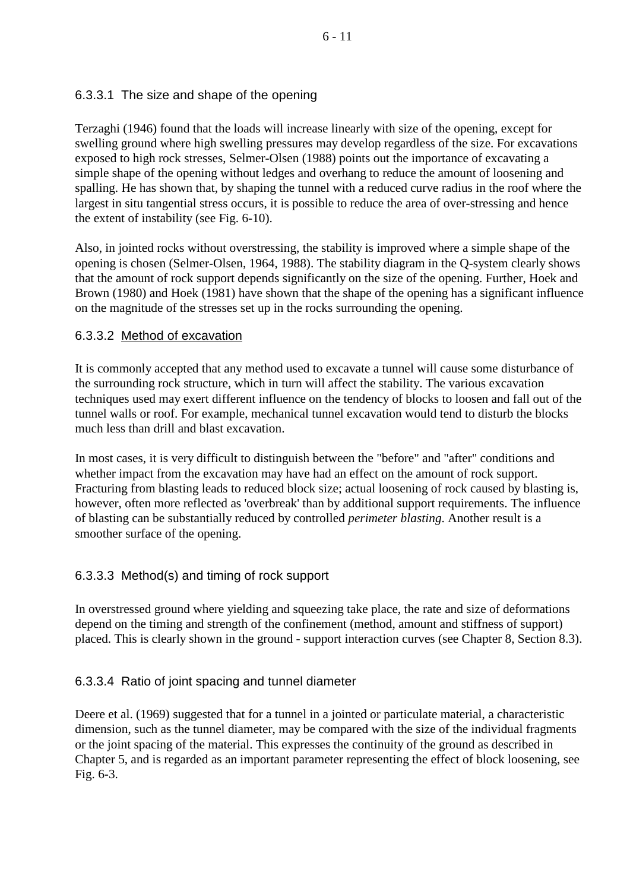#### 6.3.3.1 The size and shape of the opening

Terzaghi (1946) found that the loads will increase linearly with size of the opening, except for swelling ground where high swelling pressures may develop regardless of the size. For excavations exposed to high rock stresses, Selmer-Olsen (1988) points out the importance of excavating a simple shape of the opening without ledges and overhang to reduce the amount of loosening and spalling. He has shown that, by shaping the tunnel with a reduced curve radius in the roof where the largest in situ tangential stress occurs, it is possible to reduce the area of over-stressing and hence the extent of instability (see Fig. 6-10).

Also, in jointed rocks without overstressing, the stability is improved where a simple shape of the opening is chosen (Selmer-Olsen, 1964, 1988). The stability diagram in the Q-system clearly shows that the amount of rock support depends significantly on the size of the opening. Further, Hoek and Brown (1980) and Hoek (1981) have shown that the shape of the opening has a significant influence on the magnitude of the stresses set up in the rocks surrounding the opening.

#### 6.3.3.2 Method of excavation

It is commonly accepted that any method used to excavate a tunnel will cause some disturbance of the surrounding rock structure, which in turn will affect the stability. The various excavation techniques used may exert different influence on the tendency of blocks to loosen and fall out of the tunnel walls or roof. For example, mechanical tunnel excavation would tend to disturb the blocks much less than drill and blast excavation.

In most cases, it is very difficult to distinguish between the "before" and "after" conditions and whether impact from the excavation may have had an effect on the amount of rock support. Fracturing from blasting leads to reduced block size; actual loosening of rock caused by blasting is, however, often more reflected as 'overbreak' than by additional support requirements. The influence of blasting can be substantially reduced by controlled *perimeter blasting.* Another result is a smoother surface of the opening.

#### 6.3.3.3 Method(s) and timing of rock support

In overstressed ground where yielding and squeezing take place, the rate and size of deformations depend on the timing and strength of the confinement (method, amount and stiffness of support) placed. This is clearly shown in the ground - support interaction curves (see Chapter 8, Section 8.3).

#### 6.3.3.4 Ratio of joint spacing and tunnel diameter

Deere et al. (1969) suggested that for a tunnel in a jointed or particulate material, a characteristic dimension, such as the tunnel diameter, may be compared with the size of the individual fragments or the joint spacing of the material. This expresses the continuity of the ground as described in Chapter 5, and is regarded as an important parameter representing the effect of block loosening, see Fig. 6-3.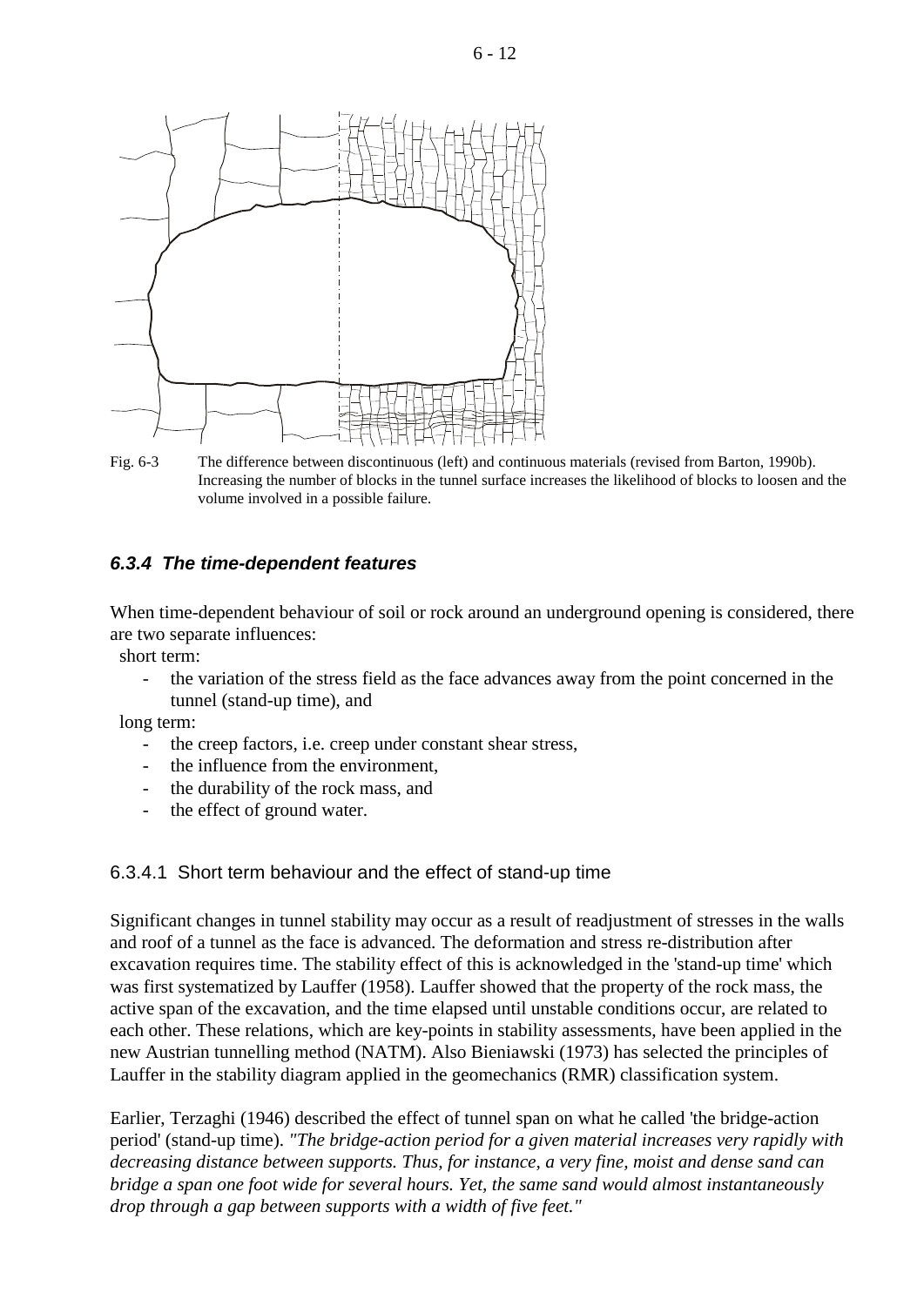Fig. 6-3 The difference between discontinuous (left) and continuous materials (revised from Barton, 1990b). Increasing the number of blocks in the tunnel surface increases the likelihood of blocks to loosen and the volume involved in a possible failure.

### *6.3.4 The time-dependent features*

When time-dependent behaviour of soil or rock around an underground opening is considered, there are two separate influences:

short term:

- the variation of the stress field as the face advances away from the point concerned in the tunnel (stand-up time), and

long term:

- the creep factors, i.e. creep under constant shear stress,
- the influence from the environment,
- the durability of the rock mass, and
- the effect of ground water.

#### 6.3.4.1 Short term behaviour and the effect of stand-up time

Significant changes in tunnel stability may occur as a result of readjustment of stresses in the walls and roof of a tunnel as the face is advanced. The deformation and stress re-distribution after excavation requires time. The stability effect of this is acknowledged in the 'stand-up time' which was first systematized by Lauffer (1958). Lauffer showed that the property of the rock mass, the active span of the excavation, and the time elapsed until unstable conditions occur, are related to each other. These relations, which are key-points in stability assessments, have been applied in the new Austrian tunnelling method (NATM). Also Bieniawski (1973) has selected the principles of Lauffer in the stability diagram applied in the geomechanics (RMR) classification system.

Earlier, Terzaghi (1946) described the effect of tunnel span on what he called 'the bridge-action period' (stand-up time). *"The bridge-action period for a given material increases very rapidly with decreasing distance between supports. Thus, for instance, a very fine, moist and dense sand can bridge a span one foot wide for several hours. Yet, the same sand would almost instantaneously drop through a gap between supports with a width of five feet."*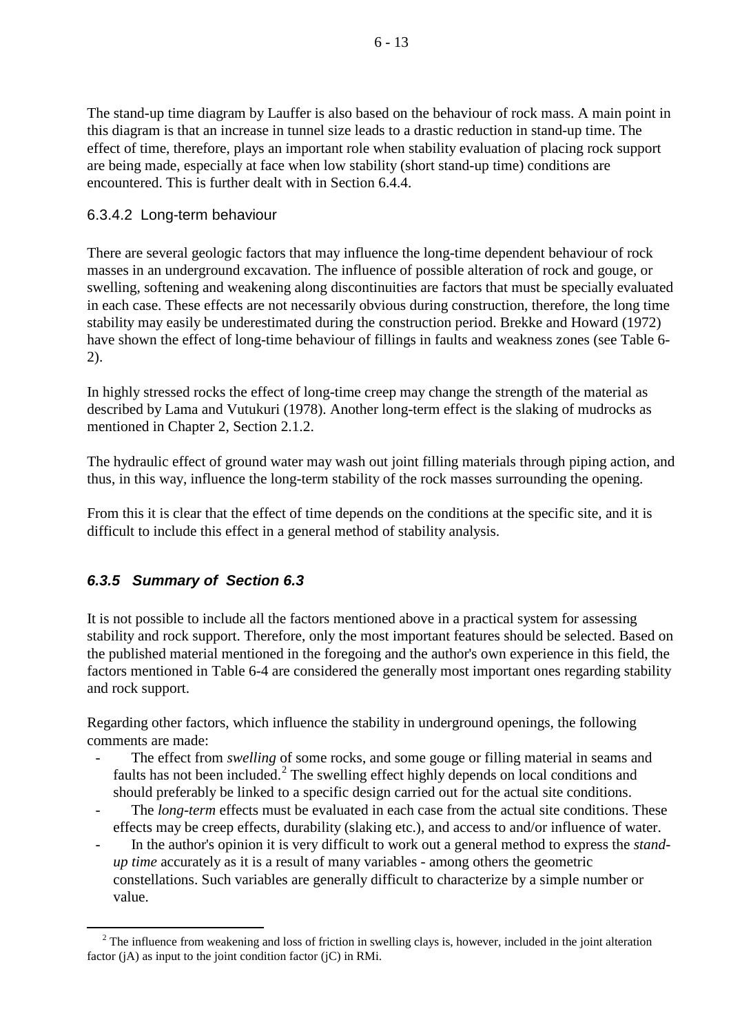The stand-up time diagram by Lauffer is also based on the behaviour of rock mass. A main point in this diagram is that an increase in tunnel size leads to a drastic reduction in stand-up time. The effect of time, therefore, plays an important role when stability evaluation of placing rock support are being made, especially at face when low stability (short stand-up time) conditions are encountered. This is further dealt with in Section 6.4.4.

#### 6.3.4.2 Long-term behaviour

There are several geologic factors that may influence the long-time dependent behaviour of rock masses in an underground excavation. The influence of possible alteration of rock and gouge, or swelling, softening and weakening along discontinuities are factors that must be specially evaluated in each case. These effects are not necessarily obvious during construction, therefore, the long time stability may easily be underestimated during the construction period. Brekke and Howard (1972) have shown the effect of long-time behaviour of fillings in faults and weakness zones (see Table 6-2).

In highly stressed rocks the effect of long-time creep may change the strength of the material as described by Lama and Vutukuri (1978). Another long-term effect is the slaking of mudrocks as mentioned in Chapter 2, Section 2.1.2.

The hydraulic effect of ground water may wash out joint filling materials through piping action, and thus, in this way, influence the long-term stability of the rock masses surrounding the opening.

From this it is clear that the effect of time depends on the conditions at the specific site, and it is difficult to include this effect in a general method of stability analysis.

### *6.3.5 Summary of Section 6.3*

It is not possible to include all the factors mentioned above in a practical system for assessing stability and rock support. Therefore, only the most important features should be selected. Based on the published material mentioned in the foregoing and the author's own experience in this field, the factors mentioned in Table 6-4 are considered the generally most important ones regarding stability and rock support.

Regarding other factors, which influence the stability in underground openings, the following comments are made:

- The effect from *swelling* of some rocks, and some gouge or filling material in seams and faults has not been included.[2] The swelling effect highly depends on local conditions and should preferably be linked to a specific design carried out for the actual site conditions.
- The *long-term* effects must be evaluated in each case from the actual site conditions. These effects may be creep effects, durability (slaking etc.), and access to and/or influence of water.
- In the author's opinion it is very difficult to work out a general method to express the *stand-up time* accurately as it is a result of many variables - among others the geometric constellations. Such variables are generally difficult to characterize by a simple number or value.

[2] The influence from weakening and loss of friction in swelling clays is, however, included in the joint alteration factor (jA) as input to the joint condition factor (jC) in RMi.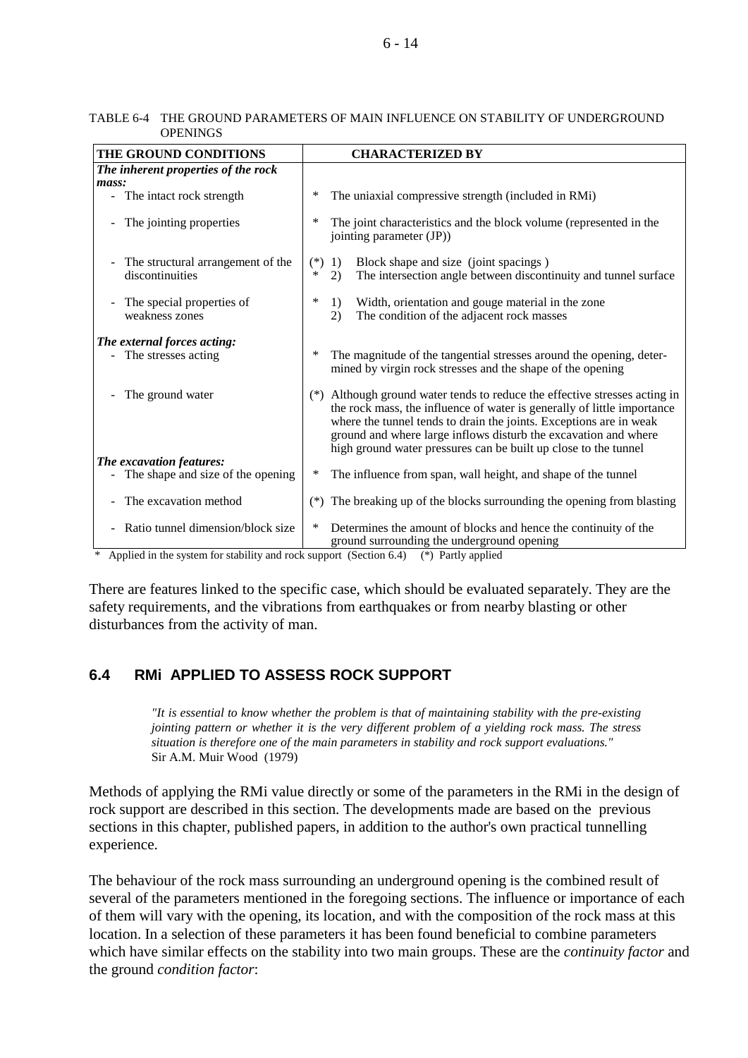TABLE 6-4 THE GROUND PARAMETERS OF MAIN INFLUENCE ON STABILITY OF UNDERGROUND OPENINGS

| THE GROUND CONDITIONS | CHARACTERIZED BY |
|---|---|
| ***The inherent properties of the rock mass:*** | |
| - The intact rock strength | * The uniaxial compressive strength (included in RMi) |
| - The jointing properties | * The joint characteristics and the block volume (represented in the jointing parameter (JP)) |
| - The structural arrangement of the discontinuities | (*) 1) Block shape and size (joint spacings)<br>* 2) The intersection angle between discontinuity and tunnel surface |
| - The special properties of weakness zones | * 1) Width, orientation and gouge material in the zone<br>2) The condition of the adjacent rock masses |
| ***The external forces acting:*** | |
| - The stresses acting | * The magnitude of the tangential stresses around the opening, determined by virgin rock stresses and the shape of the opening |
| - The ground water | (*) Although ground water tends to reduce the effective stresses acting in the rock mass, the influence of water is generally of little importance where the tunnel tends to drain the joints. Exceptions are in weak ground and where large inflows disturb the excavation and where high ground water pressures can be built up close to the tunnel |
| ***The excavation features:*** | |
| - The shape and size of the opening | * The influence from span, wall height, and shape of the tunnel |
| - The excavation method | (*) The breaking up of the blocks surrounding the opening from blasting |
| - Ratio tunnel dimension/block size | * Determines the amount of blocks and hence the continuity of the ground surrounding the underground opening |

\* Applied in the system for stability and rock support (Section 6.4) (*) Partly applied

There are features linked to the specific case, which should be evaluated separately. They are the safety requirements, and the vibrations from earthquakes or from nearby blasting or other disturbances from the activity of man.

## 6.4 RMi APPLIED TO ASSESS ROCK SUPPORT

> *"It is essential to know whether the problem is that of maintaining stability with the pre-existing jointing pattern or whether it is the very different problem of a yielding rock mass. The stress situation is therefore one of the main parameters in stability and rock support evaluations."*
> Sir A.M. Muir Wood (1979)

Methods of applying the RMi value directly or some of the parameters in the RMi in the design of rock support are described in this section. The developments made are based on the previous sections in this chapter, published papers, in addition to the author's own practical tunnelling experience.

The behaviour of the rock mass surrounding an underground opening is the combined result of several of the parameters mentioned in the foregoing sections. The influence or importance of each of them will vary with the opening, its location, and with the composition of the rock mass at this location. In a selection of these parameters it has been found beneficial to combine parameters which have similar effects on the stability into two main groups. These are the *continuity factor* and the ground *condition factor*: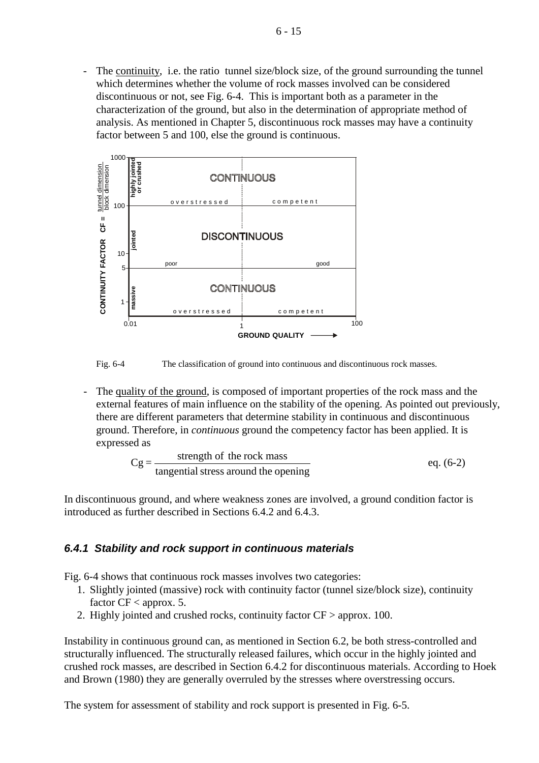- The continuity, i.e. the ratio tunnel size/block size, of the ground surrounding the tunnel which determines whether the volume of rock masses involved can be considered discontinuous or not, see Fig. 6-4. This is important both as a parameter in the characterization of the ground, but also in the determination of appropriate method of analysis. As mentioned in Chapter 5, discontinuous rock masses may have a continuity factor between 5 and 100, else the ground is continuous.

Fig. 6-4 The classification of ground into continuous and discontinuous rock masses.

- The quality of the ground, is composed of important properties of the rock mass and the external features of main influence on the stability of the opening. As pointed out previously, there are different parameters that determine stability in continuous and discontinuous ground. Therefore, in *continuous* ground the competency factor has been applied. It is expressed as

$$Cg = \frac{\text{strength of the rock mass}}{\text{tangential stress around the opening}} \qquad \text{eq. (6-2)}$$

In discontinuous ground, and where weakness zones are involved, a ground condition factor is introduced as further described in Sections 6.4.2 and 6.4.3.

### *6.4.1 Stability and rock support in continuous materials*

Fig. 6-4 shows that continuous rock masses involves two categories:

1. Slightly jointed (massive) rock with continuity factor (tunnel size/block size), continuity factor CF < approx. 5.
2. Highly jointed and crushed rocks, continuity factor CF > approx. 100.

Instability in continuous ground can, as mentioned in Section 6.2, be both stress-controlled and structurally influenced. The structurally released failures, which occur in the highly jointed and crushed rock masses, are described in Section 6.4.2 for discontinuous materials. According to Hoek and Brown (1980) they are generally overruled by the stresses where overstressing occurs.

The system for assessment of stability and rock support is presented in Fig. 6-5.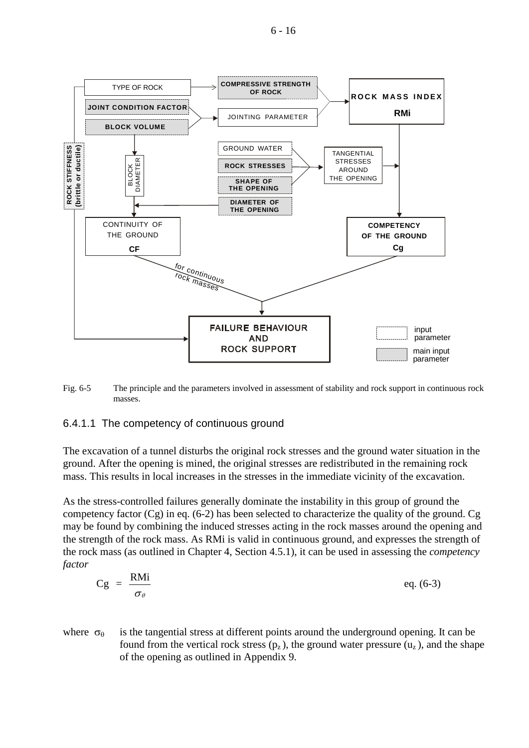Fig. 6-5 The principle and the parameters involved in assessment of stability and rock support in continuous rock masses.

#### 6.4.1.1 The competency of continuous ground

The excavation of a tunnel disturbs the original rock stresses and the ground water situation in the ground. After the opening is mined, the original stresses are redistributed in the remaining rock mass. This results in local increases in the stresses in the immediate vicinity of the excavation.

As the stress-controlled failures generally dominate the instability in this group of ground the competency factor (Cg) in eq. (6-2) has been selected to characterize the quality of the ground. Cg may be found by combining the induced stresses acting in the rock masses around the opening and the strength of the rock mass. As RMi is valid in continuous ground, and expresses the strength of the rock mass (as outlined in Chapter 4, Section 4.5.1), it can be used in assessing the *competency factor*

$$Cg = \frac{RMi}{\sigma_\theta} \qquad \text{eq. (6-3)}$$

where $\sigma_\theta$ is the tangential stress at different points around the underground opening. It can be found from the vertical rock stress ($p_z$), the ground water pressure ($u_z$), and the shape of the opening as outlined in Appendix 9.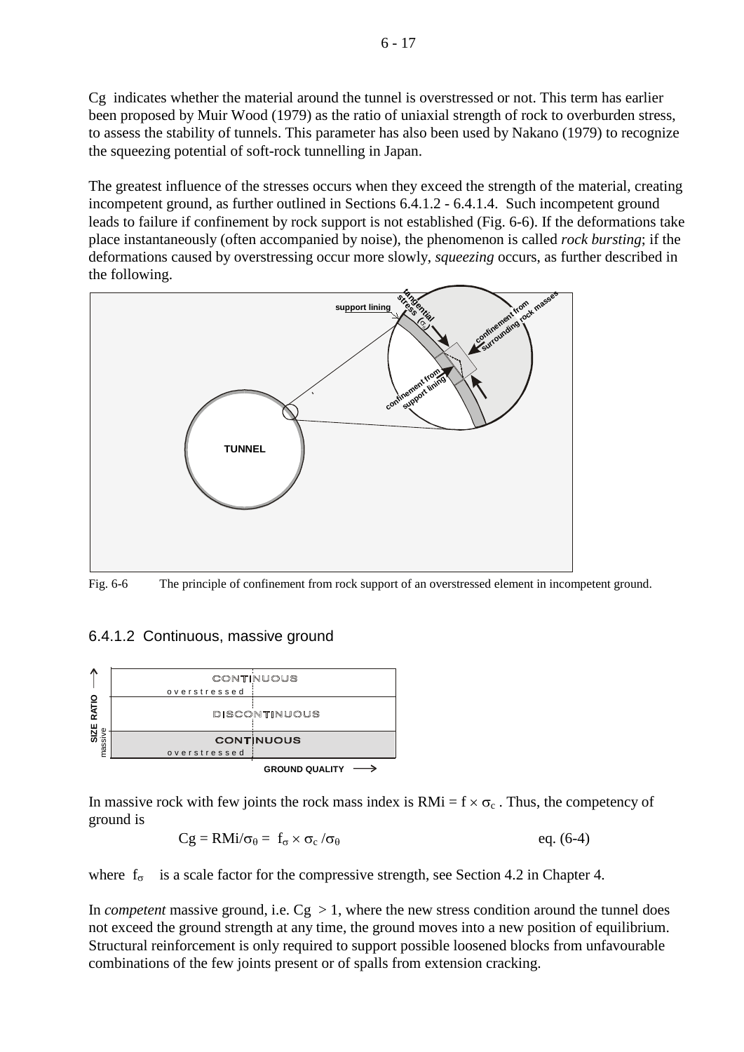Cg indicates whether the material around the tunnel is overstressed or not. This term has earlier been proposed by Muir Wood (1979) as the ratio of uniaxial strength of rock to overburden stress, to assess the stability of tunnels. This parameter has also been used by Nakano (1979) to recognize the squeezing potential of soft-rock tunnelling in Japan.

The greatest influence of the stresses occurs when they exceed the strength of the material, creating incompetent ground, as further outlined in Sections 6.4.1.2 - 6.4.1.4. Such incompetent ground leads to failure if confinement by rock support is not established (Fig. 6-6). If the deformations take place instantaneously (often accompanied by noise), the phenomenon is called *rock bursting*; if the deformations caused by overstressing occur more slowly, *squeezing* occurs, as further described in the following.

Fig. 6-6 The principle of confinement from rock support of an overstressed element in incompetent ground.

### 6.4.1.2 Continuous, massive ground

In massive rock with few joints the rock mass index is RMi = $f \times \sigma_c$ . Thus, the competency of ground is

$$Cg = RMi/\sigma_\theta = f_\sigma \times \sigma_c / \sigma_\theta \qquad \text{eq. (6-4)}$$

where $f_\sigma$ is a scale factor for the compressive strength, see Section 4.2 in Chapter 4.

In *competent* massive ground, i.e. Cg > 1, where the new stress condition around the tunnel does not exceed the ground strength at any time, the ground moves into a new position of equilibrium. Structural reinforcement is only required to support possible loosened blocks from unfavourable combinations of the few joints present or of spalls from extension cracking.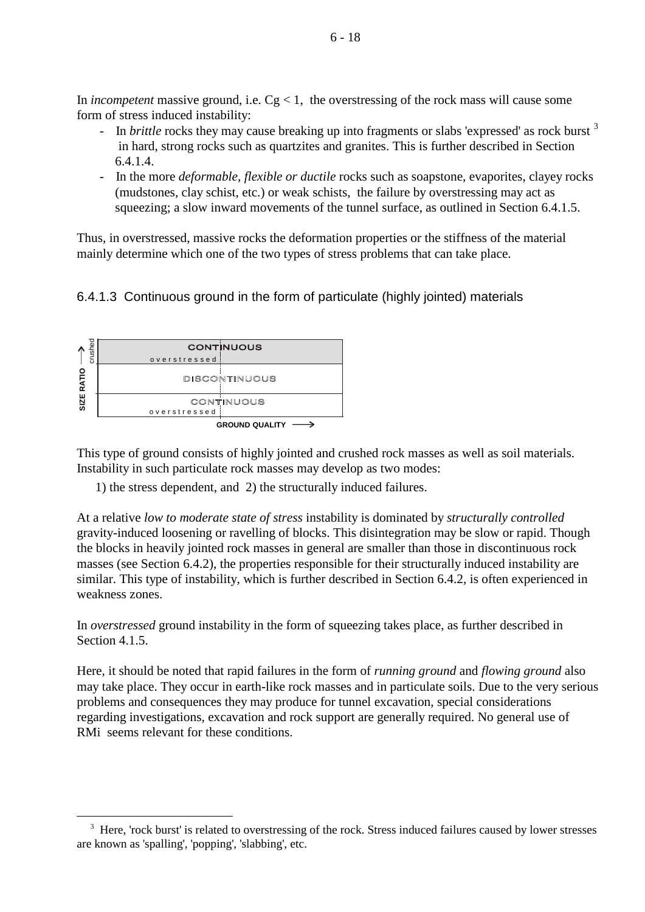In *incompetent* massive ground, i.e. $Cg < 1$, the overstressing of the rock mass will cause some form of stress induced instability:

- In *brittle* rocks they may cause breaking up into fragments or slabs 'expressed' as rock burst [3] in hard, strong rocks such as quartzites and granites. This is further described in Section 6.4.1.4.
- In the more *deformable, flexible or ductile* rocks such as soapstone, evaporites, clayey rocks (mudstones, clay schist, etc.) or weak schists, the failure by overstressing may act as squeezing; a slow inward movements of the tunnel surface, as outlined in Section 6.4.1.5.

Thus, in overstressed, massive rocks the deformation properties or the stiffness of the material mainly determine which one of the two types of stress problems that can take place.

### 6.4.1.3 Continuous ground in the form of particulate (highly jointed) materials

| SIZE RATIO ⟶ | |
|---|---|
| crushed | CONTINUOUS (overstressed) |
| | DISCONTINUOUS |
| | CONTINUOUS (overstressed) |
| | GROUND QUALITY ⟶ |

This type of ground consists of highly jointed and crushed rock masses as well as soil materials. Instability in such particulate rock masses may develop as two modes:

1) the stress dependent, and 2) the structurally induced failures.

At a relative *low to moderate state of stress* instability is dominated by *structurally controlled* gravity-induced loosening or ravelling of blocks. This disintegration may be slow or rapid. Though the blocks in heavily jointed rock masses in general are smaller than those in discontinuous rock masses (see Section 6.4.2), the properties responsible for their structurally induced instability are similar. This type of instability, which is further described in Section 6.4.2, is often experienced in weakness zones.

In *overstressed* ground instability in the form of squeezing takes place, as further described in Section 4.1.5.

Here, it should be noted that rapid failures in the form of *running ground* and *flowing ground* also may take place. They occur in earth-like rock masses and in particulate soils. Due to the very serious problems and consequences they may produce for tunnel excavation, special considerations regarding investigations, excavation and rock support are generally required. No general use of RMi seems relevant for these conditions.

[3] Here, 'rock burst' is related to overstressing of the rock. Stress induced failures caused by lower stresses are known as 'spalling', 'popping', 'slabbing', etc.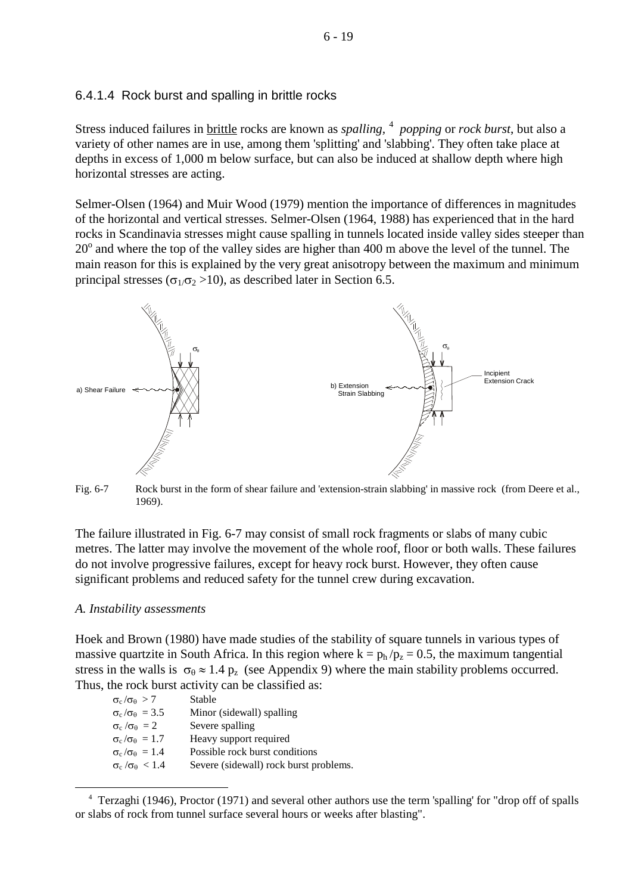### 6.4.1.4 Rock burst and spalling in brittle rocks

Stress induced failures in brittle rocks are known as *spalling*, [4] *popping* or *rock burst*, but also a variety of other names are in use, among them 'splitting' and 'slabbing'. They often take place at depths in excess of 1,000 m below surface, but can also be induced at shallow depth where high horizontal stresses are acting.

Selmer-Olsen (1964) and Muir Wood (1979) mention the importance of differences in magnitudes of the horizontal and vertical stresses. Selmer-Olsen (1964, 1988) has experienced that in the hard rocks in Scandinavia stresses might cause spalling in tunnels located inside valley sides steeper than $20^o$ and where the top of the valley sides are higher than 400 m above the level of the tunnel. The main reason for this is explained by the very great anisotropy between the maximum and minimum principal stresses ($\sigma_1/\sigma_2 > 10$), as described later in Section 6.5.

Fig. 6-7 Rock burst in the form of shear failure and 'extension-strain slabbing' in massive rock (from Deere et al., 1969).

The failure illustrated in Fig. 6-7 may consist of small rock fragments or slabs of many cubic metres. The latter may involve the movement of the whole roof, floor or both walls. These failures do not involve progressive failures, except for heavy rock burst. However, they often cause significant problems and reduced safety for the tunnel crew during excavation.

*A. Instability assessments*

Hoek and Brown (1980) have made studies of the stability of square tunnels in various types of massive quartzite in South Africa. In this region where $k = p_h/p_z = 0.5$, the maximum tangential stress in the walls is $\sigma_\theta \approx 1.4\ p_z$ (see Appendix 9) where the main stability problems occurred. Thus, the rock burst activity can be classified as:

| | |
|---|---|
| $\sigma_c/\sigma_\theta > 7$ | Stable |
| $\sigma_c/\sigma_\theta = 3.5$ | Minor (sidewall) spalling |
| $\sigma_c/\sigma_\theta = 2$ | Severe spalling |
| $\sigma_c/\sigma_\theta = 1.7$ | Heavy support required |
| $\sigma_c/\sigma_\theta = 1.4$ | Possible rock burst conditions |
| $\sigma_c/\sigma_\theta < 1.4$ | Severe (sidewall) rock burst problems. |

[4] Terzaghi (1946), Proctor (1971) and several other authors use the term 'spalling' for "drop off of spalls or slabs of rock from tunnel surface several hours or weeks after blasting".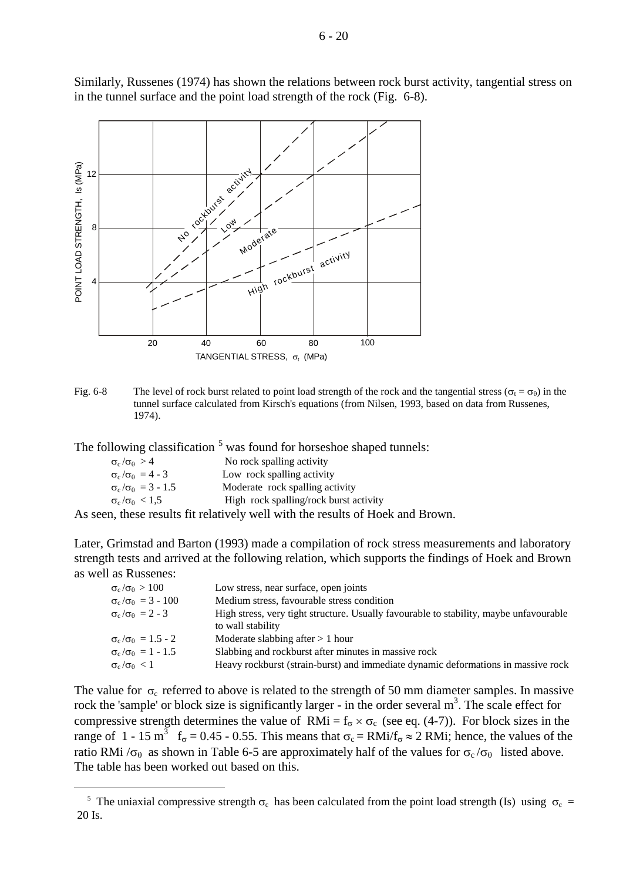Similarly, Russenes (1974) has shown the relations between rock burst activity, tangential stress on in the tunnel surface and the point load strength of the rock (Fig. 6-8).

Fig. 6-8 The level of rock burst related to point load strength of the rock and the tangential stress ($\sigma_t = \sigma_\theta$) in the tunnel surface calculated from Kirsch's equations (from Nilsen, 1993, based on data from Russenes, 1974).

The following classification [5] was found for horseshoe shaped tunnels:

| | |
|---|---|
| $\sigma_c/\sigma_\theta > 4$ | No rock spalling activity |
| $\sigma_c/\sigma_\theta = 4 - 3$ | Low rock spalling activity |
| $\sigma_c/\sigma_\theta = 3 - 1.5$ | Moderate rock spalling activity |
| $\sigma_c/\sigma_\theta < 1,5$ | High rock spalling/rock burst activity |

As seen, these results fit relatively well with the results of Hoek and Brown.

Later, Grimstad and Barton (1993) made a compilation of rock stress measurements and laboratory strength tests and arrived at the following relation, which supports the findings of Hoek and Brown as well as Russenes:

| | |
|---|---|
| $\sigma_c/\sigma_\theta > 100$ | Low stress, near surface, open joints |
| $\sigma_c/\sigma_\theta = 3 - 100$ | Medium stress, favourable stress condition |
| $\sigma_c/\sigma_\theta = 2 - 3$ | High stress, very tight structure. Usually favourable to stability, maybe unfavourable to wall stability |
| $\sigma_c/\sigma_\theta = 1.5 - 2$ | Moderate slabbing after > 1 hour |
| $\sigma_c/\sigma_\theta = 1 - 1.5$ | Slabbing and rockburst after minutes in massive rock |
| $\sigma_c/\sigma_\theta < 1$ | Heavy rockburst (strain-burst) and immediate dynamic deformations in massive rock |

The value for $\sigma_c$ referred to above is related to the strength of 50 mm diameter samples. In massive rock the 'sample' or block size is significantly larger - in the order several m$^3$. The scale effect for compressive strength determines the value of $RMi = f_\sigma \times \sigma_c$ (see eq. (4-7)). For block sizes in the range of 1 - 15 m$^3$ $f_\sigma = 0.45 - 0.55$. This means that $\sigma_c = RMi/f_\sigma \approx 2$ RMi; hence, the values of the ratio $RMi/\sigma_\theta$ as shown in Table 6-5 are approximately half of the values for $\sigma_c/\sigma_\theta$ listed above. The table has been worked out based on this.

[5] The uniaxial compressive strength $\sigma_c$ has been calculated from the point load strength (Is) using $\sigma_c$ = 20 Is.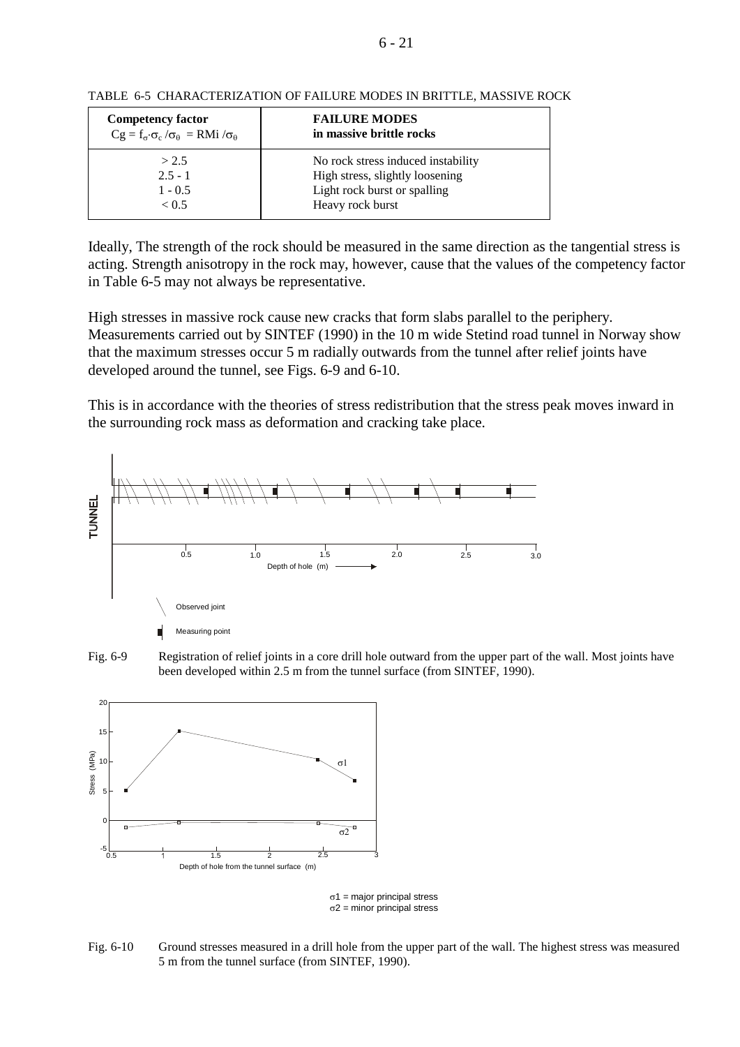TABLE 6-5 CHARACTERIZATION OF FAILURE MODES IN BRITTLE, MASSIVE ROCK

| **Competency factor** $Cg = f_\sigma \cdot \sigma_c / \sigma_\theta = RMi / \sigma_\theta$ | **FAILURE MODES in massive brittle rocks** |
|---|---|
| > 2.5 | No rock stress induced instability |
| 2.5 - 1 | High stress, slightly loosening |
| 1 - 0.5 | Light rock burst or spalling |
| < 0.5 | Heavy rock burst |

Ideally, The strength of the rock should be measured in the same direction as the tangential stress is acting. Strength anisotropy in the rock may, however, cause that the values of the competency factor in Table 6-5 may not always be representative.

High stresses in massive rock cause new cracks that form slabs parallel to the periphery. Measurements carried out by SINTEF (1990) in the 10 m wide Stetind road tunnel in Norway show that the maximum stresses occur 5 m radially outwards from the tunnel after relief joints have developed around the tunnel, see Figs. 6-9 and 6-10.

This is in accordance with the theories of stress redistribution that the stress peak moves inward in the surrounding rock mass as deformation and cracking take place.

Fig. 6-9 Registration of relief joints in a core drill hole outward from the upper part of the wall. Most joints have been developed within 2.5 m from the tunnel surface (from SINTEF, 1990).

Fig. 6-10 Ground stresses measured in a drill hole from the upper part of the wall. The highest stress was measured 5 m from the tunnel surface (from SINTEF, 1990).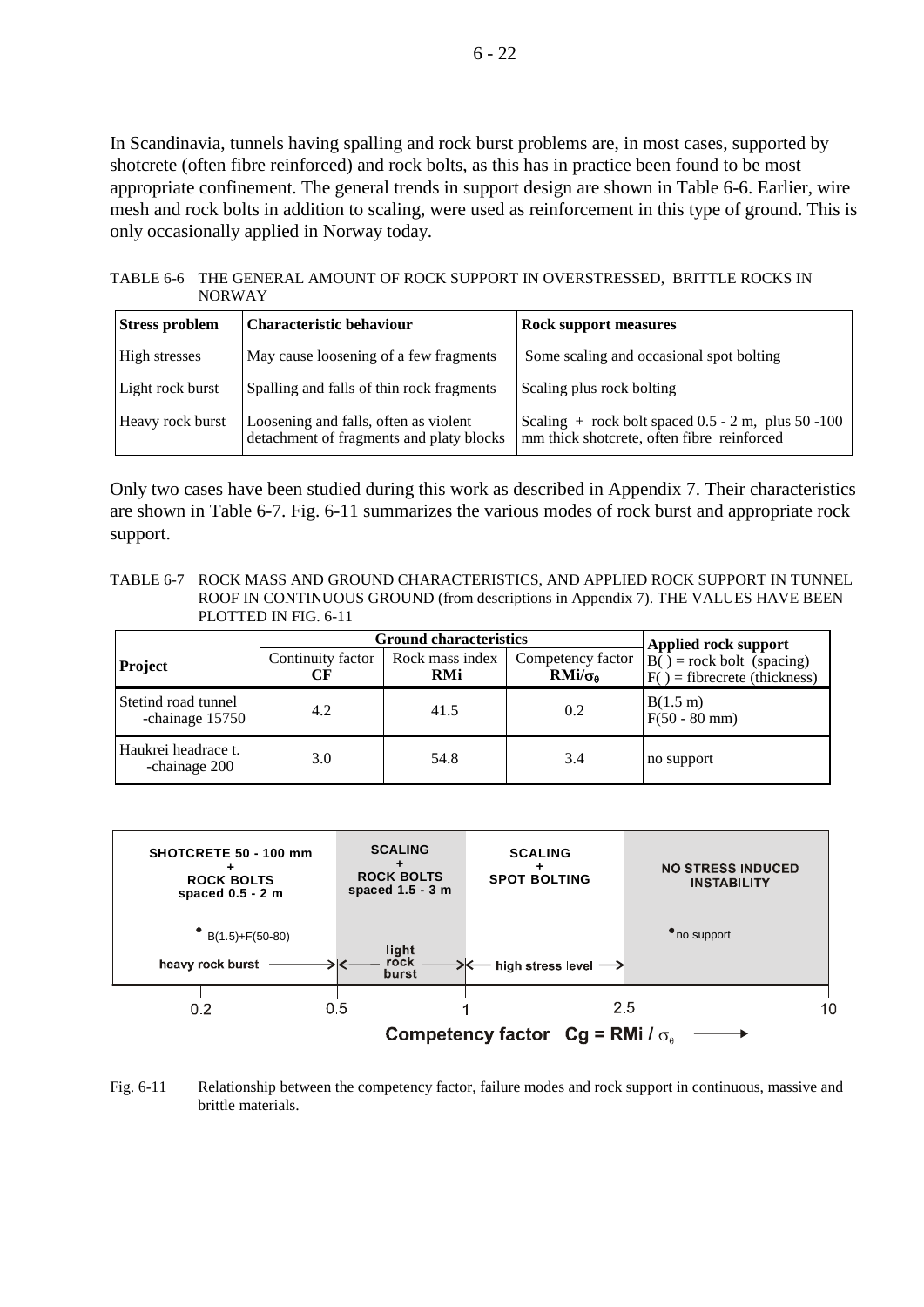In Scandinavia, tunnels having spalling and rock burst problems are, in most cases, supported by shotcrete (often fibre reinforced) and rock bolts, as this has in practice been found to be most appropriate confinement. The general trends in support design are shown in Table 6-6. Earlier, wire mesh and rock bolts in addition to scaling, were used as reinforcement in this type of ground. This is only occasionally applied in Norway today.

TABLE 6-6 THE GENERAL AMOUNT OF ROCK SUPPORT IN OVERSTRESSED, BRITTLE ROCKS IN NORWAY

| **Stress problem** | **Characteristic behaviour** | **Rock support measures** |
|---|---|---|
| High stresses | May cause loosening of a few fragments | Some scaling and occasional spot bolting |
| Light rock burst | Spalling and falls of thin rock fragments | Scaling plus rock bolting |
| Heavy rock burst | Loosening and falls, often as violent detachment of fragments and platy blocks | Scaling + rock bolt spaced 0.5 - 2 m, plus 50 -100 mm thick shotcrete, often fibre reinforced |

Only two cases have been studied during this work as described in Appendix 7. Their characteristics are shown in Table 6-7. Fig. 6-11 summarizes the various modes of rock burst and appropriate rock support.

TABLE 6-7 ROCK MASS AND GROUND CHARACTERISTICS, AND APPLIED ROCK SUPPORT IN TUNNEL ROOF IN CONTINUOUS GROUND (from descriptions in Appendix 7). THE VALUES HAVE BEEN PLOTTED IN FIG. 6-11

| **Project** | **Ground characteristics** | | | **Applied rock support** |
|---|---|---|---|---|
| | Continuity factor **CF** | Rock mass index **RMi** | Competency factor **RMi/$\sigma_\theta$** | B( ) = rock bolt (spacing) F( ) = fibrecrete (thickness) |
| Stetind road tunnel -chainage 15750 | 4.2 | 41.5 | 0.2 | B(1.5 m) F(50 - 80 mm) |
| Haukrei headrace t. -chainage 200 | 3.0 | 54.8 | 3.4 | no support |

| Competency factor $Cg = RMi / \sigma_\theta$ | < 0.5 | 0.5 - 1 | 1 - 2.5 | > 2.5 |
|---|---|---|---|---|
| Rock support | SHOTCRETE 50 - 100 mm + ROCK BOLTS spaced 0.5 - 2 m | SCALING + ROCK BOLTS spaced 1.5 - 3 m | SCALING + SPOT BOLTING | NO STRESS INDUCED INSTABILITY |
| Failure mode | heavy rock burst | light rock burst | high stress level | |
| Cases | B(1.5)+F(50-80) | | | no support |

Fig. 6-11 Relationship between the competency factor, failure modes and rock support in continuous, massive and brittle materials.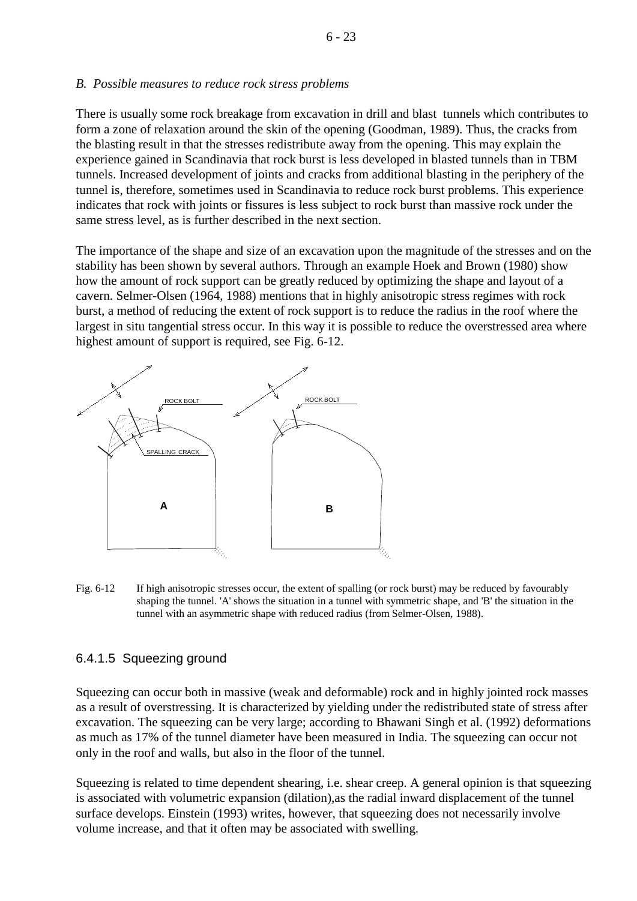*B. Possible measures to reduce rock stress problems*

There is usually some rock breakage from excavation in drill and blast tunnels which contributes to form a zone of relaxation around the skin of the opening (Goodman, 1989). Thus, the cracks from the blasting result in that the stresses redistribute away from the opening. This may explain the experience gained in Scandinavia that rock burst is less developed in blasted tunnels than in TBM tunnels. Increased development of joints and cracks from additional blasting in the periphery of the tunnel is, therefore, sometimes used in Scandinavia to reduce rock burst problems. This experience indicates that rock with joints or fissures is less subject to rock burst than massive rock under the same stress level, as is further described in the next section.

The importance of the shape and size of an excavation upon the magnitude of the stresses and on the stability has been shown by several authors. Through an example Hoek and Brown (1980) show how the amount of rock support can be greatly reduced by optimizing the shape and layout of a cavern. Selmer-Olsen (1964, 1988) mentions that in highly anisotropic stress regimes with rock burst, a method of reducing the extent of rock support is to reduce the radius in the roof where the largest in situ tangential stress occur. In this way it is possible to reduce the overstressed area where highest amount of support is required, see Fig. 6-12.

Fig. 6-12 If high anisotropic stresses occur, the extent of spalling (or rock burst) may be reduced by favourably shaping the tunnel. 'A' shows the situation in a tunnel with symmetric shape, and 'B' the situation in the tunnel with an asymmetric shape with reduced radius (from Selmer-Olsen, 1988).

### 6.4.1.5 Squeezing ground

Squeezing can occur both in massive (weak and deformable) rock and in highly jointed rock masses as a result of overstressing. It is characterized by yielding under the redistributed state of stress after excavation. The squeezing can be very large; according to Bhawani Singh et al. (1992) deformations as much as 17% of the tunnel diameter have been measured in India. The squeezing can occur not only in the roof and walls, but also in the floor of the tunnel.

Squeezing is related to time dependent shearing, i.e. shear creep. A general opinion is that squeezing is associated with volumetric expansion (dilation),as the radial inward displacement of the tunnel surface develops. Einstein (1993) writes, however, that squeezing does not necessarily involve volume increase, and that it often may be associated with swelling.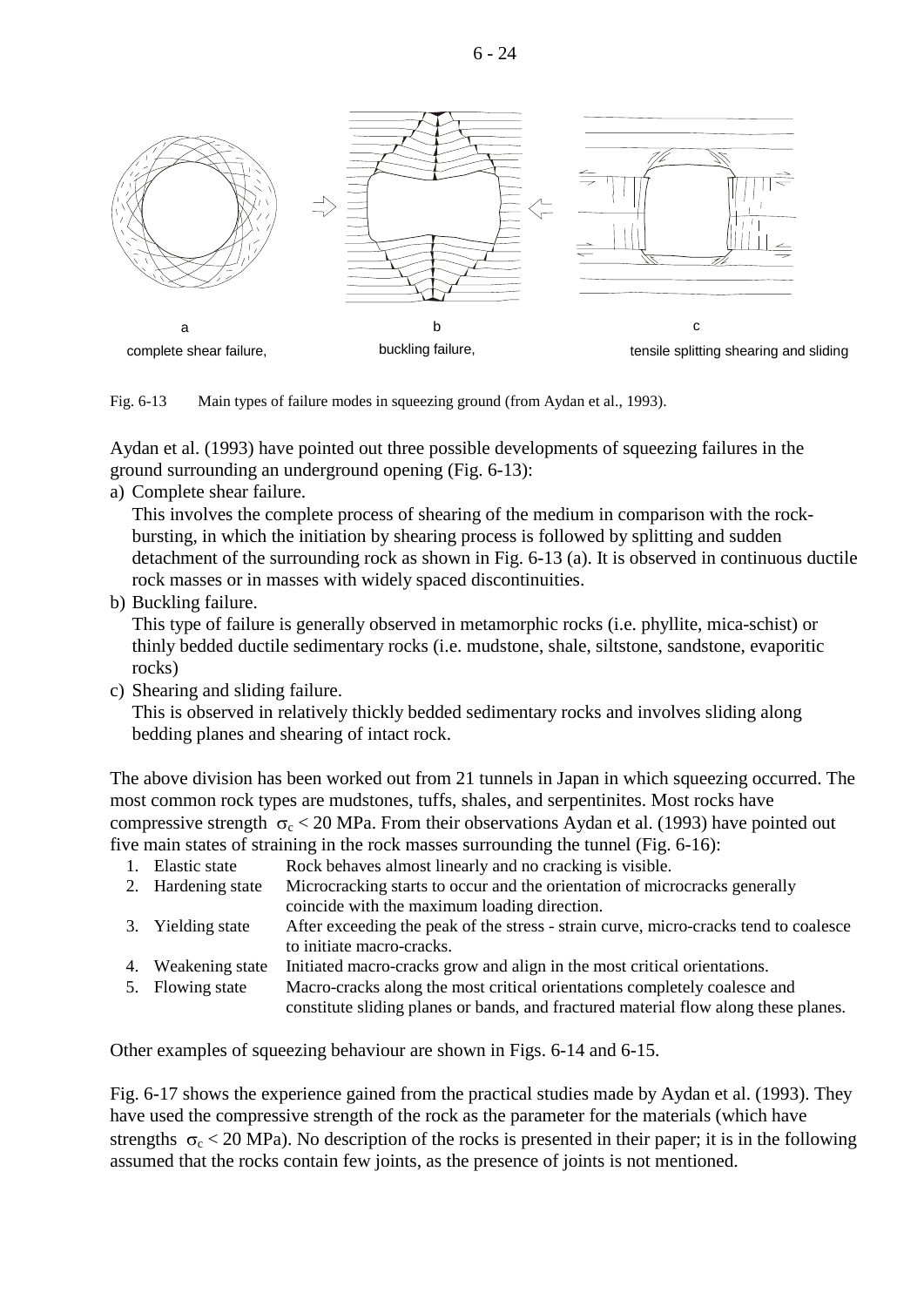a complete shear failure, b buckling failure, c tensile splitting shearing and sliding

Fig. 6-13 Main types of failure modes in squeezing ground (from Aydan et al., 1993).

Aydan et al. (1993) have pointed out three possible developments of squeezing failures in the ground surrounding an underground opening (Fig. 6-13):

a) Complete shear failure.
   This involves the complete process of shearing of the medium in comparison with the rock-bursting, in which the initiation by shearing process is followed by splitting and sudden detachment of the surrounding rock as shown in Fig. 6-13 (a). It is observed in continuous ductile rock masses or in masses with widely spaced discontinuities.
b) Buckling failure.
   This type of failure is generally observed in metamorphic rocks (i.e. phyllite, mica-schist) or thinly bedded ductile sedimentary rocks (i.e. mudstone, shale, siltstone, sandstone, evaporitic rocks)
c) Shearing and sliding failure.
   This is observed in relatively thickly bedded sedimentary rocks and involves sliding along bedding planes and shearing of intact rock.

The above division has been worked out from 21 tunnels in Japan in which squeezing occurred. The most common rock types are mudstones, tuffs, shales, and serpentinites. Most rocks have compressive strength $\sigma_c < 20$ MPa. From their observations Aydan et al. (1993) have pointed out five main states of straining in the rock masses surrounding the tunnel (Fig. 6-16):

1. Elastic state — Rock behaves almost linearly and no cracking is visible.
2. Hardening state — Microcracking starts to occur and the orientation of microcracks generally coincide with the maximum loading direction.
3. Yielding state — After exceeding the peak of the stress - strain curve, micro-cracks tend to coalesce to initiate macro-cracks.
4. Weakening state — Initiated macro-cracks grow and align in the most critical orientations.
5. Flowing state — Macro-cracks along the most critical orientations completely coalesce and constitute sliding planes or bands, and fractured material flow along these planes.

Other examples of squeezing behaviour are shown in Figs. 6-14 and 6-15.

Fig. 6-17 shows the experience gained from the practical studies made by Aydan et al. (1993). They have used the compressive strength of the rock as the parameter for the materials (which have strengths $\sigma_c < 20$ MPa). No description of the rocks is presented in their paper; it is in the following assumed that the rocks contain few joints, as the presence of joints is not mentioned.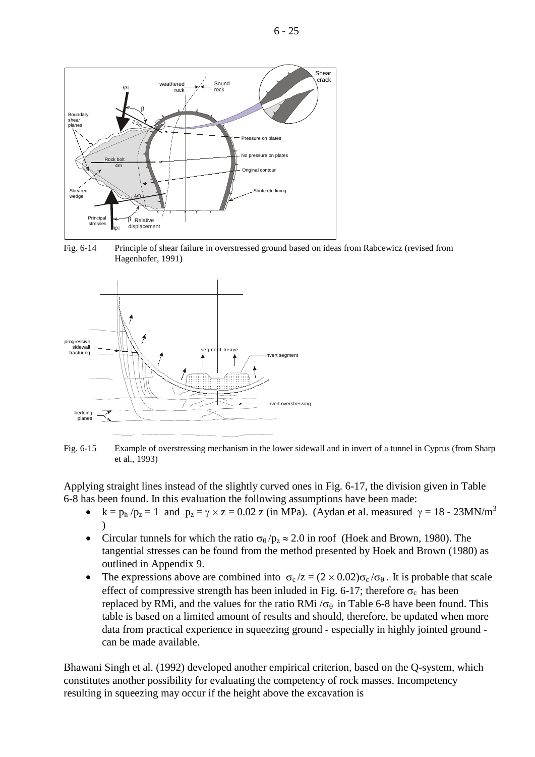Fig. 6-14 Principle of shear failure in overstressed ground based on ideas from Rabcewicz (revised from Hagenhofer, 1991)

Fig. 6-15 Example of overstressing mechanism in the lower sidewall and in invert of a tunnel in Cyprus (from Sharp et al., 1993)

Applying straight lines instead of the slightly curved ones in Fig. 6-17, the division given in Table 6-8 has been found. In this evaluation the following assumptions have been made:

- $k = p_h / p_z = 1$ and $p_z = \gamma \times z = 0.02$ z (in MPa). (Aydan et al. measured $\gamma = 18 - 23 \text{MN/m}^3$ )
- Circular tunnels for which the ratio $\sigma_\theta / p_z \approx 2.0$ in roof (Hoek and Brown, 1980). The tangential stresses can be found from the method presented by Hoek and Brown (1980) as outlined in Appendix 9.
- The expressions above are combined into $\sigma_c / z = (2 \times 0.02)\sigma_c / \sigma_\theta$ . It is probable that scale effect of compressive strength has been inluded in Fig. 6-17; therefore $\sigma_c$ has been replaced by RMi, and the values for the ratio RMi $/\sigma_\theta$ in Table 6-8 have been found. This table is based on a limited amount of results and should, therefore, be updated when more data from practical experience in squeezing ground - especially in highly jointed ground - can be made available.

Bhawani Singh et al. (1992) developed another empirical criterion, based on the Q-system, which constitutes another possibility for evaluating the competency of rock masses. Incompetency resulting in squeezing may occur if the height above the excavation is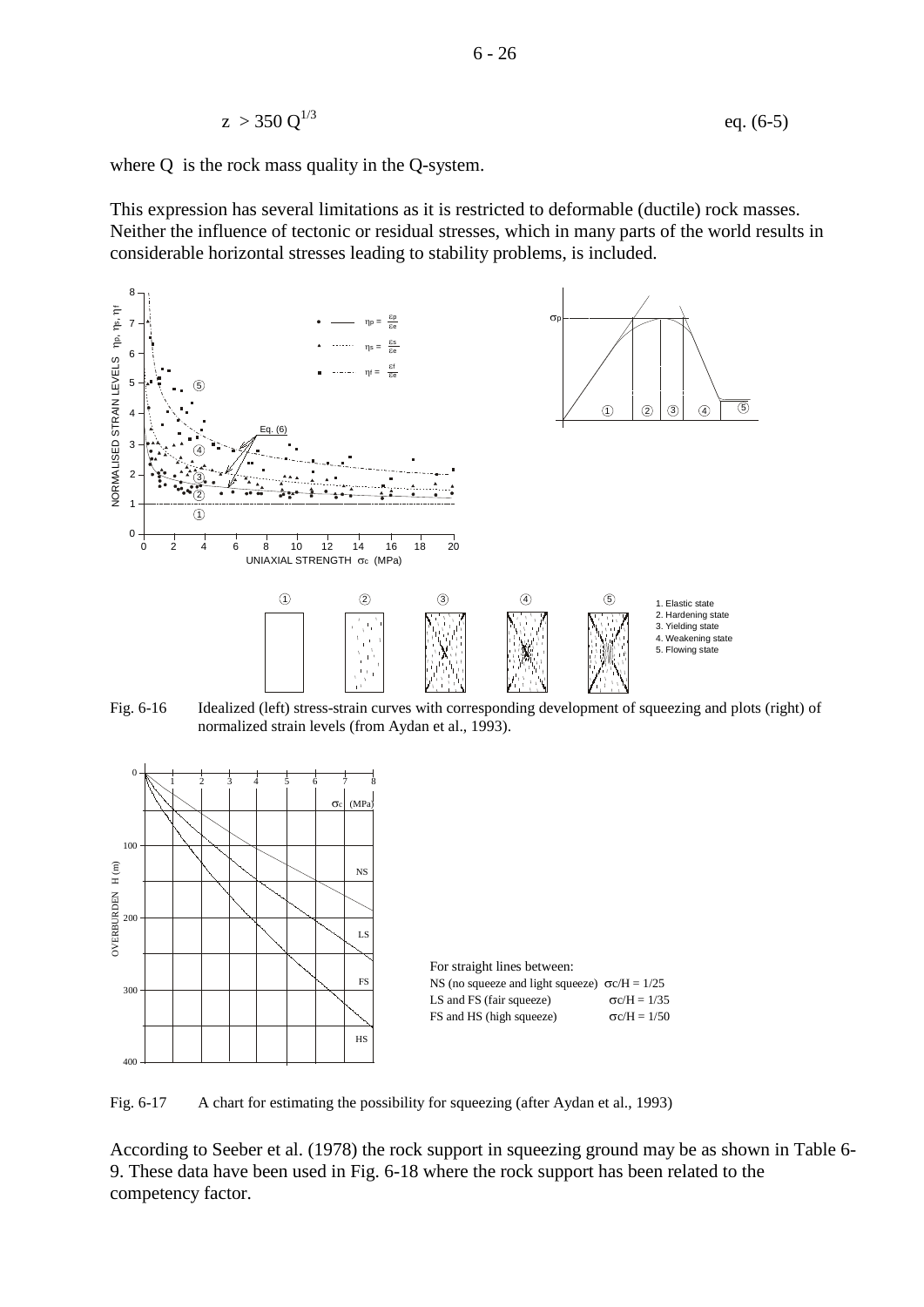$$z > 350\ Q^{1/3} \qquad \text{eq. (6-5)}$$

where Q is the rock mass quality in the Q-system.

This expression has several limitations as it is restricted to deformable (ductile) rock masses. Neither the influence of tectonic or residual stresses, which in many parts of the world results in considerable horizontal stresses leading to stability problems, is included.

Fig. 6-16 Idealized (left) stress-strain curves with corresponding development of squeezing and plots (right) of normalized strain levels (from Aydan et al., 1993).

Fig. 6-17 A chart for estimating the possibility for squeezing (after Aydan et al., 1993)

According to Seeber et al. (1978) the rock support in squeezing ground may be as shown in Table 6-9. These data have been used in Fig. 6-18 where the rock support has been related to the competency factor.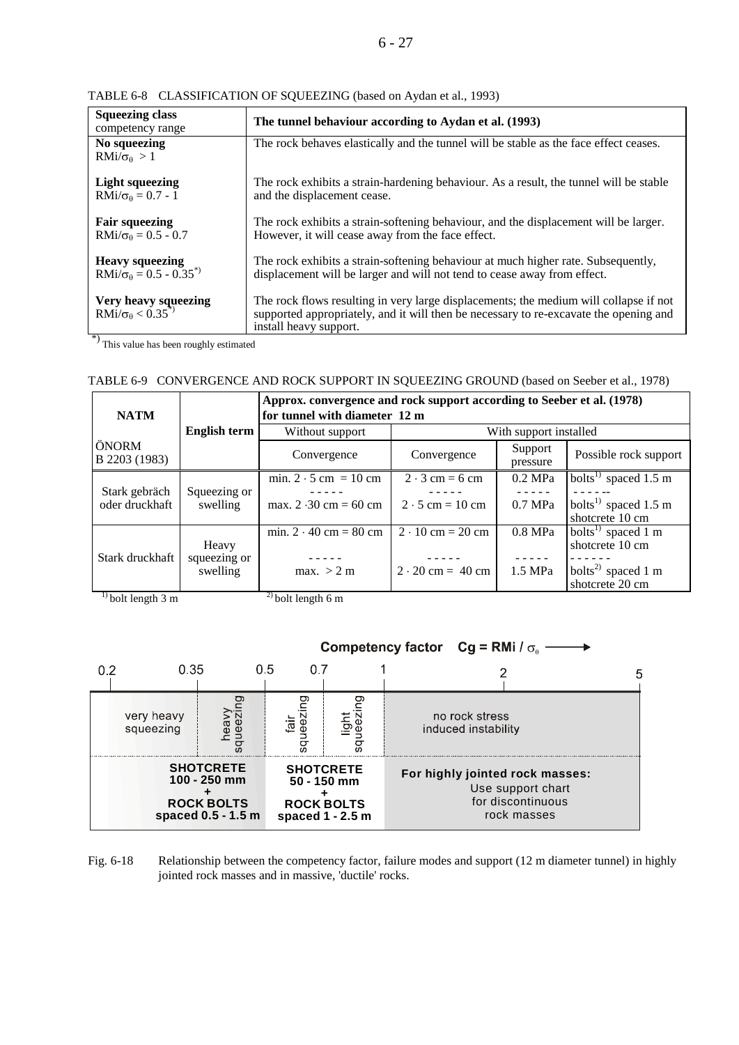TABLE 6-8 CLASSIFICATION OF SQUEEZING (based on Aydan et al., 1993)

| **Squeezing class** competency range | **The tunnel behaviour according to Aydan et al. (1993)** |
|---|---|
| **No squeezing** $RMi/\sigma_\theta > 1$ | The rock behaves elastically and the tunnel will be stable as the face effect ceases. |
| **Light squeezing** $RMi/\sigma_\theta = 0.7 - 1$ | The rock exhibits a strain-hardening behaviour. As a result, the tunnel will be stable and the displacement cease. |
| **Fair squeezing** $RMi/\sigma_\theta = 0.5 - 0.7$ | The rock exhibits a strain-softening behaviour, and the displacement will be larger. However, it will cease away from the face effect. |
| **Heavy squeezing** $RMi/\sigma_\theta = 0.5 - 0.35$ *) | The rock exhibits a strain-softening behaviour at much higher rate. Subsequently, displacement will be larger and will not tend to cease away from effect. |
| **Very heavy squeezing** $RMi/\sigma_\theta < 0.35$ *) | The rock flows resulting in very large displacements; the medium will collapse if not supported appropriately, and it will then be necessary to re-excavate the opening and install heavy support. |

*) This value has been roughly estimated

TABLE 6-9 CONVERGENCE AND ROCK SUPPORT IN SQUEEZING GROUND (based on Seeber et al., 1978)

| **NATM** | **English term** | **Approx. convergence and rock support according to Seeber et al. (1978) for tunnel with diameter 12 m** | | | |
|---|---|---|---|---|---|
| | | Without support | With support installed | | |
| ÖNORM B 2203 (1983) | | Convergence | Convergence | Support pressure | Possible rock support |
| Stark gebräch oder druckhaft | Squeezing or swelling | min. $2 \cdot 5$ cm $= 10$ cm | $2 \cdot 3$ cm $= 6$ cm | 0.2 MPa | bolts[1] spaced 1.5 m |
| | | max. $2 \cdot 30$ cm $= 60$ cm | $2 \cdot 5$ cm $= 10$ cm | 0.7 MPa | bolts[1] spaced 1.5 m shotcrete 10 cm |
| Stark druckhaft | Heavy squeezing or swelling | min. $2 \cdot 40$ cm $= 80$ cm | $2 \cdot 10$ cm $= 20$ cm | 0.8 MPa | bolts[1] spaced 1 m shotcrete 10 cm |
| | | max. $> 2$ m | $2 \cdot 20$ cm $= 40$ cm | 1.5 MPa | bolts[2] spaced 1 m shotcrete 20 cm |

[1] bolt length 3 m  [2] bolt length 6 m

**Competency factor Cg = RMi / $\sigma_\theta$**

| 0.2 – 0.35 | 0.35 – 0.5 | 0.5 – 0.7 | 0.7 – 1 | 1 – 2 – 5 |
|---|---|---|---|---|
| very heavy squeezing | heavy squeezing | fair squeezing | light squeezing | no rock stress induced instability |
| **SHOTCRETE 100 - 250 mm + ROCK BOLTS spaced 0.5 - 1.5 m** | | **SHOTCRETE 50 - 150 mm + ROCK BOLTS spaced 1 - 2.5 m** | | **For highly jointed rock masses:** Use support chart for discontinuous rock masses |

Fig. 6-18 Relationship between the competency factor, failure modes and support (12 m diameter tunnel) in highly jointed rock masses and in massive, 'ductile' rocks.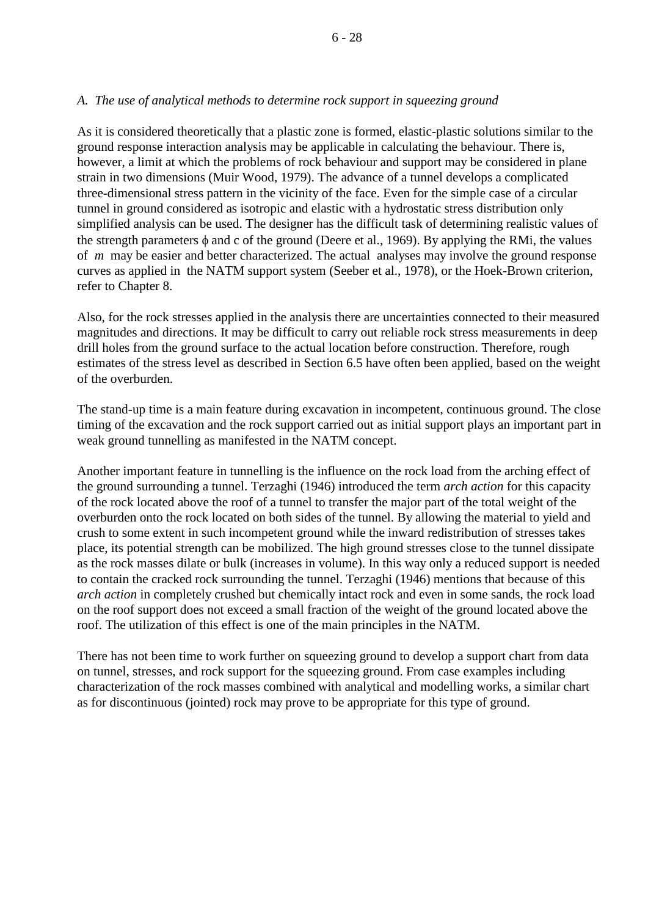*A. The use of analytical methods to determine rock support in squeezing ground*

As it is considered theoretically that a plastic zone is formed, elastic-plastic solutions similar to the ground response interaction analysis may be applicable in calculating the behaviour. There is, however, a limit at which the problems of rock behaviour and support may be considered in plane strain in two dimensions (Muir Wood, 1979). The advance of a tunnel develops a complicated three-dimensional stress pattern in the vicinity of the face. Even for the simple case of a circular tunnel in ground considered as isotropic and elastic with a hydrostatic stress distribution only simplified analysis can be used. The designer has the difficult task of determining realistic values of the strength parameters $\phi$ and c of the ground (Deere et al., 1969). By applying the RMi, the values of $m$ may be easier and better characterized. The actual analyses may involve the ground response curves as applied in the NATM support system (Seeber et al., 1978), or the Hoek-Brown criterion, refer to Chapter 8.

Also, for the rock stresses applied in the analysis there are uncertainties connected to their measured magnitudes and directions. It may be difficult to carry out reliable rock stress measurements in deep drill holes from the ground surface to the actual location before construction. Therefore, rough estimates of the stress level as described in Section 6.5 have often been applied, based on the weight of the overburden.

The stand-up time is a main feature during excavation in incompetent, continuous ground. The close timing of the excavation and the rock support carried out as initial support plays an important part in weak ground tunnelling as manifested in the NATM concept.

Another important feature in tunnelling is the influence on the rock load from the arching effect of the ground surrounding a tunnel. Terzaghi (1946) introduced the term *arch action* for this capacity of the rock located above the roof of a tunnel to transfer the major part of the total weight of the overburden onto the rock located on both sides of the tunnel. By allowing the material to yield and crush to some extent in such incompetent ground while the inward redistribution of stresses takes place, its potential strength can be mobilized. The high ground stresses close to the tunnel dissipate as the rock masses dilate or bulk (increases in volume). In this way only a reduced support is needed to contain the cracked rock surrounding the tunnel. Terzaghi (1946) mentions that because of this *arch action* in completely crushed but chemically intact rock and even in some sands, the rock load on the roof support does not exceed a small fraction of the weight of the ground located above the roof. The utilization of this effect is one of the main principles in the NATM.

There has not been time to work further on squeezing ground to develop a support chart from data on tunnel, stresses, and rock support for the squeezing ground. From case examples including characterization of the rock masses combined with analytical and modelling works, a similar chart as for discontinuous (jointed) rock may prove to be appropriate for this type of ground.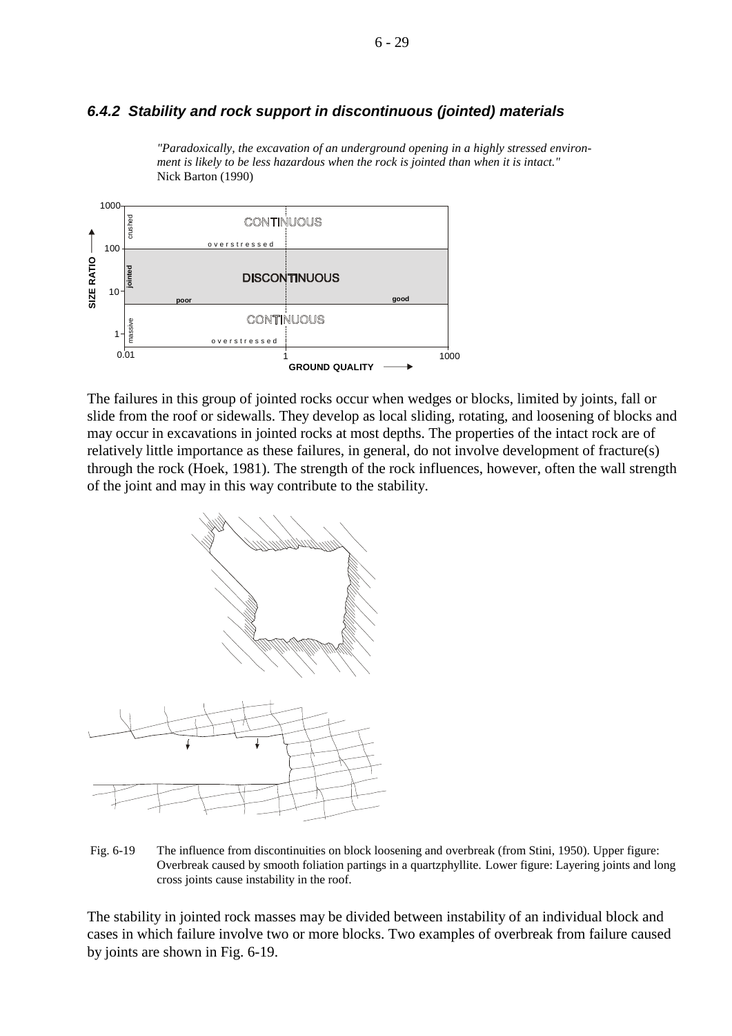### *6.4.2 Stability and rock support in discontinuous (jointed) materials*

> *"Paradoxically, the excavation of an underground opening in a highly stressed environment is likely to be less hazardous when the rock is jointed than when it is intact."*
> Nick Barton (1990)

The failures in this group of jointed rocks occur when wedges or blocks, limited by joints, fall or slide from the roof or sidewalls. They develop as local sliding, rotating, and loosening of blocks and may occur in excavations in jointed rocks at most depths. The properties of the intact rock are of relatively little importance as these failures, in general, do not involve development of fracture(s) through the rock (Hoek, 1981). The strength of the rock influences, however, often the wall strength of the joint and may in this way contribute to the stability.

Fig. 6-19 The influence from discontinuities on block loosening and overbreak (from Stini, 1950). Upper figure: Overbreak caused by smooth foliation partings in a quartzphyllite. Lower figure: Layering joints and long cross joints cause instability in the roof.

The stability in jointed rock masses may be divided between instability of an individual block and cases in which failure involve two or more blocks. Two examples of overbreak from failure caused by joints are shown in Fig. 6-19.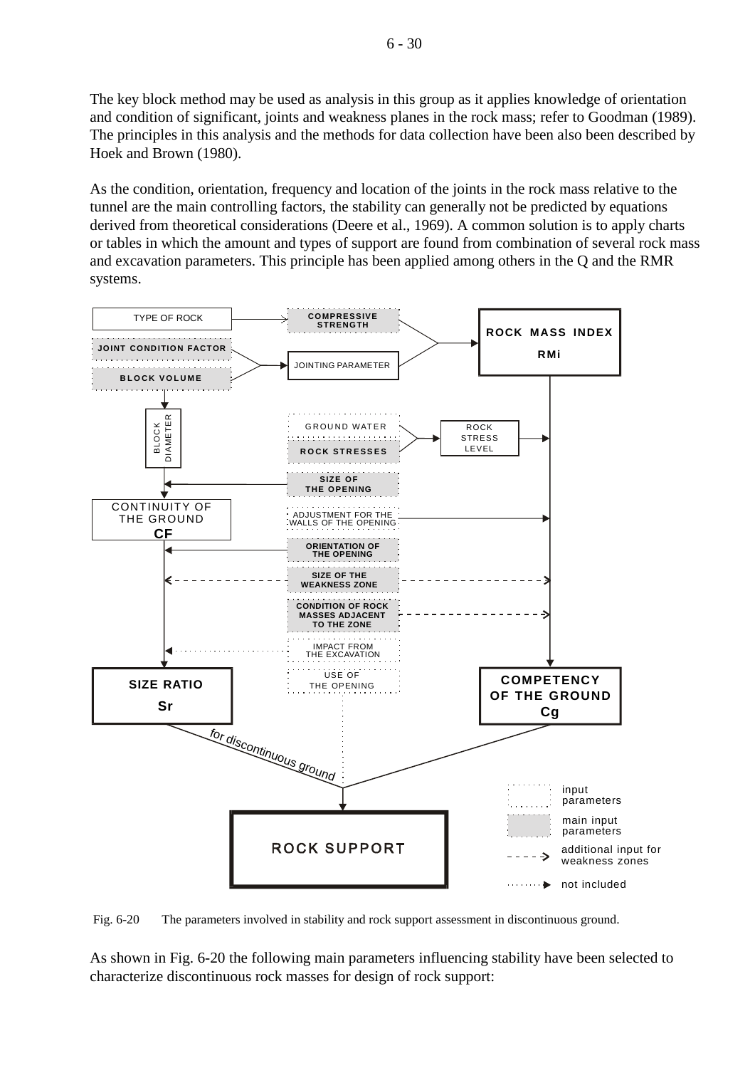The key block method may be used as analysis in this group as it applies knowledge of orientation and condition of significant, joints and weakness planes in the rock mass; refer to Goodman (1989). The principles in this analysis and the methods for data collection have been also been described by Hoek and Brown (1980).

As the condition, orientation, frequency and location of the joints in the rock mass relative to the tunnel are the main controlling factors, the stability can generally not be predicted by equations derived from theoretical considerations (Deere et al., 1969). A common solution is to apply charts or tables in which the amount and types of support are found from combination of several rock mass and excavation parameters. This principle has been applied among others in the Q and the RMR systems.

TYPE OF ROCK | COMPRESSIVE STRENGTH | ROCK MASS INDEX RMi | JOINT CONDITION FACTOR | BLOCK VOLUME | JOINTING PARAMETER | BLOCK DIAMETER | GROUND WATER | ROCK STRESSES | ROCK STRESS LEVEL | SIZE OF THE OPENING | CONTINUITY OF THE GROUND CF | ADJUSTMENT FOR THE WALLS OF THE OPENING | ORIENTATION OF THE OPENING | SIZE OF THE WEAKNESS ZONE | CONDITION OF ROCK MASSES ADJACENT TO THE ZONE | IMPACT FROM THE EXCAVATION | USE OF THE OPENING | SIZE RATIO Sr | COMPETENCY OF THE GROUND Cg | for discontinuous ground | ROCK SUPPORT

Legend: input parameters; main input parameters; additional input for weakness zones; not included

Fig. 6-20 The parameters involved in stability and rock support assessment in discontinuous ground.

As shown in Fig. 6-20 the following main parameters influencing stability have been selected to characterize discontinuous rock masses for design of rock support: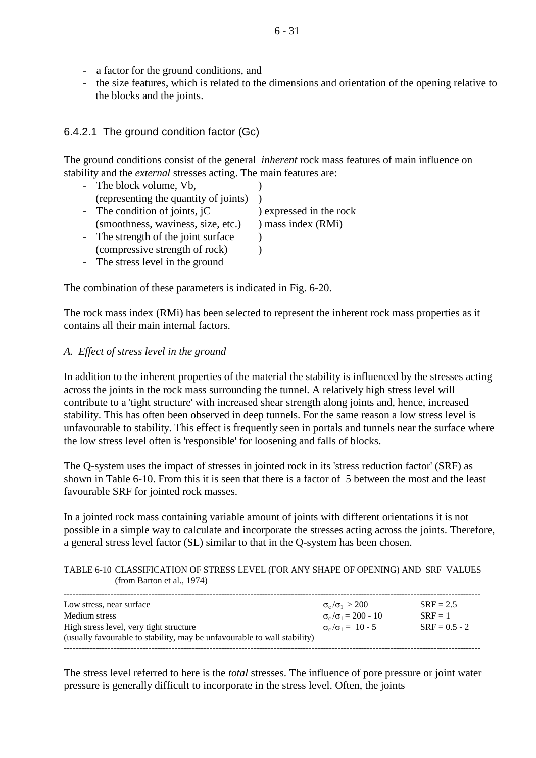- a factor for the ground conditions, and
- the size features, which is related to the dimensions and orientation of the opening relative to the blocks and the joints.

### 6.4.2.1 The ground condition factor (Gc)

The ground conditions consist of the general *inherent* rock mass features of main influence on stability and the *external* stresses acting. The main features are:

- The block volume, Vb, (representing the quantity of joints) )
- The condition of joints, jC (smoothness, waviness, size, etc.) ) expressed in the rock mass index (RMi)
- The strength of the joint surface (compressive strength of rock) )
- The stress level in the ground

The combination of these parameters is indicated in Fig. 6-20.

The rock mass index (RMi) has been selected to represent the inherent rock mass properties as it contains all their main internal factors.

*A. Effect of stress level in the ground*

In addition to the inherent properties of the material the stability is influenced by the stresses acting across the joints in the rock mass surrounding the tunnel. A relatively high stress level will contribute to a 'tight structure' with increased shear strength along joints and, hence, increased stability. This has often been observed in deep tunnels. For the same reason a low stress level is unfavourable to stability. This effect is frequently seen in portals and tunnels near the surface where the low stress level often is 'responsible' for loosening and falls of blocks.

The Q-system uses the impact of stresses in jointed rock in its 'stress reduction factor' (SRF) as shown in Table 6-10. From this it is seen that there is a factor of 5 between the most and the least favourable SRF for jointed rock masses.

In a jointed rock mass containing variable amount of joints with different orientations it is not possible in a simple way to calculate and incorporate the stresses acting across the joints. Therefore, a general stress level factor (SL) similar to that in the Q-system has been chosen.

TABLE 6-10 CLASSIFICATION OF STRESS LEVEL (FOR ANY SHAPE OF OPENING) AND SRF VALUES (from Barton et al., 1974)

| | | |
|---|---|---|
| Low stress, near surface | $\sigma_c/\sigma_1 > 200$ | SRF = 2.5 |
| Medium stress | $\sigma_c/\sigma_1 = 200 - 10$ | SRF = 1 |
| High stress level, very tight structure (usually favourable to stability, may be unfavourable to wall stability) | $\sigma_c/\sigma_1 = 10 - 5$ | SRF = 0.5 - 2 |

The stress level referred to here is the *total* stresses. The influence of pore pressure or joint water pressure is generally difficult to incorporate in the stress level. Often, the joints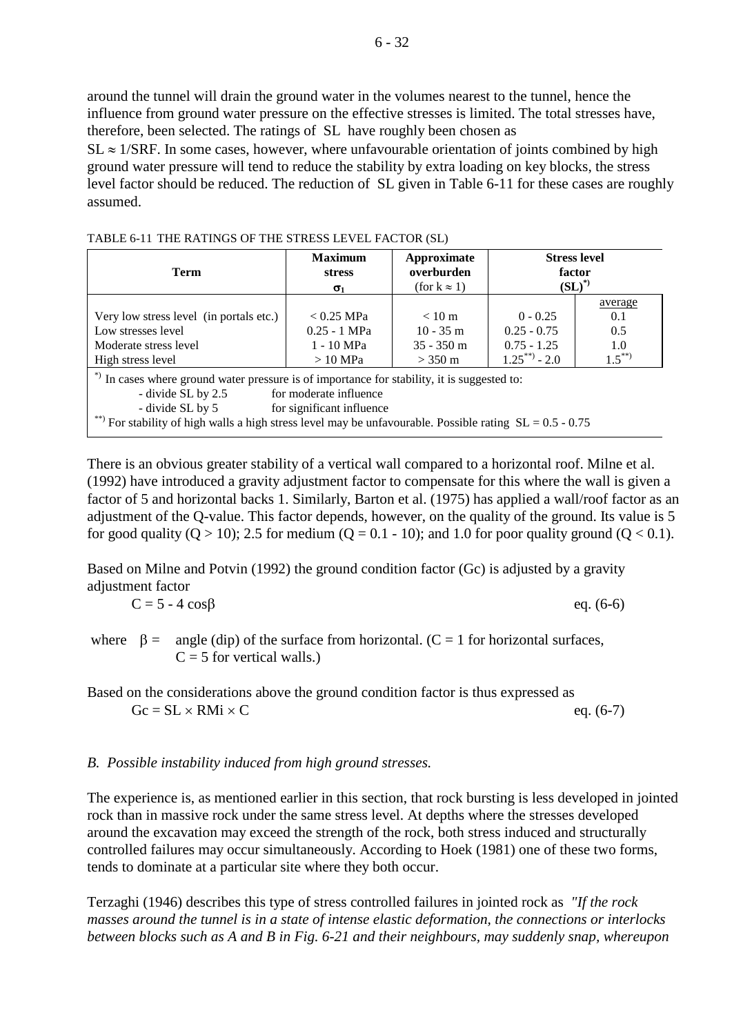around the tunnel will drain the ground water in the volumes nearest to the tunnel, hence the influence from ground water pressure on the effective stresses is limited. The total stresses have, therefore, been selected. The ratings of SL have roughly been chosen as

$SL \approx 1/SRF$. In some cases, however, where unfavourable orientation of joints combined by high ground water pressure will tend to reduce the stability by extra loading on key blocks, the stress level factor should be reduced. The reduction of SL given in Table 6-11 for these cases are roughly assumed.

TABLE 6-11 THE RATINGS OF THE STRESS LEVEL FACTOR (SL)

| Term | Maximum stress $\sigma_1$ | Approximate overburden (for $k \approx 1$) | Stress level factor $(SL)^{*)}$ | |
|---|---|---|---|---|
| | | | | average |
| Very low stress level (in portals etc.) | < 0.25 MPa | < 10 m | 0 - 0.25 | 0.1 |
| Low stresses level | 0.25 - 1 MPa | 10 - 35 m | 0.25 - 0.75 | 0.5 |
| Moderate stress level | 1 - 10 MPa | 35 - 350 m | 0.75 - 1.25 | 1.0 |
| High stress level | > 10 MPa | > 350 m | $1.25^{**)}$ - 2.0 | $1.5^{**)}$ |

*) In cases where ground water pressure is of importance for stability, it is suggested to:
- divide SL by 2.5 for moderate influence
- divide SL by 5 for significant influence

**) For stability of high walls a high stress level may be unfavourable. Possible rating SL = 0.5 - 0.75

There is an obvious greater stability of a vertical wall compared to a horizontal roof. Milne et al. (1992) have introduced a gravity adjustment factor to compensate for this where the wall is given a factor of 5 and horizontal backs 1. Similarly, Barton et al. (1975) has applied a wall/roof factor as an adjustment of the Q-value. This factor depends, however, on the quality of the ground. Its value is 5 for good quality ($Q > 10$); 2.5 for medium ($Q = 0.1 - 10$); and 1.0 for poor quality ground ($Q < 0.1$).

Based on Milne and Potvin (1992) the ground condition factor (Gc) is adjusted by a gravity adjustment factor

$$C = 5 - 4\cos\beta \qquad \text{eq. (6-6)}$$

where $\beta$ = angle (dip) of the surface from horizontal. ($C = 1$ for horizontal surfaces, $C = 5$ for vertical walls.)

Based on the considerations above the ground condition factor is thus expressed as

$$Gc = SL \times RMi \times C \qquad \text{eq. (6-7)}$$

*B. Possible instability induced from high ground stresses.*

The experience is, as mentioned earlier in this section, that rock bursting is less developed in jointed rock than in massive rock under the same stress level. At depths where the stresses developed around the excavation may exceed the strength of the rock, both stress induced and structurally controlled failures may occur simultaneously. According to Hoek (1981) one of these two forms, tends to dominate at a particular site where they both occur.

Terzaghi (1946) describes this type of stress controlled failures in jointed rock as *"If the rock masses around the tunnel is in a state of intense elastic deformation, the connections or interlocks between blocks such as A and B in Fig. 6-21 and their neighbours, may suddenly snap, whereupon*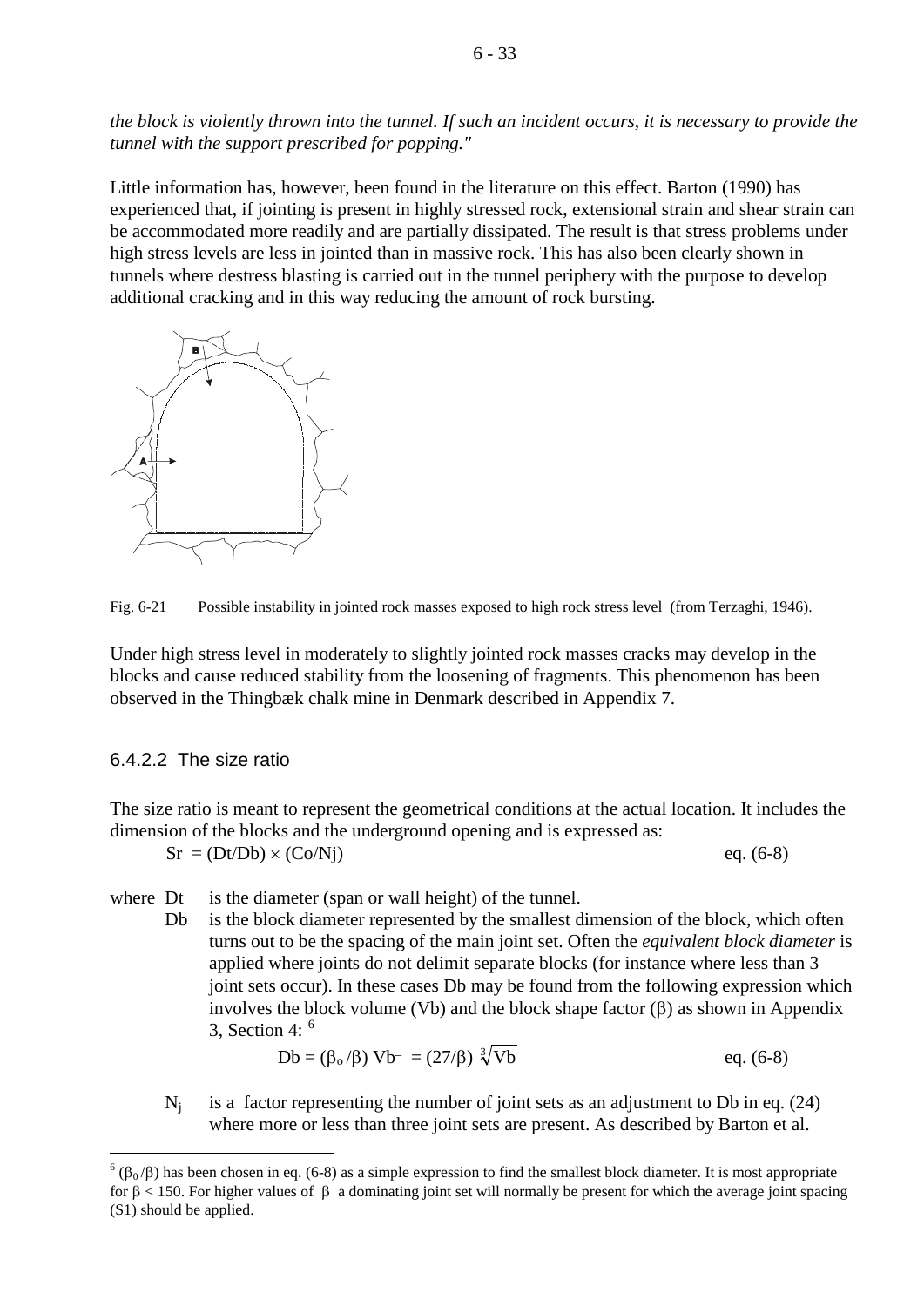*the block is violently thrown into the tunnel. If such an incident occurs, it is necessary to provide the tunnel with the support prescribed for popping."*

Little information has, however, been found in the literature on this effect. Barton (1990) has experienced that, if jointing is present in highly stressed rock, extensional strain and shear strain can be accommodated more readily and are partially dissipated. The result is that stress problems under high stress levels are less in jointed than in massive rock. This has also been clearly shown in tunnels where destress blasting is carried out in the tunnel periphery with the purpose to develop additional cracking and in this way reducing the amount of rock bursting.

Fig. 6-21 Possible instability in jointed rock masses exposed to high rock stress level (from Terzaghi, 1946).

Under high stress level in moderately to slightly jointed rock masses cracks may develop in the blocks and cause reduced stability from the loosening of fragments. This phenomenon has been observed in the Thingbæk chalk mine in Denmark described in Appendix 7.

### 6.4.2.2 The size ratio

The size ratio is meant to represent the geometrical conditions at the actual location. It includes the dimension of the blocks and the underground opening and is expressed as:

$$Sr = (Dt/Db) \times (Co/Nj) \qquad \text{eq. (6-8)}$$

where Dt is the diameter (span or wall height) of the tunnel.

Db is the block diameter represented by the smallest dimension of the block, which often turns out to be the spacing of the main joint set. Often the *equivalent block diameter* is applied where joints do not delimit separate blocks (for instance where less than 3 joint sets occur). In these cases Db may be found from the following expression which involves the block volume (Vb) and the block shape factor ($\beta$) as shown in Appendix 3, Section 4: [6]

$$Db = (\beta_o/\beta)\ Vb^{-} = (27/\beta)\ \sqrt[3]{Vb} \qquad \text{eq. (6-8)}$$

$N_j$ is a factor representing the number of joint sets as an adjustment to Db in eq. (24) where more or less than three joint sets are present. As described by Barton et al.

[6] $(\beta_0/\beta)$ has been chosen in eq. (6-8) as a simple expression to find the smallest block diameter. It is most appropriate for $\beta < 150$. For higher values of $\beta$ a dominating joint set will normally be present for which the average joint spacing (S1) should be applied.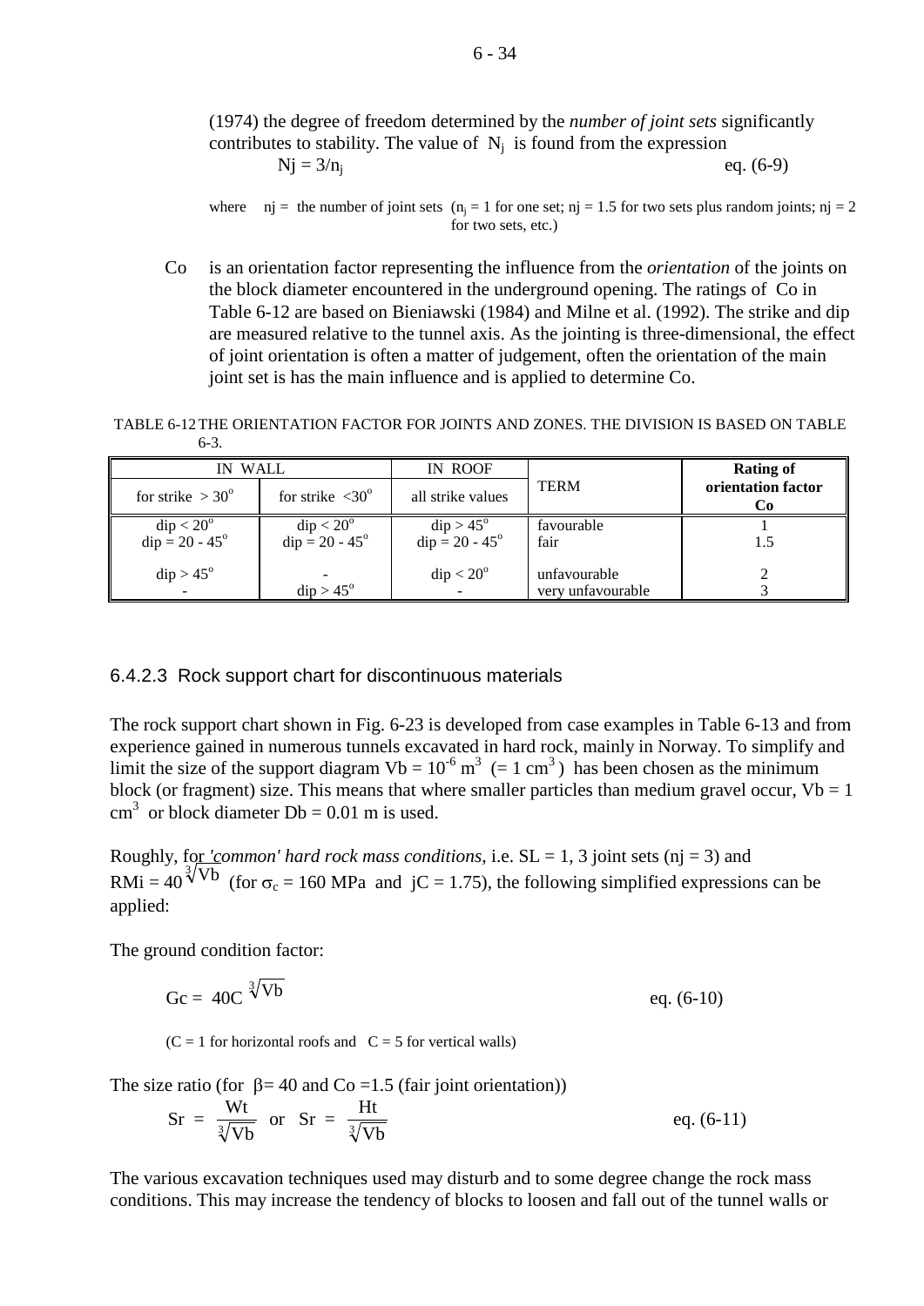(1974) the degree of freedom determined by the *number of joint sets* significantly contributes to stability. The value of $N_j$ is found from the expression

$$N_j = 3/n_j \qquad \text{eq. (6-9)}$$

where nj = the number of joint sets ($n_j$ = 1 for one set; nj = 1.5 for two sets plus random joints; nj = 2 for two sets, etc.)

Co is an orientation factor representing the influence from the *orientation* of the joints on the block diameter encountered in the underground opening. The ratings of Co in Table 6-12 are based on Bieniawski (1984) and Milne et al. (1992). The strike and dip are measured relative to the tunnel axis. As the jointing is three-dimensional, the effect of joint orientation is often a matter of judgement, often the orientation of the main joint set is has the main influence and is applied to determine Co.

TABLE 6-12 THE ORIENTATION FACTOR FOR JOINTS AND ZONES. THE DIVISION IS BASED ON TABLE 6-3.

| IN WALL | | IN ROOF | TERM | **Rating of orientation factor Co** |
|---|---|---|---|---|
| for strike $> 30^o$ | for strike $<30^o$ | all strike values | | |
| dip $< 20^o$ | dip $< 20^o$ | dip $> 45^o$ | favourable | 1 |
| dip = 20 - 45$^o$ | dip = 20 - 45$^o$ | dip = 20 - 45$^o$ | fair | 1.5 |
| dip $> 45^o$ | - | dip $< 20^o$ | unfavourable | 2 |
| - | dip $> 45^o$ | - | very unfavourable | 3 |

### 6.4.2.3 Rock support chart for discontinuous materials

The rock support chart shown in Fig. 6-23 is developed from case examples in Table 6-13 and from experience gained in numerous tunnels excavated in hard rock, mainly in Norway. To simplify and limit the size of the support diagram $Vb = 10^{-6}$ m$^3$ (= 1 cm$^3$) has been chosen as the minimum block (or fragment) size. This means that where smaller particles than medium gravel occur, Vb = 1 cm$^3$ or block diameter Db = 0.01 m is used.

Roughly, for *'common' hard rock mass conditions*, i.e. SL = 1, 3 joint sets (nj = 3) and RMi = $40\sqrt[3]{Vb}$ (for $\sigma_c$ = 160 MPa and jC = 1.75), the following simplified expressions can be applied:

The ground condition factor:

$$Gc = 40C\sqrt[3]{Vb} \qquad \text{eq. (6-10)}$$

(C = 1 for horizontal roofs and C = 5 for vertical walls)

The size ratio (for $\beta$= 40 and Co =1.5 (fair joint orientation))

$$Sr = \frac{Wt}{\sqrt[3]{Vb}} \text{ or } Sr = \frac{Ht}{\sqrt[3]{Vb}} \qquad \text{eq. (6-11)}$$

The various excavation techniques used may disturb and to some degree change the rock mass conditions. This may increase the tendency of blocks to loosen and fall out of the tunnel walls or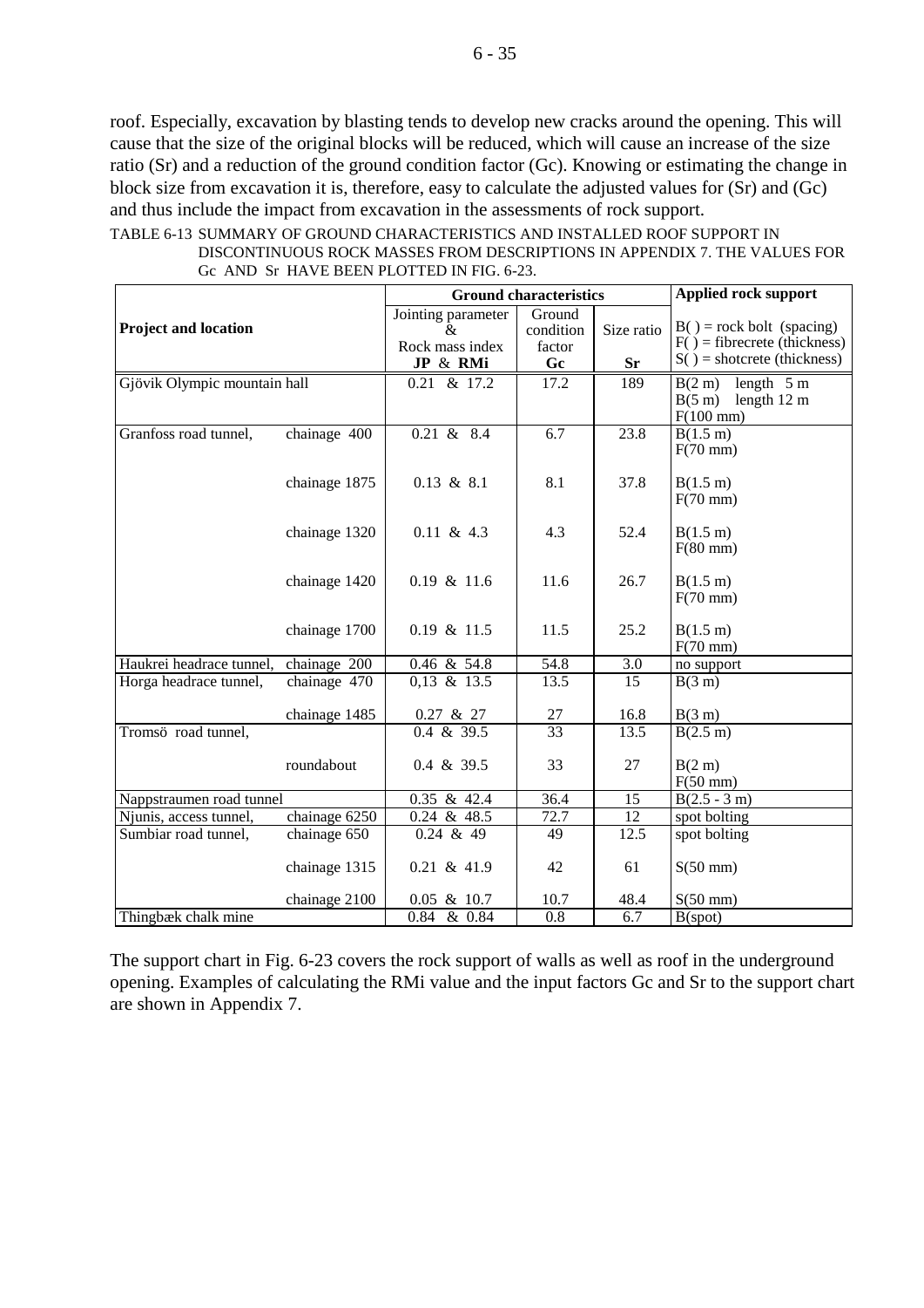roof. Especially, excavation by blasting tends to develop new cracks around the opening. This will cause that the size of the original blocks will be reduced, which will cause an increase of the size ratio (Sr) and a reduction of the ground condition factor (Gc). Knowing or estimating the change in block size from excavation it is, therefore, easy to calculate the adjusted values for (Sr) and (Gc) and thus include the impact from excavation in the assessments of rock support.

TABLE 6-13 SUMMARY OF GROUND CHARACTERISTICS AND INSTALLED ROOF SUPPORT IN DISCONTINUOUS ROCK MASSES FROM DESCRIPTIONS IN APPENDIX 7. THE VALUES FOR Gc AND Sr HAVE BEEN PLOTTED IN FIG. 6-23.

| Project and location | | Ground characteristics | | | Applied rock support |
|---|---|---|---|---|---|
| | | Jointing parameter & Rock mass index **JP & RMi** | Ground condition factor **Gc** | Size ratio **Sr** | B( ) = rock bolt (spacing) F( ) = fibrecrete (thickness) S( ) = shotcrete (thickness) |
| Gjövik Olympic mountain hall | | 0.21 & 17.2 | 17.2 | 189 | B(2 m) length 5 m B(5 m) length 12 m F(100 mm) |
| Granfoss road tunnel, | chainage 400 | 0.21 & 8.4 | 6.7 | 23.8 | B(1.5 m) F(70 mm) |
| | chainage 1875 | 0.13 & 8.1 | 8.1 | 37.8 | B(1.5 m) F(70 mm) |
| | chainage 1320 | 0.11 & 4.3 | 4.3 | 52.4 | B(1.5 m) F(80 mm) |
| | chainage 1420 | 0.19 & 11.6 | 11.6 | 26.7 | B(1.5 m) F(70 mm) |
| | chainage 1700 | 0.19 & 11.5 | 11.5 | 25.2 | B(1.5 m) F(70 mm) |
| Haukrei headrace tunnel, | chainage 200 | 0.46 & 54.8 | 54.8 | 3.0 | no support |
| Horga headrace tunnel, | chainage 470 | 0,13 & 13.5 | 13.5 | 15 | B(3 m) |
| | chainage 1485 | 0.27 & 27 | 27 | 16.8 | B(3 m) |
| Tromsö road tunnel, | | 0.4 & 39.5 | 33 | 13.5 | B(2.5 m) |
| | roundabout | 0.4 & 39.5 | 33 | 27 | B(2 m) F(50 mm) |
| Nappstraumen road tunnel | | 0.35 & 42.4 | 36.4 | 15 | B(2.5 - 3 m) |
| Njunis, access tunnel, | chainage 6250 | 0.24 & 48.5 | 72.7 | 12 | spot bolting |
| Sumbiar road tunnel, | chainage 650 | 0.24 & 49 | 49 | 12.5 | spot bolting |
| | chainage 1315 | 0.21 & 41.9 | 42 | 61 | S(50 mm) |
| | chainage 2100 | 0.05 & 10.7 | 10.7 | 48.4 | S(50 mm) |
| Thingbæk chalk mine | | 0.84 & 0.84 | 0.8 | 6.7 | B(spot) |

The support chart in Fig. 6-23 covers the rock support of walls as well as roof in the underground opening. Examples of calculating the RMi value and the input factors Gc and Sr to the support chart are shown in Appendix 7.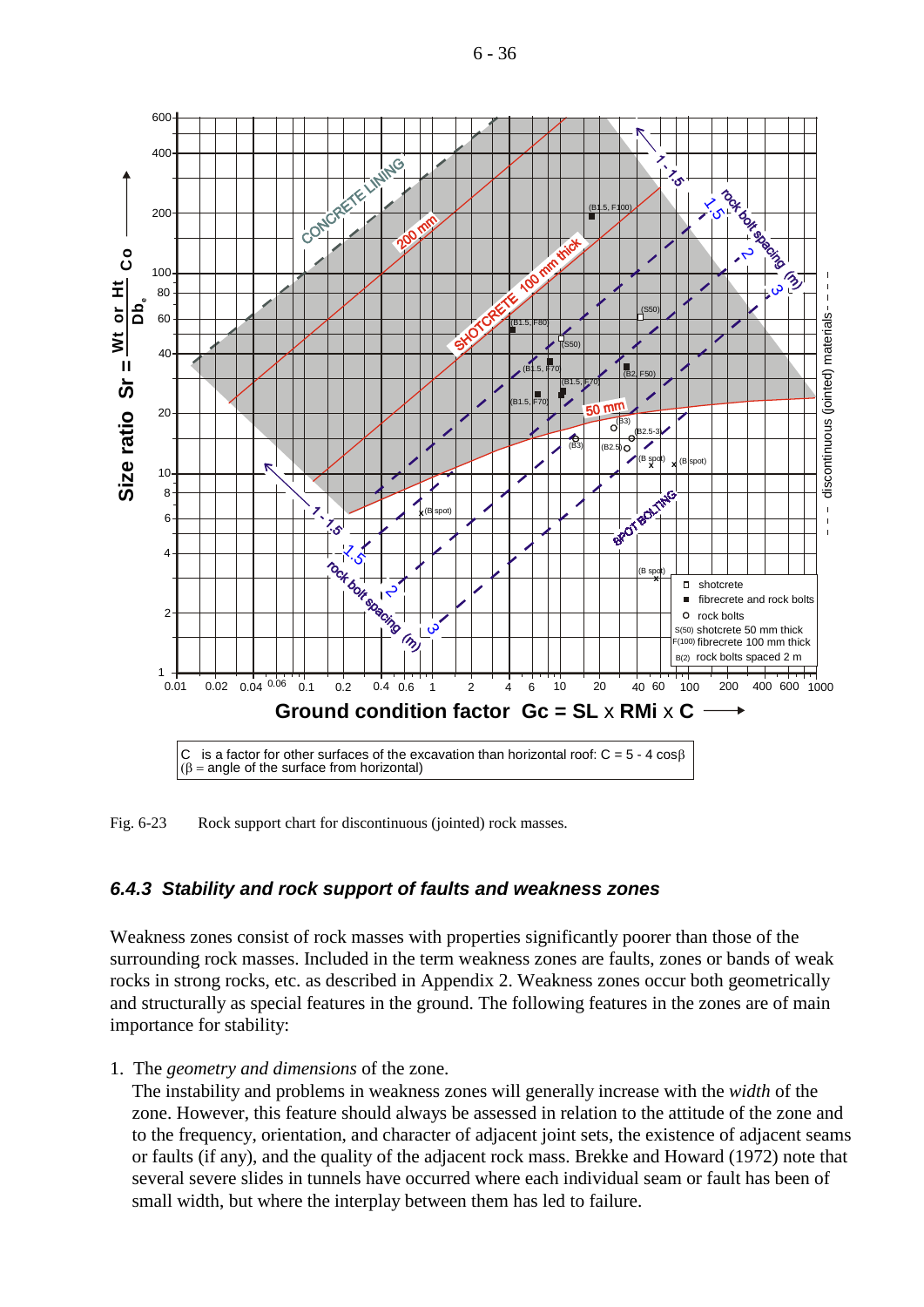C is a factor for other surfaces of the excavation than horizontal roof: C = 5 - 4 cosβ (β = angle of the surface from horizontal)

Fig. 6-23 Rock support chart for discontinuous (jointed) rock masses.

### *6.4.3 Stability and rock support of faults and weakness zones*

Weakness zones consist of rock masses with properties significantly poorer than those of the surrounding rock masses. Included in the term weakness zones are faults, zones or bands of weak rocks in strong rocks, etc. as described in Appendix 2. Weakness zones occur both geometrically and structurally as special features in the ground. The following features in the zones are of main importance for stability:

1. The *geometry and dimensions* of the zone.
   The instability and problems in weakness zones will generally increase with the *width* of the zone. However, this feature should always be assessed in relation to the attitude of the zone and to the frequency, orientation, and character of adjacent joint sets, the existence of adjacent seams or faults (if any), and the quality of the adjacent rock mass. Brekke and Howard (1972) note that several severe slides in tunnels have occurred where each individual seam or fault has been of small width, but where the interplay between them has led to failure.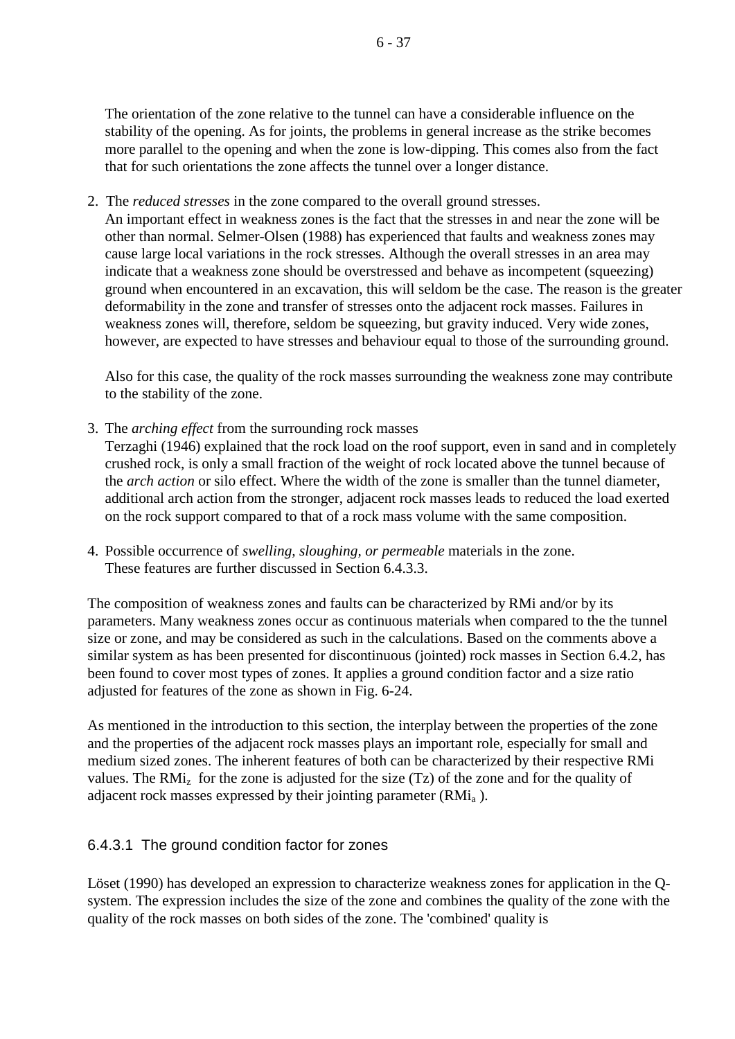The orientation of the zone relative to the tunnel can have a considerable influence on the stability of the opening. As for joints, the problems in general increase as the strike becomes more parallel to the opening and when the zone is low-dipping. This comes also from the fact that for such orientations the zone affects the tunnel over a longer distance.

2. The *reduced stresses* in the zone compared to the overall ground stresses.
   An important effect in weakness zones is the fact that the stresses in and near the zone will be other than normal. Selmer-Olsen (1988) has experienced that faults and weakness zones may cause large local variations in the rock stresses. Although the overall stresses in an area may indicate that a weakness zone should be overstressed and behave as incompetent (squeezing) ground when encountered in an excavation, this will seldom be the case. The reason is the greater deformability in the zone and transfer of stresses onto the adjacent rock masses. Failures in weakness zones will, therefore, seldom be squeezing, but gravity induced. Very wide zones, however, are expected to have stresses and behaviour equal to those of the surrounding ground.

   Also for this case, the quality of the rock masses surrounding the weakness zone may contribute to the stability of the zone.

3. The *arching effect* from the surrounding rock masses
   Terzaghi (1946) explained that the rock load on the roof support, even in sand and in completely crushed rock, is only a small fraction of the weight of rock located above the tunnel because of the *arch action* or silo effect. Where the width of the zone is smaller than the tunnel diameter, additional arch action from the stronger, adjacent rock masses leads to reduced the load exerted on the rock support compared to that of a rock mass volume with the same composition.

4. Possible occurrence of *swelling, sloughing, or permeable* materials in the zone.
   These features are further discussed in Section 6.4.3.3.

The composition of weakness zones and faults can be characterized by RMi and/or by its parameters. Many weakness zones occur as continuous materials when compared to the the tunnel size or zone, and may be considered as such in the calculations. Based on the comments above a similar system as has been presented for discontinuous (jointed) rock masses in Section 6.4.2, has been found to cover most types of zones. It applies a ground condition factor and a size ratio adjusted for features of the zone as shown in Fig. 6-24.

As mentioned in the introduction to this section, the interplay between the properties of the zone and the properties of the adjacent rock masses plays an important role, especially for small and medium sized zones. The inherent features of both can be characterized by their respective RMi values. The $RMi_z$ for the zone is adjusted for the size (Tz) of the zone and for the quality of adjacent rock masses expressed by their jointing parameter ($RMi_a$ ).

### 6.4.3.1 The ground condition factor for zones

Löset (1990) has developed an expression to characterize weakness zones for application in the Q-system. The expression includes the size of the zone and combines the quality of the zone with the quality of the rock masses on both sides of the zone. The 'combined' quality is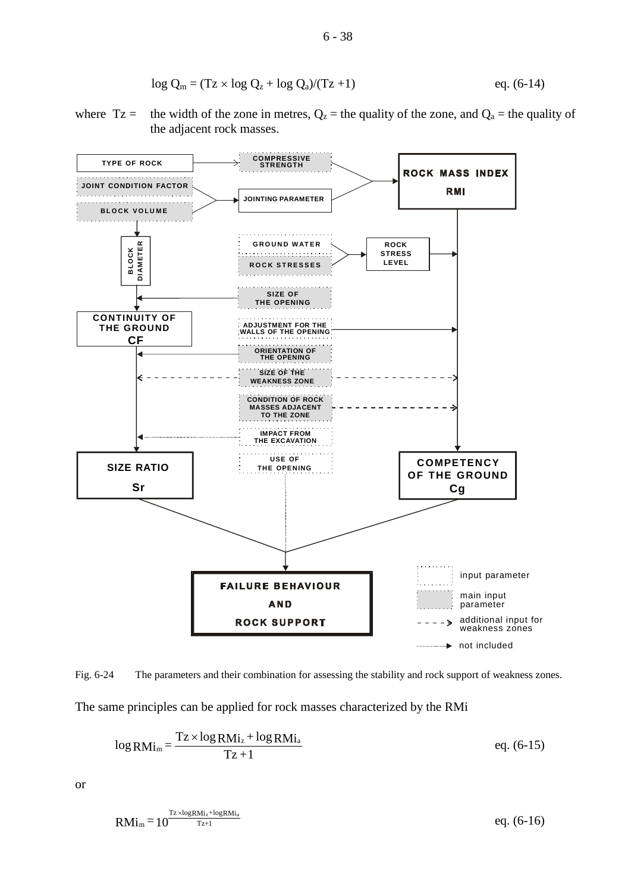$$\log Q_m = (Tz \times \log Q_z + \log Q_a)/(Tz + 1) \qquad \text{eq. (6-14)}$$

where Tz = the width of the zone in metres, $Q_z$ = the quality of the zone, and $Q_a$ = the quality of the adjacent rock masses.

Fig. 6-24 The parameters and their combination for assessing the stability and rock support of weakness zones.

The same principles can be applied for rock masses characterized by the RMi

$$\log RMi_m = \frac{Tz \times \log RMi_z + \log RMi_a}{Tz + 1} \qquad \text{eq. (6-15)}$$

or

$$RMi_m = 10^{\frac{Tz \times \log RMi_z + \log RMi_a}{Tz+1}} \qquad \text{eq. (6-16)}$$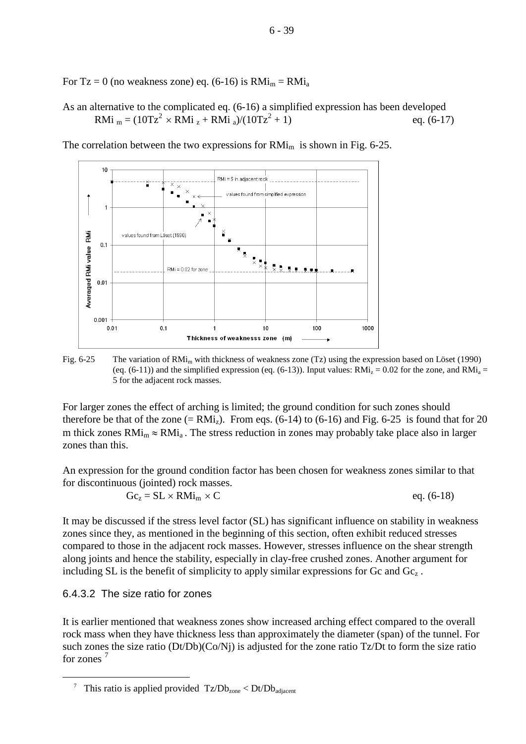For Tz = 0 (no weakness zone) eq. (6-16) is $RMi_m = RMi_a$

As an alternative to the complicated eq. (6-16) a simplified expression has been developed

$$RMi_m = (10Tz^2 \times RMi_z + RMi_a)/(10Tz^2 + 1) \qquad \text{eq. (6-17)}$$

The correlation between the two expressions for $RMi_m$ is shown in Fig. 6-25.

Fig. 6-25 The variation of $RMi_m$ with thickness of weakness zone (Tz) using the expression based on Löset (1990) (eq. (6-11)) and the simplified expression (eq. (6-13)). Input values: $RMi_z = 0.02$ for the zone, and $RMi_a = 5$ for the adjacent rock masses.

For larger zones the effect of arching is limited; the ground condition for such zones should therefore be that of the zone (= $RMi_z$). From eqs. (6-14) to (6-16) and Fig. 6-25 is found that for 20 m thick zones $RMi_m \approx RMi_a$. The stress reduction in zones may probably take place also in larger zones than this.

An expression for the ground condition factor has been chosen for weakness zones similar to that for discontinuous (jointed) rock masses.

$$Gc_z = SL \times RMi_m \times C \qquad \text{eq. (6-18)}$$

It may be discussed if the stress level factor (SL) has significant influence on stability in weakness zones since they, as mentioned in the beginning of this section, often exhibit reduced stresses compared to those in the adjacent rock masses. However, stresses influence on the shear strength along joints and hence the stability, especially in clay-free crushed zones. Another argument for including SL is the benefit of simplicity to apply similar expressions for Gc and $Gc_z$.

### 6.4.3.2 The size ratio for zones

It is earlier mentioned that weakness zones show increased arching effect compared to the overall rock mass when they have thickness less than approximately the diameter (span) of the tunnel. For such zones the size ratio (Dt/Db)(Co/Nj) is adjusted for the zone ratio Tz/Dt to form the size ratio for zones [7]

[7] This ratio is applied provided $Tz/Db_{zone} < Dt/Db_{adjacent}$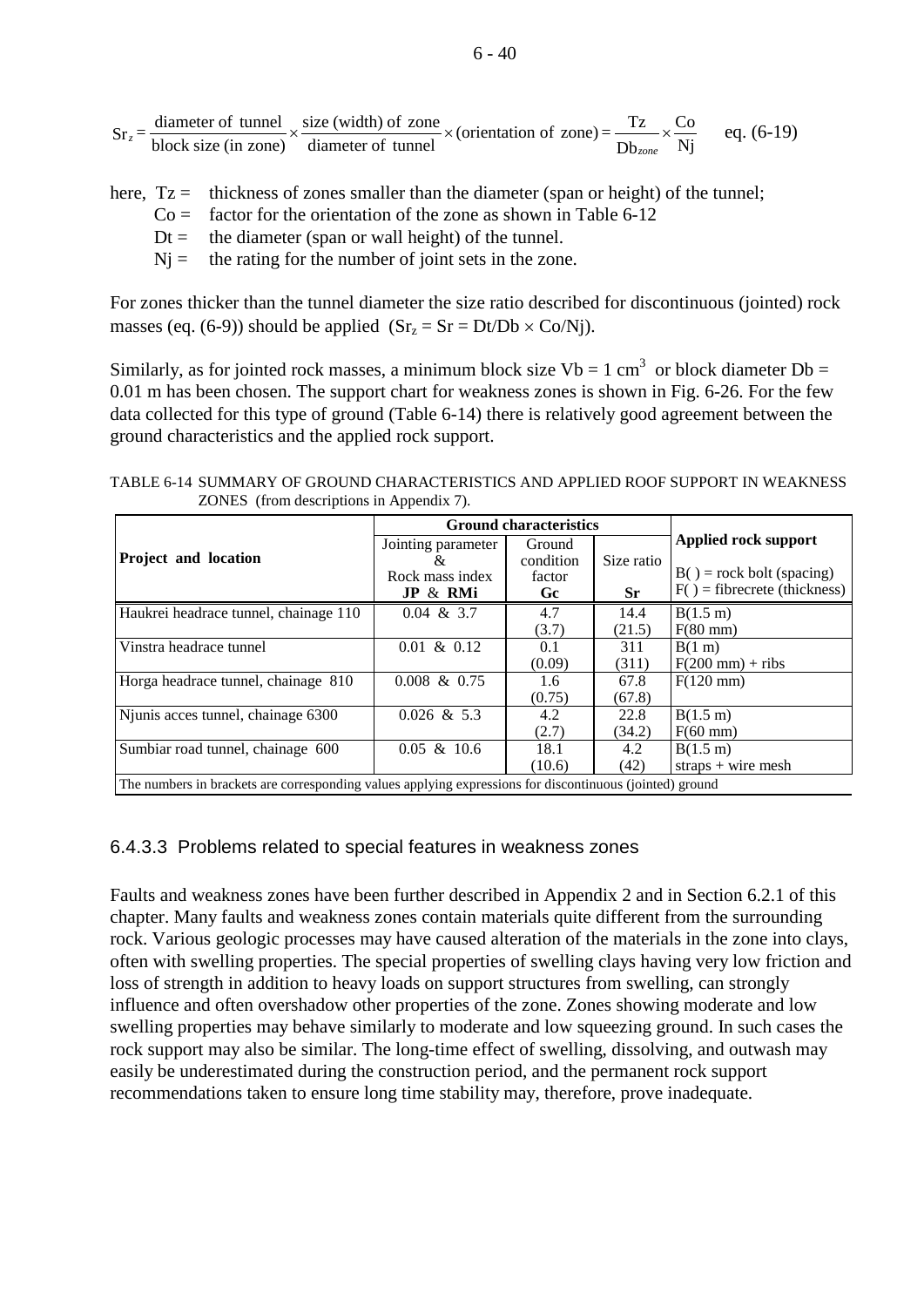$$Sr_z = \frac{\text{diameter of tunnel}}{\text{block size (in zone)}} \times \frac{\text{size (width) of zone}}{\text{diameter of tunnel}} \times (\text{orientation of zone}) = \frac{Tz}{Db_{zone}} \times \frac{Co}{Nj} \qquad \text{eq. (6-19)}$$

here, Tz = thickness of zones smaller than the diameter (span or height) of the tunnel;
Co = factor for the orientation of the zone as shown in Table 6-12
Dt = the diameter (span or wall height) of the tunnel.
Nj = the rating for the number of joint sets in the zone.

For zones thicker than the tunnel diameter the size ratio described for discontinuous (jointed) rock masses (eq. (6-9)) should be applied ($Sr_z = Sr = Dt/Db \times Co/Nj$).

Similarly, as for jointed rock masses, a minimum block size $Vb = 1\ cm^3$ or block diameter Db = 0.01 m has been chosen. The support chart for weakness zones is shown in Fig. 6-26. For the few data collected for this type of ground (Table 6-14) there is relatively good agreement between the ground characteristics and the applied rock support.

TABLE 6-14 SUMMARY OF GROUND CHARACTERISTICS AND APPLIED ROOF SUPPORT IN WEAKNESS ZONES (from descriptions in Appendix 7).

| Project and location | Ground characteristics | | | Applied rock support |
|---|---|---|---|---|
| | Jointing parameter & Rock mass index **JP** & **RMi** | Ground condition factor **Gc** | Size ratio **Sr** | B( ) = rock bolt (spacing) F( ) = fibrecrete (thickness) |
| Haukrei headrace tunnel, chainage 110 | 0.04 & 3.7 | 4.7 (3.7) | 14.4 (21.5) | B(1.5 m) F(80 mm) |
| Vinstra headrace tunnel | 0.01 & 0.12 | 0.1 (0.09) | 311 (311) | B(1 m) F(200 mm) + ribs |
| Horga headrace tunnel, chainage 810 | 0.008 & 0.75 | 1.6 (0.75) | 67.8 (67.8) | F(120 mm) |
| Njunis acces tunnel, chainage 6300 | 0.026 & 5.3 | 4.2 (2.7) | 22.8 (34.2) | B(1.5 m) F(60 mm) |
| Sumbiar road tunnel, chainage 600 | 0.05 & 10.6 | 18.1 (10.6) | 4.2 (42) | B(1.5 m) straps + wire mesh |

The numbers in brackets are corresponding values applying expressions for discontinuous (jointed) ground

### 6.4.3.3 Problems related to special features in weakness zones

Faults and weakness zones have been further described in Appendix 2 and in Section 6.2.1 of this chapter. Many faults and weakness zones contain materials quite different from the surrounding rock. Various geologic processes may have caused alteration of the materials in the zone into clays, often with swelling properties. The special properties of swelling clays having very low friction and loss of strength in addition to heavy loads on support structures from swelling, can strongly influence and often overshadow other properties of the zone. Zones showing moderate and low swelling properties may behave similarly to moderate and low squeezing ground. In such cases the rock support may also be similar. The long-time effect of swelling, dissolving, and outwash may easily be underestimated during the construction period, and the permanent rock support recommendations taken to ensure long time stability may, therefore, prove inadequate.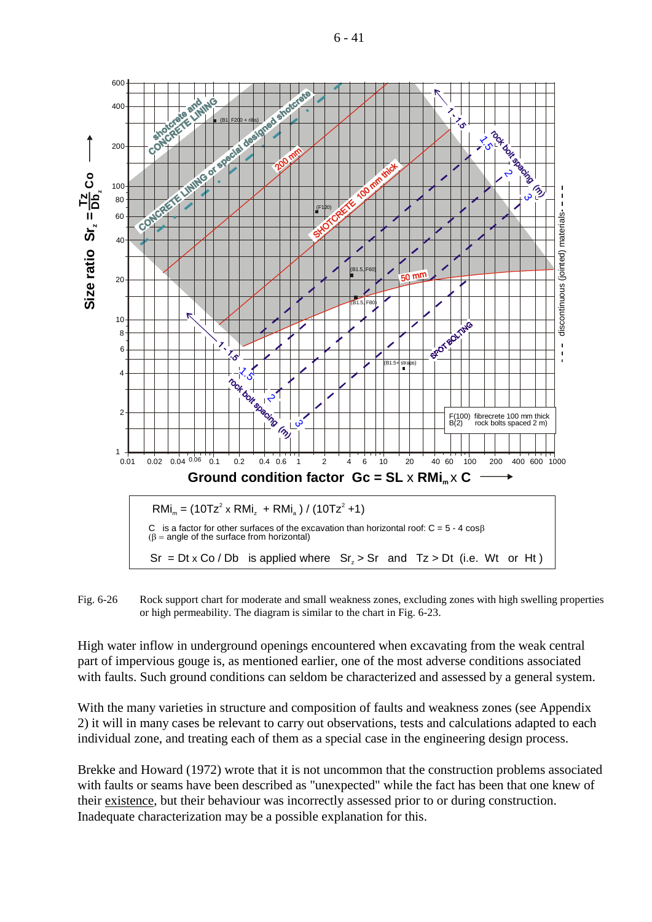$RMi_m = (10Tz^2 \times RMi_z + RMi_a) / (10Tz^2 + 1)$

C is a factor for other surfaces of the excavation than horizontal roof: $C = 5 - 4 \cos\beta$
($\beta$ = angle of the surface from horizontal)

$Sr = Dt \times Co / Db$ is applied where $Sr_z > Sr$ and $Tz > Dt$ (i.e. Wt or Ht)

Fig. 6-26 Rock support chart for moderate and small weakness zones, excluding zones with high swelling properties or high permeability. The diagram is similar to the chart in Fig. 6-23.

High water inflow in underground openings encountered when excavating from the weak central part of impervious gouge is, as mentioned earlier, one of the most adverse conditions associated with faults. Such ground conditions can seldom be characterized and assessed by a general system.

With the many varieties in structure and composition of faults and weakness zones (see Appendix 2) it will in many cases be relevant to carry out observations, tests and calculations adapted to each individual zone, and treating each of them as a special case in the engineering design process.

Brekke and Howard (1972) wrote that it is not uncommon that the construction problems associated with faults or seams have been described as "unexpected" while the fact has been that one knew of their existence, but their behaviour was incorrectly assessed prior to or during construction. Inadequate characterization may be a possible explanation for this.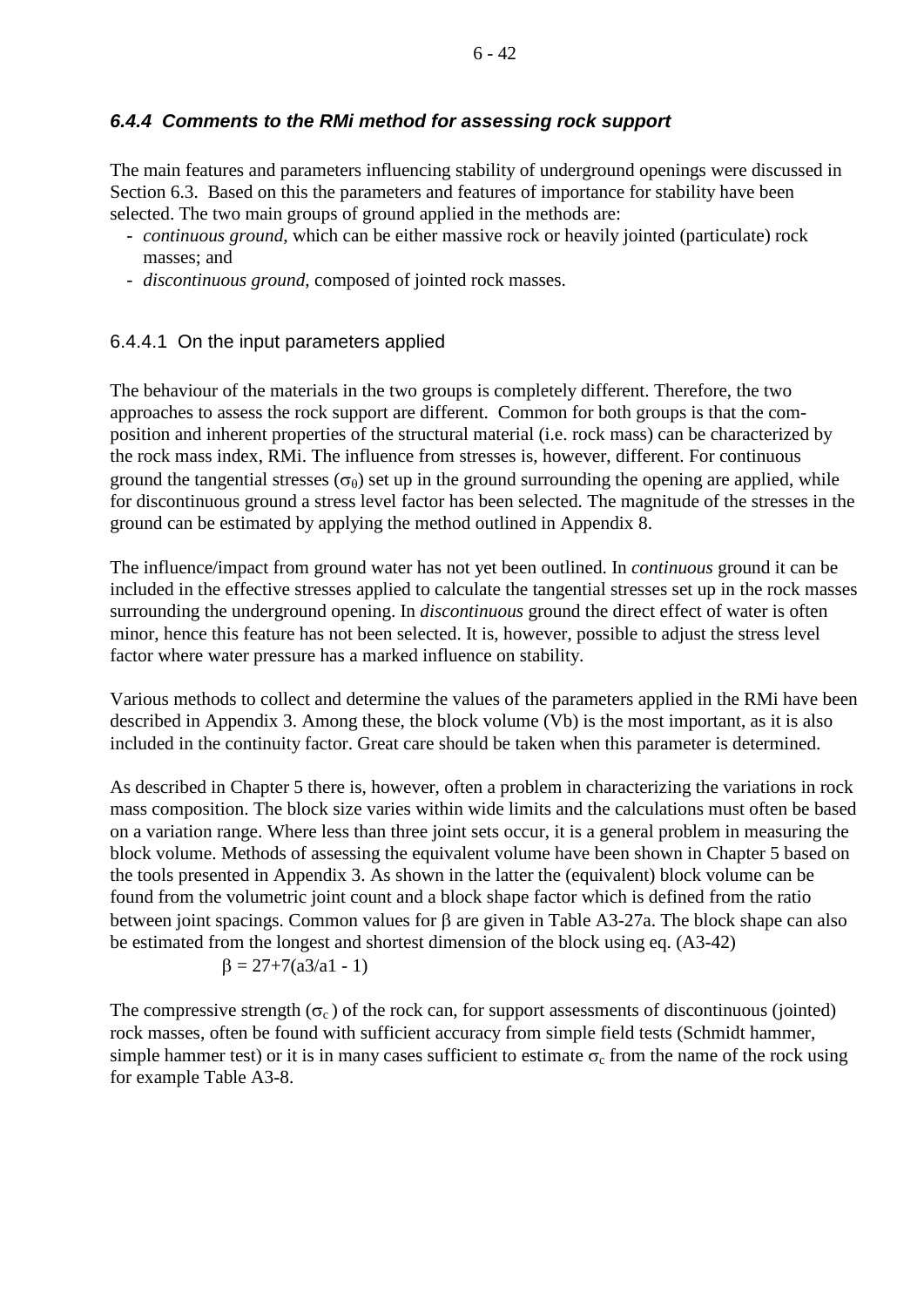### *6.4.4 Comments to the RMi method for assessing rock support*

The main features and parameters influencing stability of underground openings were discussed in Section 6.3. Based on this the parameters and features of importance for stability have been selected. The two main groups of ground applied in the methods are:

- *continuous ground*, which can be either massive rock or heavily jointed (particulate) rock masses; and
- *discontinuous ground*, composed of jointed rock masses.

#### 6.4.4.1 On the input parameters applied

The behaviour of the materials in the two groups is completely different. Therefore, the two approaches to assess the rock support are different. Common for both groups is that the composition and inherent properties of the structural material (i.e. rock mass) can be characterized by the rock mass index, RMi. The influence from stresses is, however, different. For continuous ground the tangential stresses ($\sigma_\theta$) set up in the ground surrounding the opening are applied, while for discontinuous ground a stress level factor has been selected. The magnitude of the stresses in the ground can be estimated by applying the method outlined in Appendix 8.

The influence/impact from ground water has not yet been outlined. In *continuous* ground it can be included in the effective stresses applied to calculate the tangential stresses set up in the rock masses surrounding the underground opening. In *discontinuous* ground the direct effect of water is often minor, hence this feature has not been selected. It is, however, possible to adjust the stress level factor where water pressure has a marked influence on stability.

Various methods to collect and determine the values of the parameters applied in the RMi have been described in Appendix 3. Among these, the block volume (Vb) is the most important, as it is also included in the continuity factor. Great care should be taken when this parameter is determined.

As described in Chapter 5 there is, however, often a problem in characterizing the variations in rock mass composition. The block size varies within wide limits and the calculations must often be based on a variation range. Where less than three joint sets occur, it is a general problem in measuring the block volume. Methods of assessing the equivalent volume have been shown in Chapter 5 based on the tools presented in Appendix 3. As shown in the latter the (equivalent) block volume can be found from the volumetric joint count and a block shape factor which is defined from the ratio between joint spacings. Common values for $\beta$ are given in Table A3-27a. The block shape can also be estimated from the longest and shortest dimension of the block using eq. (A3-42)

$$\beta = 27+7(a3/a1 - 1)$$

The compressive strength ($\sigma_c$) of the rock can, for support assessments of discontinuous (jointed) rock masses, often be found with sufficient accuracy from simple field tests (Schmidt hammer, simple hammer test) or it is in many cases sufficient to estimate $\sigma_c$ from the name of the rock using for example Table A3-8.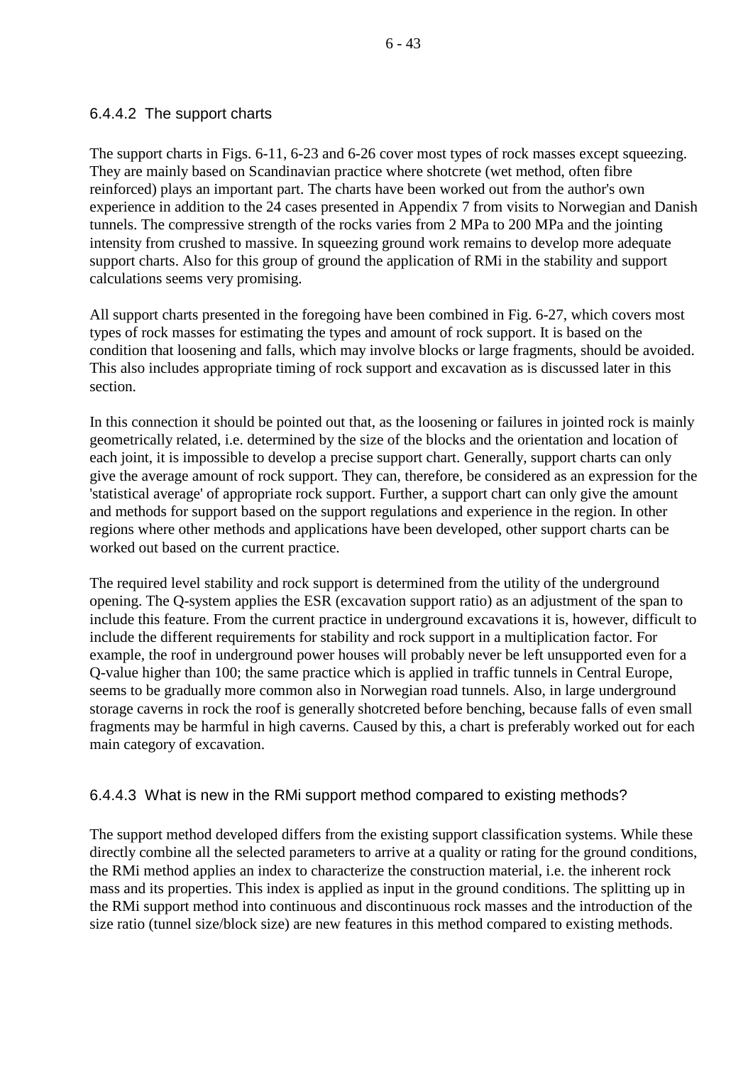#### 6.4.4.2 The support charts

The support charts in Figs. 6-11, 6-23 and 6-26 cover most types of rock masses except squeezing. They are mainly based on Scandinavian practice where shotcrete (wet method, often fibre reinforced) plays an important part. The charts have been worked out from the author's own experience in addition to the 24 cases presented in Appendix 7 from visits to Norwegian and Danish tunnels. The compressive strength of the rocks varies from 2 MPa to 200 MPa and the jointing intensity from crushed to massive. In squeezing ground work remains to develop more adequate support charts. Also for this group of ground the application of RMi in the stability and support calculations seems very promising.

All support charts presented in the foregoing have been combined in Fig. 6-27, which covers most types of rock masses for estimating the types and amount of rock support. It is based on the condition that loosening and falls, which may involve blocks or large fragments, should be avoided. This also includes appropriate timing of rock support and excavation as is discussed later in this section.

In this connection it should be pointed out that, as the loosening or failures in jointed rock is mainly geometrically related, i.e. determined by the size of the blocks and the orientation and location of each joint, it is impossible to develop a precise support chart. Generally, support charts can only give the average amount of rock support. They can, therefore, be considered as an expression for the 'statistical average' of appropriate rock support. Further, a support chart can only give the amount and methods for support based on the support regulations and experience in the region. In other regions where other methods and applications have been developed, other support charts can be worked out based on the current practice.

The required level stability and rock support is determined from the utility of the underground opening. The Q-system applies the ESR (excavation support ratio) as an adjustment of the span to include this feature. From the current practice in underground excavations it is, however, difficult to include the different requirements for stability and rock support in a multiplication factor. For example, the roof in underground power houses will probably never be left unsupported even for a Q-value higher than 100; the same practice which is applied in traffic tunnels in Central Europe, seems to be gradually more common also in Norwegian road tunnels. Also, in large underground storage caverns in rock the roof is generally shotcreted before benching, because falls of even small fragments may be harmful in high caverns. Caused by this, a chart is preferably worked out for each main category of excavation.

#### 6.4.4.3 What is new in the RMi support method compared to existing methods?

The support method developed differs from the existing support classification systems. While these directly combine all the selected parameters to arrive at a quality or rating for the ground conditions, the RMi method applies an index to characterize the construction material, i.e. the inherent rock mass and its properties. This index is applied as input in the ground conditions. The splitting up in the RMi support method into continuous and discontinuous rock masses and the introduction of the size ratio (tunnel size/block size) are new features in this method compared to existing methods.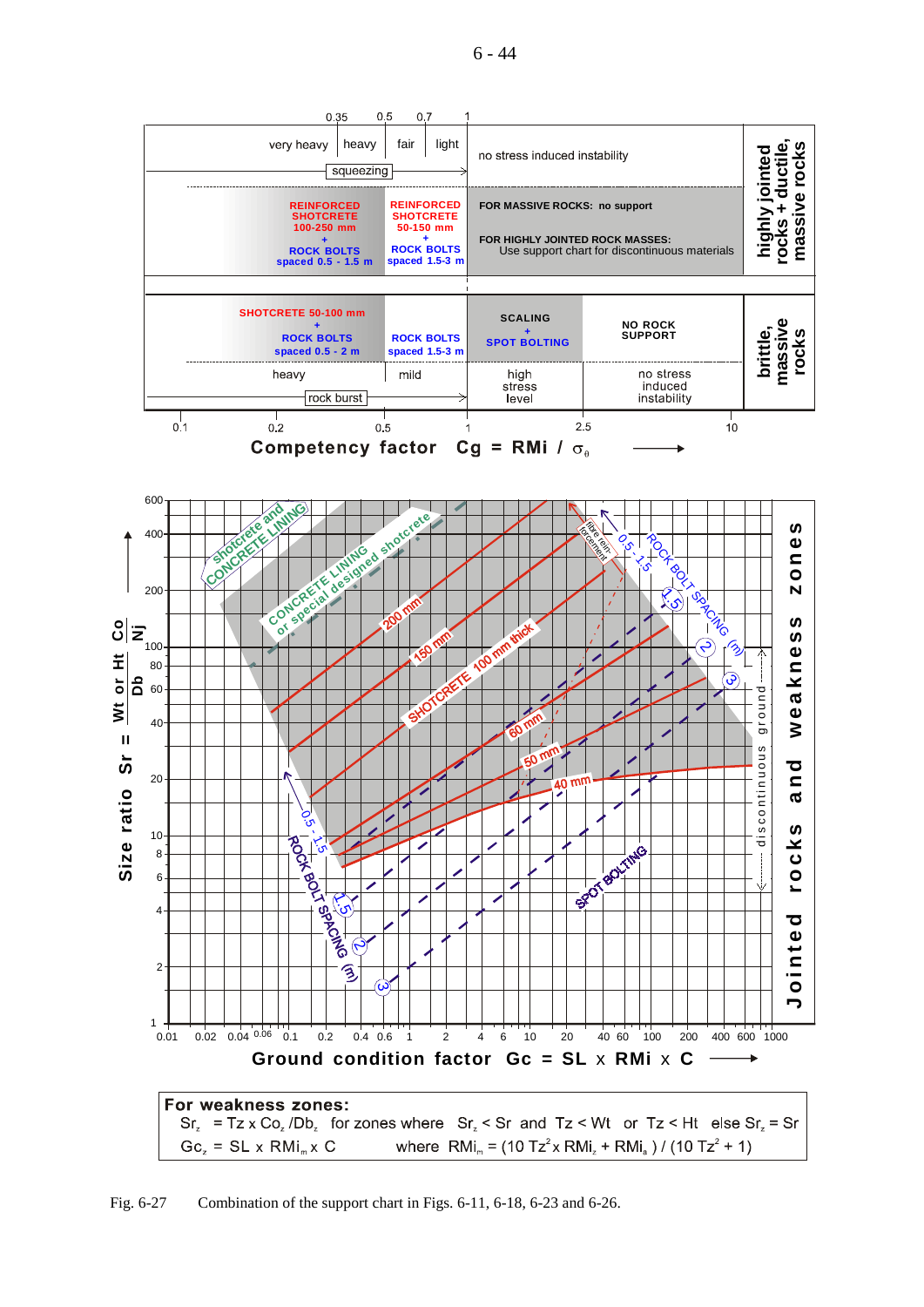| very heavy | heavy | fair | light | no stress induced instability | highly jointed rocks + ductile, massive rocks |
|---|---|---|---|---|---|
| squeezing | | | | | |
| REINFORCED SHOTCRETE 100-250 mm + ROCK BOLTS spaced 0.5 - 1.5 m | | REINFORCED SHOTCRETE 50-150 mm + ROCK BOLTS spaced 1.5-3 m | | FOR MASSIVE ROCKS: no support<br>FOR HIGHLY JOINTED ROCK MASSES: Use support chart for discontinuous materials | |

| SHOTCRETE 50-100 mm + ROCK BOLTS spaced 0.5 - 2 m | ROCK BOLTS spaced 1.5-3 m | SCALING + SPOT BOLTING | NO ROCK SUPPORT | brittle, massive rocks |
|---|---|---|---|---|
| heavy | mild | high stress level | no stress induced instability | |
| rock burst | | | | |

Competency factor $Cg = RMi / \sigma_\theta$ (scale: 0.1, 0.2, 0.35, 0.5, 0.7, 1, 2.5, 10)

Size ratio $Sr = \frac{Wt \text{ or } Ht}{Db} \frac{Co}{Nj}$

Ground condition factor $Gc = SL \times RMi \times C$

Chart labels: shotcrete and CONCRETE LINING; CONCRETE LINING or special designed shotcrete; 200 mm; 150 mm; SHOTCRETE 100 mm thick; 60 mm; 50 mm; 40 mm; fibre reinforcement; ROCK BOLT SPACING (m) 0.5 - 1.5, 1.5, 2, 3; SPOT BOLTING; discontinuous ground; Jointed rocks and weakness zones.

**For weakness zones:**

$Sr_z = Tz \times Co_z / Db_z$ for zones where $Sr_z < Sr$ and $Tz < Wt$ or $Tz < Ht$ else $Sr_z = Sr$

$Gc_z = SL \times RMi_m \times C$ where $RMi_m = (10\,Tz^2 \times RMi_z + RMi_a) / (10\,Tz^2 + 1)$

Fig. 6-27 Combination of the support chart in Figs. 6-11, 6-18, 6-23 and 6-26.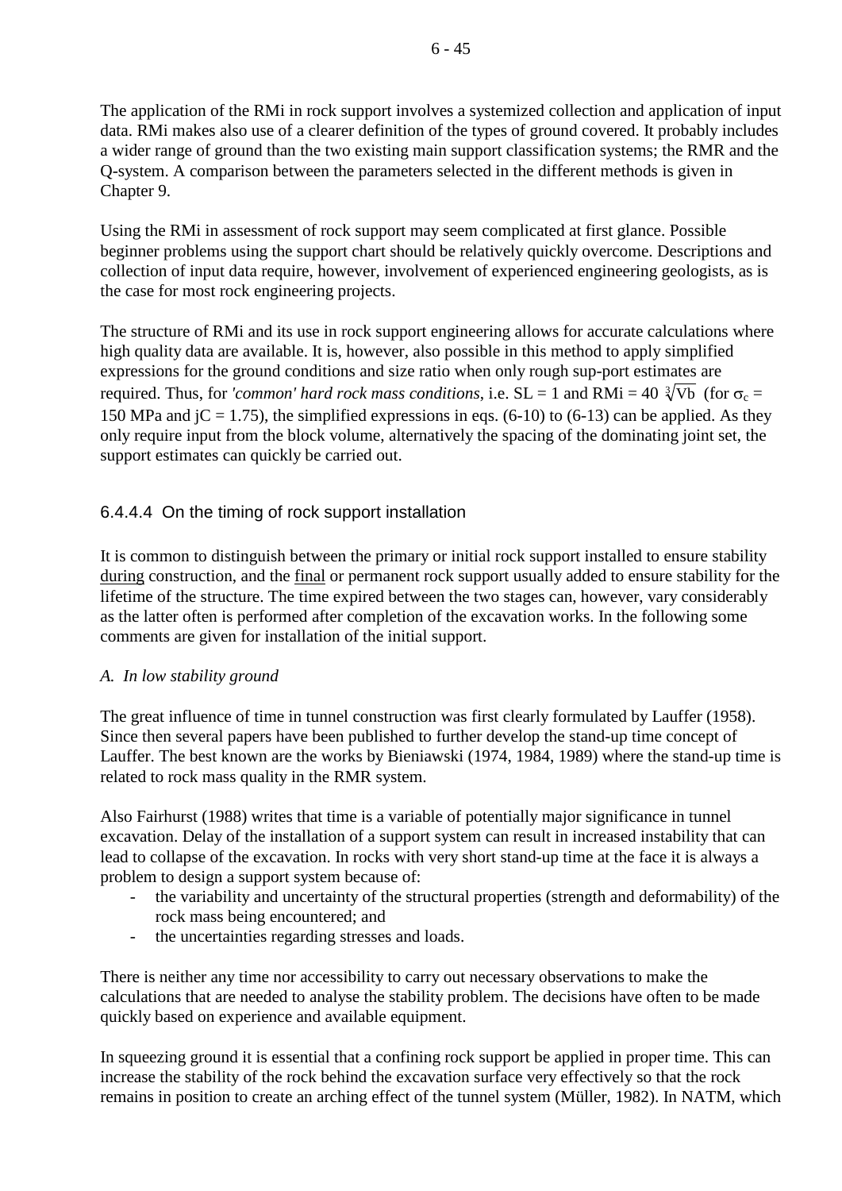The application of the RMi in rock support involves a systemized collection and application of input data. RMi makes also use of a clearer definition of the types of ground covered. It probably includes a wider range of ground than the two existing main support classification systems; the RMR and the Q-system. A comparison between the parameters selected in the different methods is given in Chapter 9.

Using the RMi in assessment of rock support may seem complicated at first glance. Possible beginner problems using the support chart should be relatively quickly overcome. Descriptions and collection of input data require, however, involvement of experienced engineering geologists, as is the case for most rock engineering projects.

The structure of RMi and its use in rock support engineering allows for accurate calculations where high quality data are available. It is, however, also possible in this method to apply simplified expressions for the ground conditions and size ratio when only rough sup-port estimates are required. Thus, for *'common' hard rock mass conditions*, i.e. SL = 1 and RMi = 40 $\sqrt[3]{Vb}$ (for $\sigma_c$ = 150 MPa and jC = 1.75), the simplified expressions in eqs. (6-10) to (6-13) can be applied. As they only require input from the block volume, alternatively the spacing of the dominating joint set, the support estimates can quickly be carried out.

### 6.4.4.4 On the timing of rock support installation

It is common to distinguish between the primary or initial rock support installed to ensure stability during construction, and the final or permanent rock support usually added to ensure stability for the lifetime of the structure. The time expired between the two stages can, however, vary considerably as the latter often is performed after completion of the excavation works. In the following some comments are given for installation of the initial support.

*A. In low stability ground*

The great influence of time in tunnel construction was first clearly formulated by Lauffer (1958). Since then several papers have been published to further develop the stand-up time concept of Lauffer. The best known are the works by Bieniawski (1974, 1984, 1989) where the stand-up time is related to rock mass quality in the RMR system.

Also Fairhurst (1988) writes that time is a variable of potentially major significance in tunnel excavation. Delay of the installation of a support system can result in increased instability that can lead to collapse of the excavation. In rocks with very short stand-up time at the face it is always a problem to design a support system because of:

- the variability and uncertainty of the structural properties (strength and deformability) of the rock mass being encountered; and
- the uncertainties regarding stresses and loads.

There is neither any time nor accessibility to carry out necessary observations to make the calculations that are needed to analyse the stability problem. The decisions have often to be made quickly based on experience and available equipment.

In squeezing ground it is essential that a confining rock support be applied in proper time. This can increase the stability of the rock behind the excavation surface very effectively so that the rock remains in position to create an arching effect of the tunnel system (Müller, 1982). In NATM, which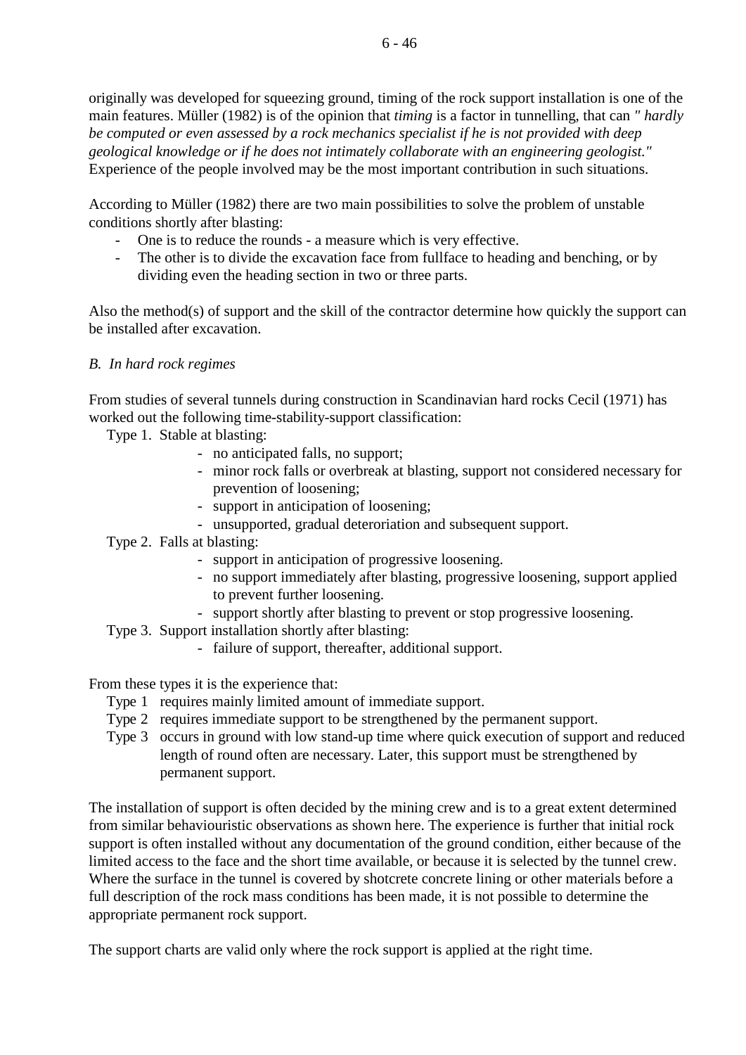originally was developed for squeezing ground, timing of the rock support installation is one of the main features. Müller (1982) is of the opinion that *timing* is a factor in tunnelling, that can *" hardly be computed or even assessed by a rock mechanics specialist if he is not provided with deep geological knowledge or if he does not intimately collaborate with an engineering geologist."* Experience of the people involved may be the most important contribution in such situations.

According to Müller (1982) there are two main possibilities to solve the problem of unstable conditions shortly after blasting:

- One is to reduce the rounds - a measure which is very effective.
- The other is to divide the excavation face from fullface to heading and benching, or by dividing even the heading section in two or three parts.

Also the method(s) of support and the skill of the contractor determine how quickly the support can be installed after excavation.

*B. In hard rock regimes*

From studies of several tunnels during construction in Scandinavian hard rocks Cecil (1971) has worked out the following time-stability-support classification:

Type 1. Stable at blasting:
- no anticipated falls, no support;
- minor rock falls or overbreak at blasting, support not considered necessary for prevention of loosening;
- support in anticipation of loosening;
- unsupported, gradual deteroriation and subsequent support.

Type 2. Falls at blasting:
- support in anticipation of progressive loosening.
- no support immediately after blasting, progressive loosening, support applied to prevent further loosening.
- support shortly after blasting to prevent or stop progressive loosening.

Type 3. Support installation shortly after blasting:
- failure of support, thereafter, additional support.

From these types it is the experience that:

Type 1 requires mainly limited amount of immediate support.
Type 2 requires immediate support to be strengthened by the permanent support.
Type 3 occurs in ground with low stand-up time where quick execution of support and reduced length of round often are necessary. Later, this support must be strengthened by permanent support.

The installation of support is often decided by the mining crew and is to a great extent determined from similar behaviouristic observations as shown here. The experience is further that initial rock support is often installed without any documentation of the ground condition, either because of the limited access to the face and the short time available, or because it is selected by the tunnel crew. Where the surface in the tunnel is covered by shotcrete concrete lining or other materials before a full description of the rock mass conditions has been made, it is not possible to determine the appropriate permanent rock support.

The support charts are valid only where the rock support is applied at the right time.